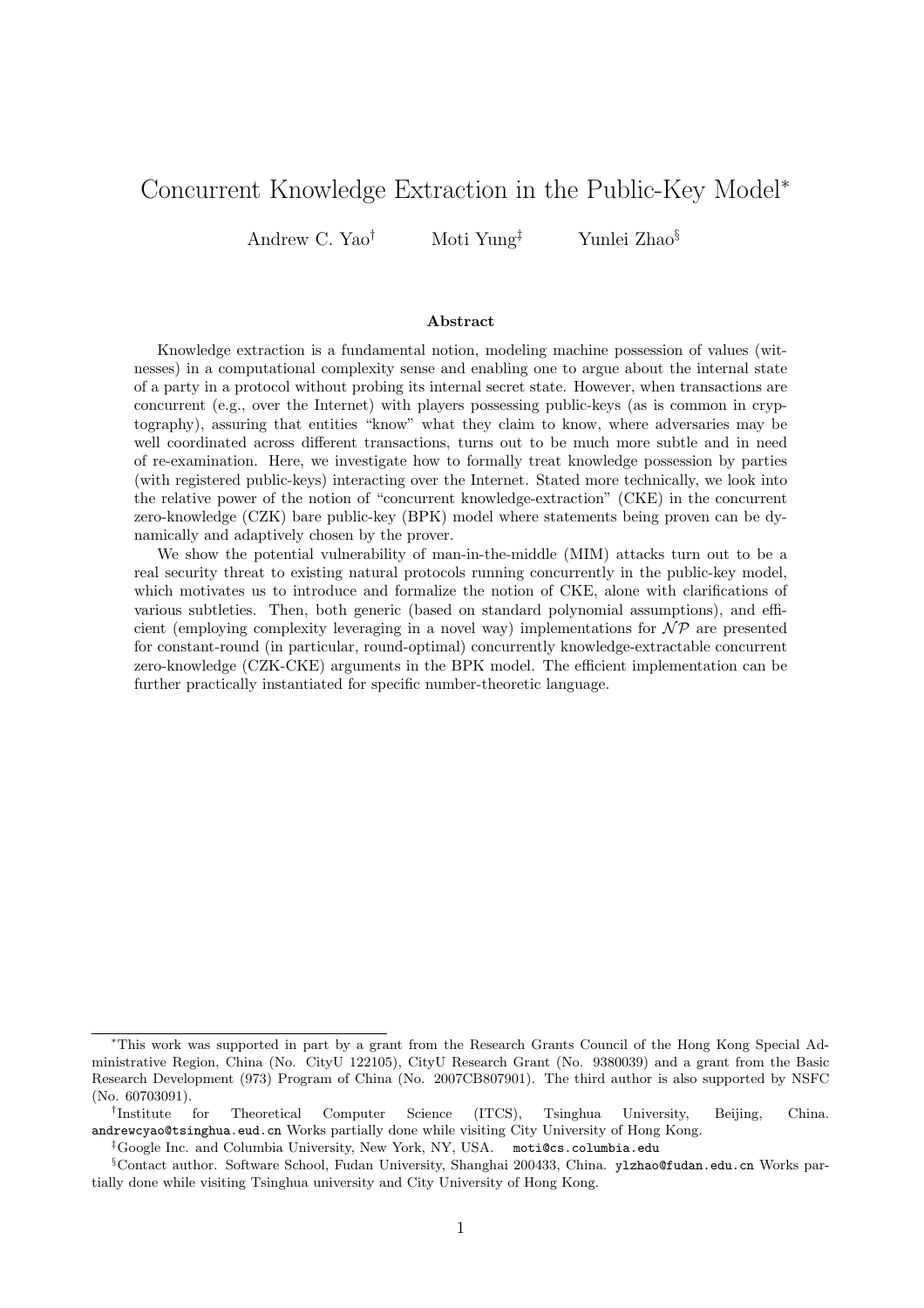# Concurrent Knowledge Extraction in the Public-Key Model*

Andrew C. Yao[†] Moti Yung[‡] Yunlei Zhao[§]

## Abstract

Knowledge extraction is a fundamental notion, modeling machine possession of values (witnesses) in a computational complexity sense and enabling one to argue about the internal state of a party in a protocol without probing its internal secret state. However, when transactions are concurrent (e.g., over the Internet) with players possessing public-keys (as is common in cryptography), assuring that entities "know" what they claim to know, where adversaries may be well coordinated across different transactions, turns out to be much more subtle and in need of re-examination. Here, we investigate how to formally treat knowledge possession by parties (with registered public-keys) interacting over the Internet. Stated more technically, we look into the relative power of the notion of "concurrent knowledge-extraction" (CKE) in the concurrent zero-knowledge (CZK) bare public-key (BPK) model where statements being proven can be dynamically and adaptively chosen by the prover.

We show the potential vulnerability of man-in-the-middle (MIM) attacks turn out to be a real security threat to existing natural protocols running concurrently in the public-key model, which motivates us to introduce and formalize the notion of CKE, alone with clarifications of various subtleties. Then, both generic (based on standard polynomial assumptions), and efficient (employing complexity leveraging in a novel way) implementations for $\mathcal{NP}$ are presented for constant-round (in particular, round-optimal) concurrently knowledge-extractable concurrent zero-knowledge (CZK-CKE) arguments in the BPK model. The efficient implementation can be further practically instantiated for specific number-theoretic language.

---

*This work was supported in part by a grant from the Research Grants Council of the Hong Kong Special Administrative Region, China (No. CityU 122105), CityU Research Grant (No. 9380039) and a grant from the Basic Research Development (973) Program of China (No. 2007CB807901). The third author is also supported by NSFC (No. 60703091).

[†]Institute for Theoretical Computer Science (ITCS), Tsinghua University, Beijing, China. andrewcyao@tsinghua.eud.cn Works partially done while visiting City University of Hong Kong.

[‡]Google Inc. and Columbia University, New York, NY, USA. moti@cs.columbia.edu

[§]Contact author. Software School, Fudan University, Shanghai 200433, China. ylzhao@fudan.edu.cn Works partially done while visiting Tsinghua university and City University of Hong Kong.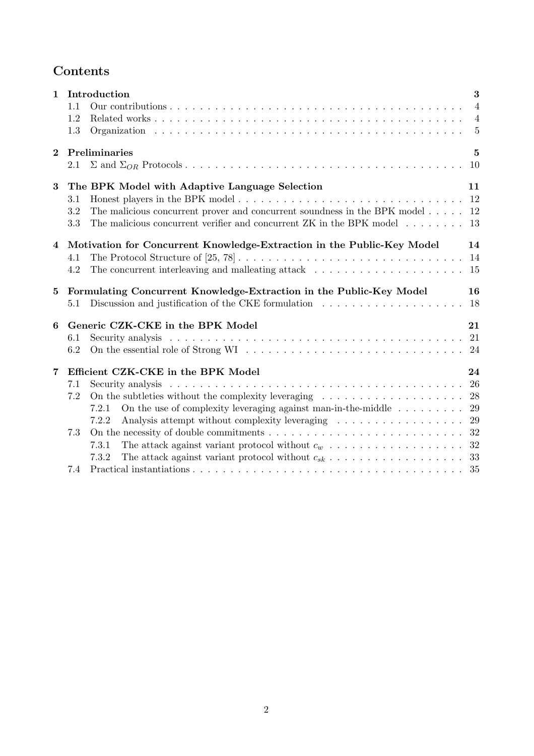# Contents

**1 Introduction** — 3
- 1.1 Our contributions — 4
- 1.2 Related works — 4
- 1.3 Organization — 5

**2 Preliminaries** — 5
- 2.1 $\Sigma$ and $\Sigma_{OR}$ Protocols — 10

**3 The BPK Model with Adaptive Language Selection** — 11
- 3.1 Honest players in the BPK model — 12
- 3.2 The malicious concurrent prover and concurrent soundness in the BPK model — 12
- 3.3 The malicious concurrent verifier and concurrent ZK in the BPK model — 13

**4 Motivation for Concurrent Knowledge-Extraction in the Public-Key Model** — 14
- 4.1 The Protocol Structure of [25, 78] — 14
- 4.2 The concurrent interleaving and malleating attack — 15

**5 Formulating Concurrent Knowledge-Extraction in the Public-Key Model** — 16
- 5.1 Discussion and justification of the CKE formulation — 18

**6 Generic CZK-CKE in the BPK Model** — 21
- 6.1 Security analysis — 21
- 6.2 On the essential role of Strong WI — 24

**7 Efficient CZK-CKE in the BPK Model** — 24
- 7.1 Security analysis — 26
- 7.2 On the subtleties without the complexity leveraging — 28
  - 7.2.1 On the use of complexity leveraging against man-in-the-middle — 29
  - 7.2.2 Analysis attempt without complexity leveraging — 29
- 7.3 On the necessity of double commitments — 32
  - 7.3.1 The attack against variant protocol without $c_w$ — 32
  - 7.3.2 The attack against variant protocol without $c_{sk}$ — 33
- 7.4 Practical instantiations — 35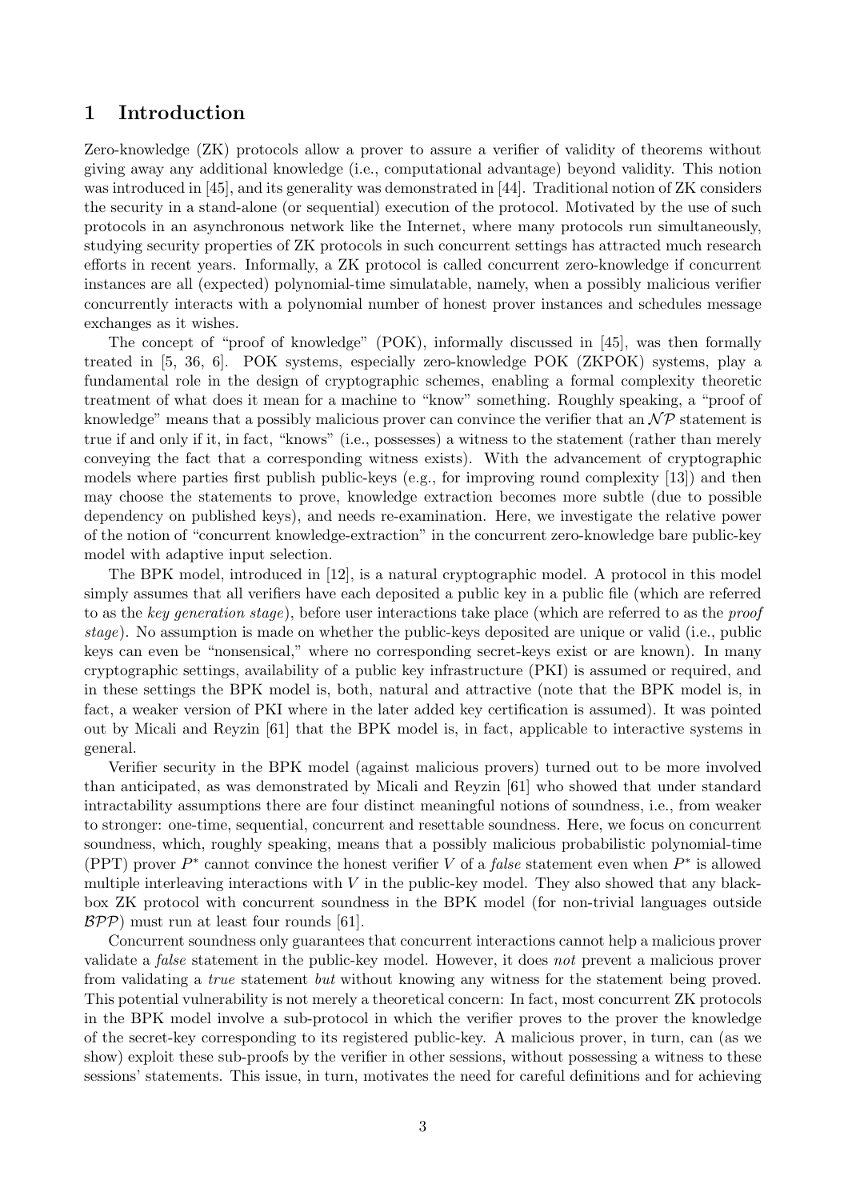# 1 Introduction

Zero-knowledge (ZK) protocols allow a prover to assure a verifier of validity of theorems without giving away any additional knowledge (i.e., computational advantage) beyond validity. This notion was introduced in [45], and its generality was demonstrated in [44]. Traditional notion of ZK considers the security in a stand-alone (or sequential) execution of the protocol. Motivated by the use of such protocols in an asynchronous network like the Internet, where many protocols run simultaneously, studying security properties of ZK protocols in such concurrent settings has attracted much research efforts in recent years. Informally, a ZK protocol is called concurrent zero-knowledge if concurrent instances are all (expected) polynomial-time simulatable, namely, when a possibly malicious verifier concurrently interacts with a polynomial number of honest prover instances and schedules message exchanges as it wishes.

The concept of "proof of knowledge" (POK), informally discussed in [45], was then formally treated in [5, 36, 6]. POK systems, especially zero-knowledge POK (ZKPOK) systems, play a fundamental role in the design of cryptographic schemes, enabling a formal complexity theoretic treatment of what does it mean for a machine to "know" something. Roughly speaking, a "proof of knowledge" means that a possibly malicious prover can convince the verifier that an $\mathcal{NP}$ statement is true if and only if it, in fact, "knows" (i.e., possesses) a witness to the statement (rather than merely conveying the fact that a corresponding witness exists). With the advancement of cryptographic models where parties first publish public-keys (e.g., for improving round complexity [13]) and then may choose the statements to prove, knowledge extraction becomes more subtle (due to possible dependency on published keys), and needs re-examination. Here, we investigate the relative power of the notion of "concurrent knowledge-extraction" in the concurrent zero-knowledge bare public-key model with adaptive input selection.

The BPK model, introduced in [12], is a natural cryptographic model. A protocol in this model simply assumes that all verifiers have each deposited a public key in a public file (which are referred to as the *key generation stage*), before user interactions take place (which are referred to as the *proof stage*). No assumption is made on whether the public-keys deposited are unique or valid (i.e., public keys can even be "nonsensical," where no corresponding secret-keys exist or are known). In many cryptographic settings, availability of a public key infrastructure (PKI) is assumed or required, and in these settings the BPK model is, both, natural and attractive (note that the BPK model is, in fact, a weaker version of PKI where in the later added key certification is assumed). It was pointed out by Micali and Reyzin [61] that the BPK model is, in fact, applicable to interactive systems in general.

Verifier security in the BPK model (against malicious provers) turned out to be more involved than anticipated, as was demonstrated by Micali and Reyzin [61] who showed that under standard intractability assumptions there are four distinct meaningful notions of soundness, i.e., from weaker to stronger: one-time, sequential, concurrent and resettable soundness. Here, we focus on concurrent soundness, which, roughly speaking, means that a possibly malicious probabilistic polynomial-time (PPT) prover $P^*$ cannot convince the honest verifier $V$ of a *false* statement even when $P^*$ is allowed multiple interleaving interactions with $V$ in the public-key model. They also showed that any black-box ZK protocol with concurrent soundness in the BPK model (for non-trivial languages outside $\mathcal{BPP}$) must run at least four rounds [61].

Concurrent soundness only guarantees that concurrent interactions cannot help a malicious prover validate a *false* statement in the public-key model. However, it does *not* prevent a malicious prover from validating a *true* statement *but* without knowing any witness for the statement being proved. This potential vulnerability is not merely a theoretical concern: In fact, most concurrent ZK protocols in the BPK model involve a sub-protocol in which the verifier proves to the prover the knowledge of the secret-key corresponding to its registered public-key. A malicious prover, in turn, can (as we show) exploit these sub-proofs by the verifier in other sessions, without possessing a witness to these sessions' statements. This issue, in turn, motivates the need for careful definitions and for achieving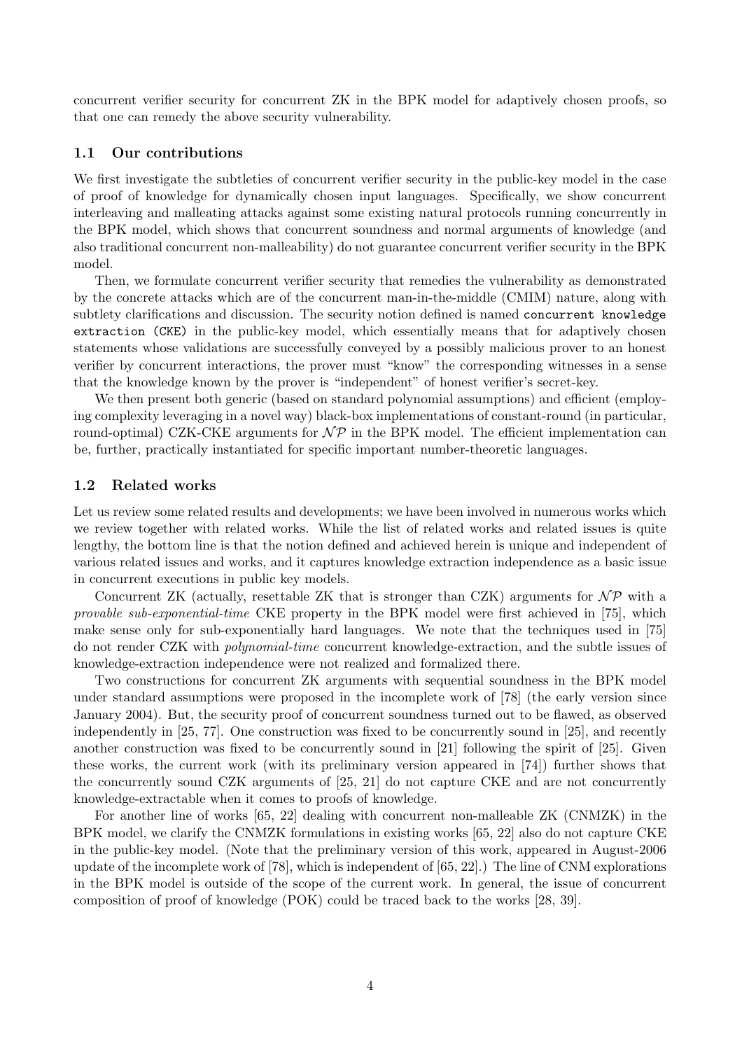concurrent verifier security for concurrent ZK in the BPK model for adaptively chosen proofs, so that one can remedy the above security vulnerability.

### 1.1 Our contributions

We first investigate the subtleties of concurrent verifier security in the public-key model in the case of proof of knowledge for dynamically chosen input languages. Specifically, we show concurrent interleaving and malleating attacks against some existing natural protocols running concurrently in the BPK model, which shows that concurrent soundness and normal arguments of knowledge (and also traditional concurrent non-malleability) do not guarantee concurrent verifier security in the BPK model.

Then, we formulate concurrent verifier security that remedies the vulnerability as demonstrated by the concrete attacks which are of the concurrent man-in-the-middle (CMIM) nature, along with subtlety clarifications and discussion. The security notion defined is named `concurrent knowledge extraction (CKE)` in the public-key model, which essentially means that for adaptively chosen statements whose validations are successfully conveyed by a possibly malicious prover to an honest verifier by concurrent interactions, the prover must "know" the corresponding witnesses in a sense that the knowledge known by the prover is "independent" of honest verifier's secret-key.

We then present both generic (based on standard polynomial assumptions) and efficient (employing complexity leveraging in a novel way) black-box implementations of constant-round (in particular, round-optimal) CZK-CKE arguments for $\mathcal{NP}$ in the BPK model. The efficient implementation can be, further, practically instantiated for specific important number-theoretic languages.

### 1.2 Related works

Let us review some related results and developments; we have been involved in numerous works which we review together with related works. While the list of related works and related issues is quite lengthy, the bottom line is that the notion defined and achieved herein is unique and independent of various related issues and works, and it captures knowledge extraction independence as a basic issue in concurrent executions in public key models.

Concurrent ZK (actually, resettable ZK that is stronger than CZK) arguments for $\mathcal{NP}$ with a *provable sub-exponential-time* CKE property in the BPK model were first achieved in [75], which make sense only for sub-exponentially hard languages. We note that the techniques used in [75] do not render CZK with *polynomial-time* concurrent knowledge-extraction, and the subtle issues of knowledge-extraction independence were not realized and formalized there.

Two constructions for concurrent ZK arguments with sequential soundness in the BPK model under standard assumptions were proposed in the incomplete work of [78] (the early version since January 2004). But, the security proof of concurrent soundness turned out to be flawed, as observed independently in [25, 77]. One construction was fixed to be concurrently sound in [25], and recently another construction was fixed to be concurrently sound in [21] following the spirit of [25]. Given these works, the current work (with its preliminary version appeared in [74]) further shows that the concurrently sound CZK arguments of [25, 21] do not capture CKE and are not concurrently knowledge-extractable when it comes to proofs of knowledge.

For another line of works [65, 22] dealing with concurrent non-malleable ZK (CNMZK) in the BPK model, we clarify the CNMZK formulations in existing works [65, 22] also do not capture CKE in the public-key model. (Note that the preliminary version of this work, appeared in August-2006 update of the incomplete work of [78], which is independent of [65, 22].) The line of CNM explorations in the BPK model is outside of the scope of the current work. In general, the issue of concurrent composition of proof of knowledge (POK) could be traced back to the works [28, 39].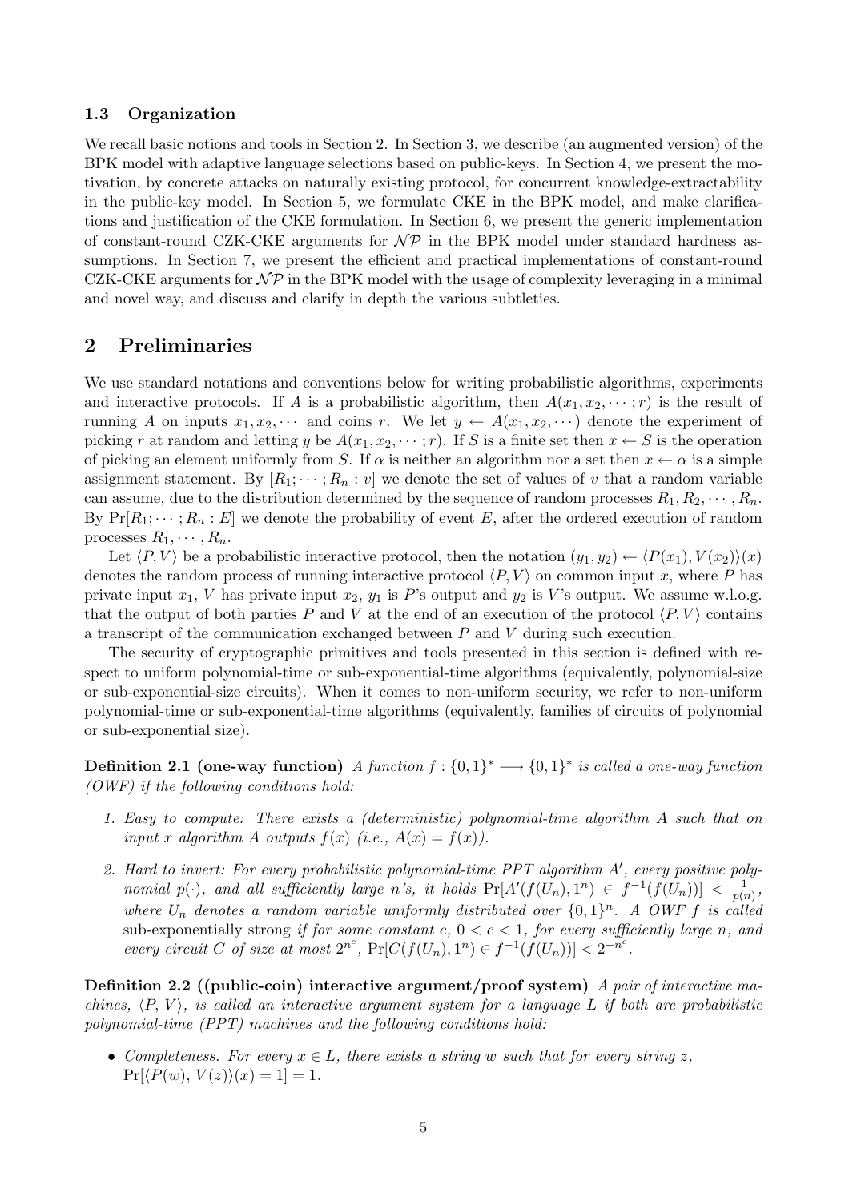### 1.3 Organization

We recall basic notions and tools in Section 2. In Section 3, we describe (an augmented version) of the BPK model with adaptive language selections based on public-keys. In Section 4, we present the motivation, by concrete attacks on naturally existing protocol, for concurrent knowledge-extractability in the public-key model. In Section 5, we formulate CKE in the BPK model, and make clarifications and justification of the CKE formulation. In Section 6, we present the generic implementation of constant-round CZK-CKE arguments for $\mathcal{NP}$ in the BPK model under standard hardness assumptions. In Section 7, we present the efficient and practical implementations of constant-round CZK-CKE arguments for $\mathcal{NP}$ in the BPK model with the usage of complexity leveraging in a minimal and novel way, and discuss and clarify in depth the various subtleties.

## 2 Preliminaries

We use standard notations and conventions below for writing probabilistic algorithms, experiments and interactive protocols. If $A$ is a probabilistic algorithm, then $A(x_1, x_2, \cdots; r)$ is the result of running $A$ on inputs $x_1, x_2, \cdots$ and coins $r$. We let $y \leftarrow A(x_1, x_2, \cdots)$ denote the experiment of picking $r$ at random and letting $y$ be $A(x_1, x_2, \cdots; r)$. If $S$ is a finite set then $x \leftarrow S$ is the operation of picking an element uniformly from $S$. If $\alpha$ is neither an algorithm nor a set then $x \leftarrow \alpha$ is a simple assignment statement. By $[R_1; \cdots; R_n : v]$ we denote the set of values of $v$ that a random variable can assume, due to the distribution determined by the sequence of random processes $R_1, R_2, \cdots, R_n$. By $\Pr[R_1; \cdots; R_n : E]$ we denote the probability of event $E$, after the ordered execution of random processes $R_1, \cdots, R_n$.

Let $\langle P, V \rangle$ be a probabilistic interactive protocol, then the notation $(y_1, y_2) \leftarrow \langle P(x_1), V(x_2) \rangle(x)$ denotes the random process of running interactive protocol $\langle P, V \rangle$ on common input $x$, where $P$ has private input $x_1$, $V$ has private input $x_2$, $y_1$ is $P$'s output and $y_2$ is $V$'s output. We assume w.l.o.g. that the output of both parties $P$ and $V$ at the end of an execution of the protocol $\langle P, V \rangle$ contains a transcript of the communication exchanged between $P$ and $V$ during such execution.

The security of cryptographic primitives and tools presented in this section is defined with respect to uniform polynomial-time or sub-exponential-time algorithms (equivalently, polynomial-size or sub-exponential-size circuits). When it comes to non-uniform security, we refer to non-uniform polynomial-time or sub-exponential-time algorithms (equivalently, families of circuits of polynomial or sub-exponential size).

**Definition 2.1 (one-way function)** *A function $f : \{0,1\}^* \longrightarrow \{0,1\}^*$ is called a one-way function (OWF) if the following conditions hold:*

1. *Easy to compute: There exists a (deterministic) polynomial-time algorithm $A$ such that on input $x$ algorithm $A$ outputs $f(x)$ (i.e., $A(x) = f(x)$).*
2. *Hard to invert: For every probabilistic polynomial-time PPT algorithm $A'$, every positive polynomial $p(\cdot)$, and all sufficiently large $n$'s, it holds $\Pr[A'(f(U_n), 1^n) \in f^{-1}(f(U_n))] < \frac{1}{p(n)}$, where $U_n$ denotes a random variable uniformly distributed over $\{0,1\}^n$. A OWF $f$ is called* sub-exponentially strong *if for some constant $c$, $0 < c < 1$, for every sufficiently large $n$, and every circuit $C$ of size at most $2^{n^c}$, $\Pr[C(f(U_n), 1^n) \in f^{-1}(f(U_n))] < 2^{-n^c}$.*

**Definition 2.2 ((public-coin) interactive argument/proof system)** *A pair of interactive machines, $\langle P, V \rangle$, is called an interactive argument system for a language $L$ if both are probabilistic polynomial-time (PPT) machines and the following conditions hold:*

- *Completeness. For every $x \in L$, there exists a string $w$ such that for every string $z$, $\Pr[\langle P(w), V(z) \rangle(x) = 1] = 1$.*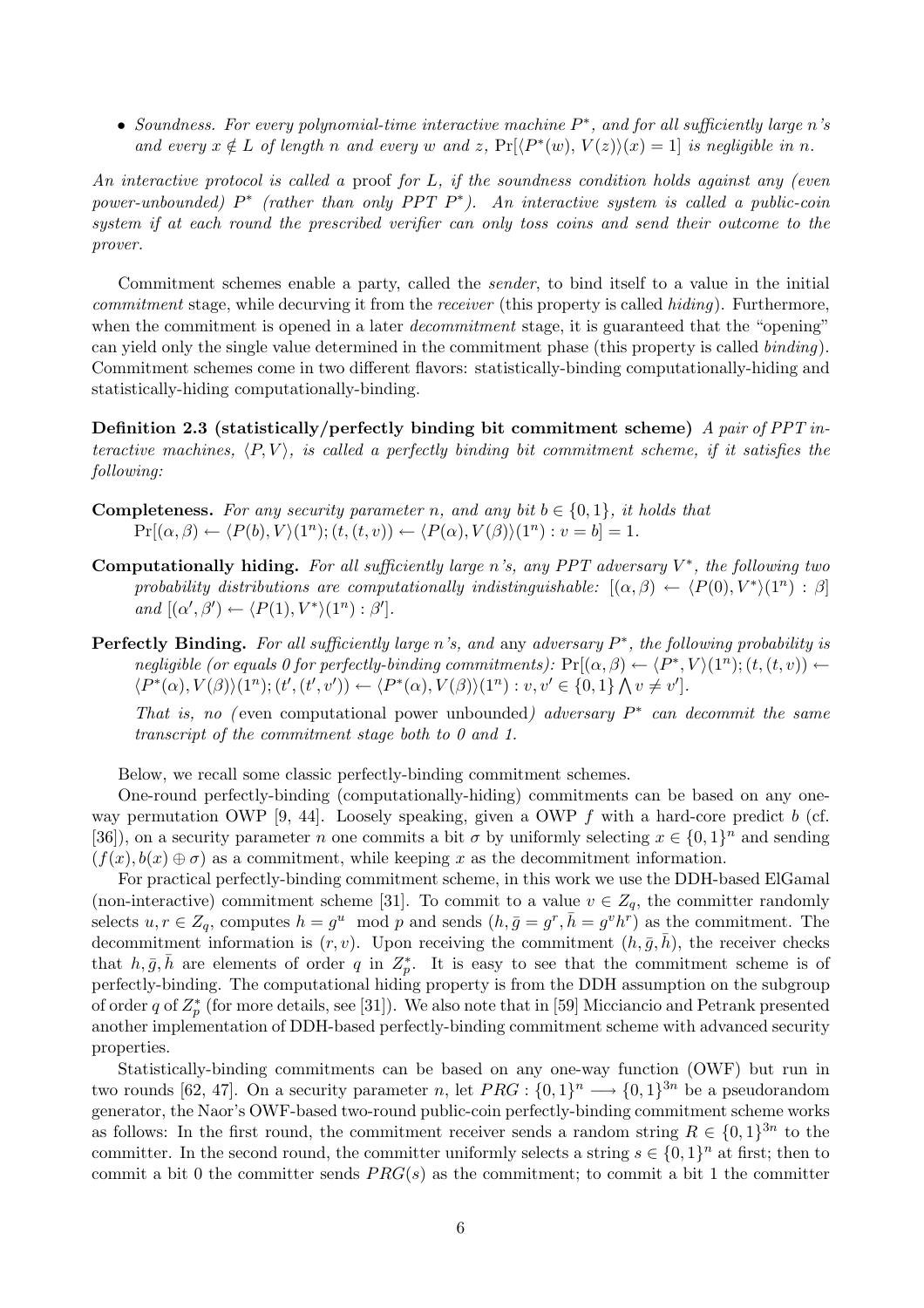- *Soundness. For every polynomial-time interactive machine $P^*$, and for all sufficiently large $n$'s and every $x \notin L$ of length $n$ and every $w$ and $z$,* $\Pr[\langle P^*(w), V(z)\rangle(x) = 1]$ *is negligible in $n$.*

*An interactive protocol is called a* proof *for $L$, if the soundness condition holds against any (even power-unbounded) $P^*$ (rather than only PPT $P^*$). An interactive system is called a public-coin system if at each round the prescribed verifier can only toss coins and send their outcome to the prover.*

Commitment schemes enable a party, called the *sender*, to bind itself to a value in the initial *commitment* stage, while decurving it from the *receiver* (this property is called *hiding*). Furthermore, when the commitment is opened in a later *decommitment* stage, it is guaranteed that the "opening" can yield only the single value determined in the commitment phase (this property is called *binding*). Commitment schemes come in two different flavors: statistically-binding computationally-hiding and statistically-hiding computationally-binding.

**Definition 2.3 (statistically/perfectly binding bit commitment scheme)** *A pair of PPT interactive machines, $\langle P, V\rangle$, is called a perfectly binding bit commitment scheme, if it satisfies the following:*

**Completeness.** *For any security parameter $n$, and any bit $b \in \{0,1\}$, it holds that* $\Pr[(\alpha, \beta) \leftarrow \langle P(b), V\rangle(1^n); (t, (t, v)) \leftarrow \langle P(\alpha), V(\beta)\rangle(1^n) : v = b] = 1$.

**Computationally hiding.** *For all sufficiently large $n$'s, any PPT adversary $V^*$, the following two probability distributions are computationally indistinguishable:* $[(\alpha, \beta) \leftarrow \langle P(0), V^*\rangle(1^n) : \beta]$ *and* $[(\alpha', \beta') \leftarrow \langle P(1), V^*\rangle(1^n) : \beta']$.

**Perfectly Binding.** *For all sufficiently large $n$'s, and* any *adversary $P^*$, the following probability is negligible (or equals 0 for perfectly-binding commitments):* $\Pr[(\alpha, \beta) \leftarrow \langle P^*, V\rangle(1^n); (t, (t, v)) \leftarrow \langle P^*(\alpha), V(\beta)\rangle(1^n); (t', (t', v')) \leftarrow \langle P^*(\alpha), V(\beta)\rangle(1^n) : v, v' \in \{0,1\} \bigwedge v \neq v']$.

*That is, no (*even computational power unbounded*) adversary $P^*$ can decommit the same transcript of the commitment stage both to 0 and 1.*

Below, we recall some classic perfectly-binding commitment schemes.

One-round perfectly-binding (computationally-hiding) commitments can be based on any one-way permutation OWP [9, 44]. Loosely speaking, given a OWP $f$ with a hard-core predict $b$ (cf. [36]), on a security parameter $n$ one commits a bit $\sigma$ by uniformly selecting $x \in \{0,1\}^n$ and sending $(f(x), b(x) \oplus \sigma)$ as a commitment, while keeping $x$ as the decommitment information.

For practical perfectly-binding commitment scheme, in this work we use the DDH-based ElGamal (non-interactive) commitment scheme [31]. To commit to a value $v \in Z_q$, the committer randomly selects $u, r \in Z_q$, computes $h = g^u \mod p$ and sends $(h, \bar{g} = g^r, \bar{h} = g^v h^r)$ as the commitment. The decommitment information is $(r, v)$. Upon receiving the commitment $(h, \bar{g}, \bar{h})$, the receiver checks that $h, \bar{g}, \bar{h}$ are elements of order $q$ in $Z_p^*$. It is easy to see that the commitment scheme is of perfectly-binding. The computational hiding property is from the DDH assumption on the subgroup of order $q$ of $Z_p^*$ (for more details, see [31]). We also note that in [59] Micciancio and Petrank presented another implementation of DDH-based perfectly-binding commitment scheme with advanced security properties.

Statistically-binding commitments can be based on any one-way function (OWF) but run in two rounds [62, 47]. On a security parameter $n$, let $PRG : \{0,1\}^n \longrightarrow \{0,1\}^{3n}$ be a pseudorandom generator, the Naor's OWF-based two-round public-coin perfectly-binding commitment scheme works as follows: In the first round, the commitment receiver sends a random string $R \in \{0,1\}^{3n}$ to the committer. In the second round, the committer uniformly selects a string $s \in \{0,1\}^n$ at first; then to commit a bit 0 the committer sends $PRG(s)$ as the commitment; to commit a bit 1 the committer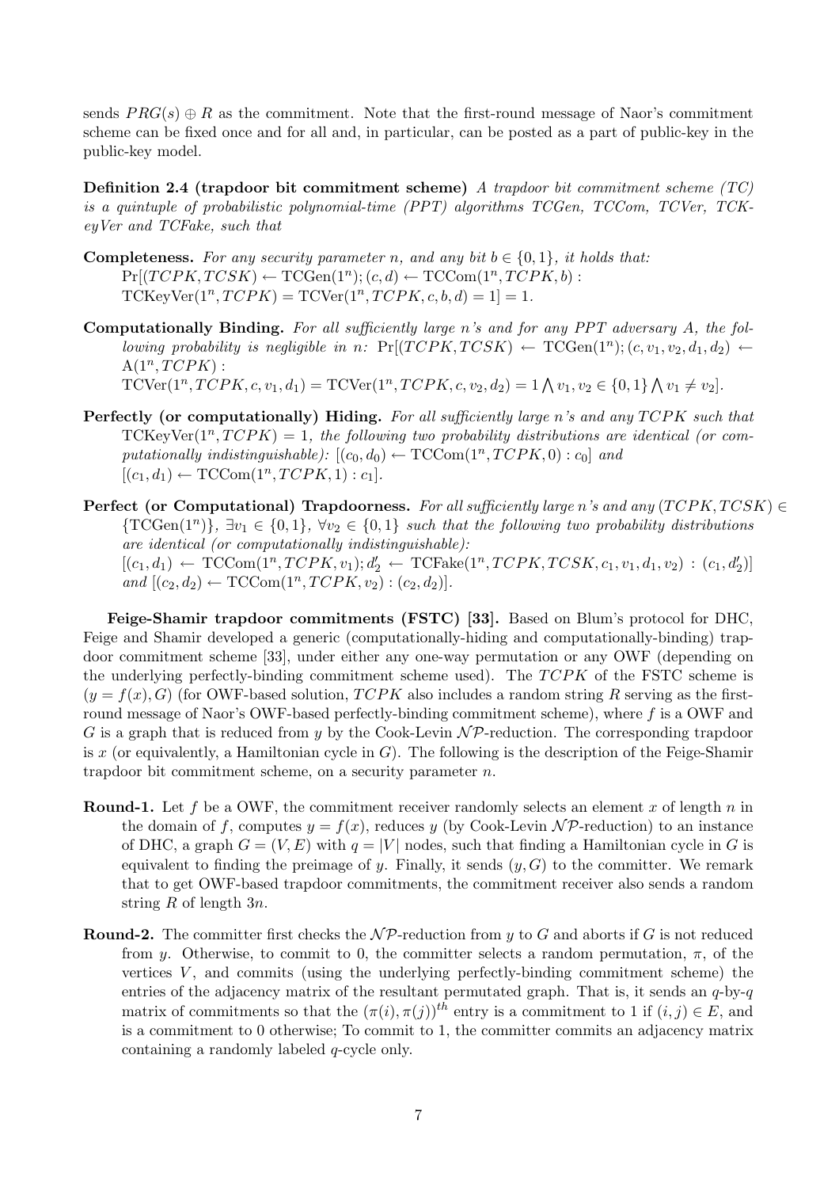sends $PRG(s) \oplus R$ as the commitment. Note that the first-round message of Naor's commitment scheme can be fixed once and for all and, in particular, can be posted as a part of public-key in the public-key model.

**Definition 2.4 (trapdoor bit commitment scheme)** *A trapdoor bit commitment scheme (TC) is a quintuple of probabilistic polynomial-time (PPT) algorithms TCGen, TCCom, TCVer, TCKeyVer and TCFake, such that*

**Completeness.** *For any security parameter $n$, and any bit $b \in \{0,1\}$, it holds that:* $\Pr[(TCPK, TCSK) \leftarrow \text{TCGen}(1^n); (c, d) \leftarrow \text{TCCom}(1^n, TCPK, b) : \text{TCKeyVer}(1^n, TCPK) = \text{TCVer}(1^n, TCPK, c, b, d) = 1] = 1.$

**Computationally Binding.** *For all sufficiently large $n$'s and for any PPT adversary $A$, the following probability is negligible in $n$:* $\Pr[(TCPK, TCSK) \leftarrow \text{TCGen}(1^n); (c, v_1, v_2, d_1, d_2) \leftarrow \text{A}(1^n, TCPK) : \text{TCVer}(1^n, TCPK, c, v_1, d_1) = \text{TCVer}(1^n, TCPK, c, v_2, d_2) = 1 \bigwedge v_1, v_2 \in \{0,1\} \bigwedge v_1 \neq v_2].$

**Perfectly (or computationally) Hiding.** *For all sufficiently large $n$'s and any $TCPK$ such that $\text{TCKeyVer}(1^n, TCPK) = 1$, the following two probability distributions are identical (or computationally indistinguishable):* $[(c_0, d_0) \leftarrow \text{TCCom}(1^n, TCPK, 0) : c_0]$ *and* $[(c_1, d_1) \leftarrow \text{TCCom}(1^n, TCPK, 1) : c_1]$.

**Perfect (or Computational) Trapdoorness.** *For all sufficiently large $n$'s and any $(TCPK, TCSK) \in \{\text{TCGen}(1^n)\}$, $\exists v_1 \in \{0,1\}$, $\forall v_2 \in \{0,1\}$ such that the following two probability distributions are identical (or computationally indistinguishable):* $[(c_1, d_1) \leftarrow \text{TCCom}(1^n, TCPK, v_1); d_2' \leftarrow \text{TCFake}(1^n, TCPK, TCSK, c_1, v_1, d_1, v_2) : (c_1, d_2')]$ *and* $[(c_2, d_2) \leftarrow \text{TCCom}(1^n, TCPK, v_2) : (c_2, d_2)]$.

**Feige-Shamir trapdoor commitments (FSTC) [33].** Based on Blum's protocol for DHC, Feige and Shamir developed a generic (computationally-hiding and computationally-binding) trapdoor commitment scheme [33], under either any one-way permutation or any OWF (depending on the underlying perfectly-binding commitment scheme used). The $TCPK$ of the FSTC scheme is $(y = f(x), G)$ (for OWF-based solution, $TCPK$ also includes a random string $R$ serving as the first-round message of Naor's OWF-based perfectly-binding commitment scheme), where $f$ is a OWF and $G$ is a graph that is reduced from $y$ by the Cook-Levin $\mathcal{NP}$-reduction. The corresponding trapdoor is $x$ (or equivalently, a Hamiltonian cycle in $G$). The following is the description of the Feige-Shamir trapdoor bit commitment scheme, on a security parameter $n$.

**Round-1.** Let $f$ be a OWF, the commitment receiver randomly selects an element $x$ of length $n$ in the domain of $f$, computes $y = f(x)$, reduces $y$ (by Cook-Levin $\mathcal{NP}$-reduction) to an instance of DHC, a graph $G = (V, E)$ with $q = |V|$ nodes, such that finding a Hamiltonian cycle in $G$ is equivalent to finding the preimage of $y$. Finally, it sends $(y, G)$ to the committer. We remark that to get OWF-based trapdoor commitments, the commitment receiver also sends a random string $R$ of length $3n$.

**Round-2.** The committer first checks the $\mathcal{NP}$-reduction from $y$ to $G$ and aborts if $G$ is not reduced from $y$. Otherwise, to commit to 0, the committer selects a random permutation, $\pi$, of the vertices $V$, and commits (using the underlying perfectly-binding commitment scheme) the entries of the adjacency matrix of the resultant permutated graph. That is, it sends an $q$-by-$q$ matrix of commitments so that the $(\pi(i), \pi(j))^{th}$ entry is a commitment to 1 if $(i, j) \in E$, and is a commitment to 0 otherwise; To commit to 1, the committer commits an adjacency matrix containing a randomly labeled $q$-cycle only.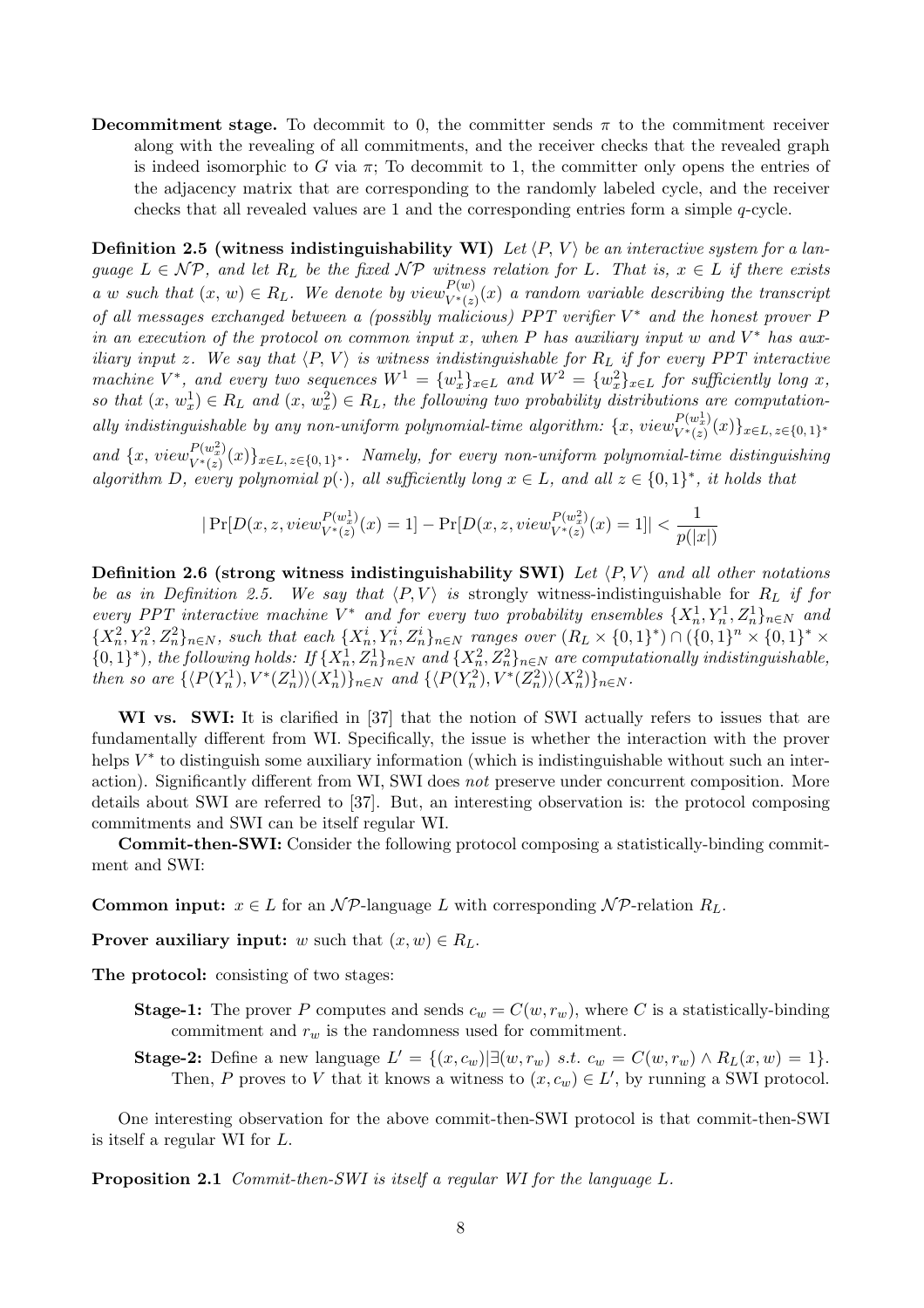**Decommitment stage.** To decommit to 0, the committer sends $\pi$ to the commitment receiver along with the revealing of all commitments, and the receiver checks that the revealed graph is indeed isomorphic to $G$ via $\pi$; To decommit to 1, the committer only opens the entries of the adjacency matrix that are corresponding to the randomly labeled cycle, and the receiver checks that all revealed values are 1 and the corresponding entries form a simple $q$-cycle.

**Definition 2.5 (witness indistinguishability WI)** *Let $\langle P, V\rangle$ be an interactive system for a language $L \in \mathcal{NP}$, and let $R_L$ be the fixed $\mathcal{NP}$ witness relation for $L$. That is, $x \in L$ if there exists a $w$ such that $(x, w) \in R_L$. We denote by $view^{P(w)}_{V^*(z)}(x)$ a random variable describing the transcript of all messages exchanged between a (possibly malicious) PPT verifier $V^*$ and the honest prover $P$ in an execution of the protocol on common input $x$, when $P$ has auxiliary input $w$ and $V^*$ has auxiliary input $z$. We say that $\langle P, V\rangle$ is witness indistinguishable for $R_L$ if for every PPT interactive machine $V^*$, and every two sequences $W^1 = \{w^1_x\}_{x\in L}$ and $W^2 = \{w^2_x\}_{x\in L}$ for sufficiently long $x$, so that $(x, w^1_x) \in R_L$ and $(x, w^2_x) \in R_L$, the following two probability distributions are computationally indistinguishable by any non-uniform polynomial-time algorithm: $\{x, view^{P(w^1_x)}_{V^*(z)}(x)\}_{x\in L,\, z\in\{0,1\}^*}$ and $\{x, view^{P(w^2_x)}_{V^*(z)}(x)\}_{x\in L,\, z\in\{0,1\}^*}$. Namely, for every non-uniform polynomial-time distinguishing algorithm $D$, every polynomial $p(\cdot)$, all sufficiently long $x \in L$, and all $z \in \{0, 1\}^*$, it holds that*

$$|\Pr[D(x, z, view^{P(w^1_x)}_{V^*(z)}(x) = 1] - \Pr[D(x, z, view^{P(w^2_x)}_{V^*(z)}(x) = 1]| < \frac{1}{p(|x|)}$$

**Definition 2.6 (strong witness indistinguishability SWI)** *Let $\langle P, V\rangle$ and all other notations be as in Definition 2.5. We say that $\langle P, V\rangle$ is* strongly witness-indistinguishable *for $R_L$ if for every PPT interactive machine $V^*$ and for every two probability ensembles $\{X^1_n, Y^1_n, Z^1_n\}_{n\in N}$ and $\{X^2_n, Y^2_n, Z^2_n\}_{n\in N}$, such that each $\{X^i_n, Y^i_n, Z^i_n\}_{n\in N}$ ranges over $(R_L \times \{0,1\}^*) \cap (\{0,1\}^n \times \{0,1\}^* \times \{0,1\}^*)$, the following holds: If $\{X^1_n, Z^1_n\}_{n\in N}$ and $\{X^2_n, Z^2_n\}_{n\in N}$ are computationally indistinguishable, then so are $\{\langle P(Y^1_n), V^*(Z^1_n)\rangle(X^1_n)\}_{n\in N}$ and $\{\langle P(Y^2_n), V^*(Z^2_n)\rangle(X^2_n)\}_{n\in N}$.*

**WI vs. SWI:** It is clarified in [37] that the notion of SWI actually refers to issues that are fundamentally different from WI. Specifically, the issue is whether the interaction with the prover helps $V^*$ to distinguish some auxiliary information (which is indistinguishable without such an interaction). Significantly different from WI, SWI does *not* preserve under concurrent composition. More details about SWI are referred to [37]. But, an interesting observation is: the protocol composing commitments and SWI can be itself regular WI.

**Commit-then-SWI:** Consider the following protocol composing a statistically-binding commitment and SWI:

**Common input:** $x \in L$ for an $\mathcal{NP}$-language $L$ with corresponding $\mathcal{NP}$-relation $R_L$.

**Prover auxiliary input:** $w$ such that $(x, w) \in R_L$.

**The protocol:** consisting of two stages:

**Stage-1:** The prover $P$ computes and sends $c_w = C(w, r_w)$, where $C$ is a statistically-binding commitment and $r_w$ is the randomness used for commitment.

**Stage-2:** Define a new language $L' = \{(x, c_w) | \exists (w, r_w) \ s.t. \ c_w = C(w, r_w) \wedge R_L(x, w) = 1\}$. Then, $P$ proves to $V$ that it knows a witness to $(x, c_w) \in L'$, by running a SWI protocol.

One interesting observation for the above commit-then-SWI protocol is that commit-then-SWI is itself a regular WI for $L$.

**Proposition 2.1** *Commit-then-SWI is itself a regular WI for the language $L$.*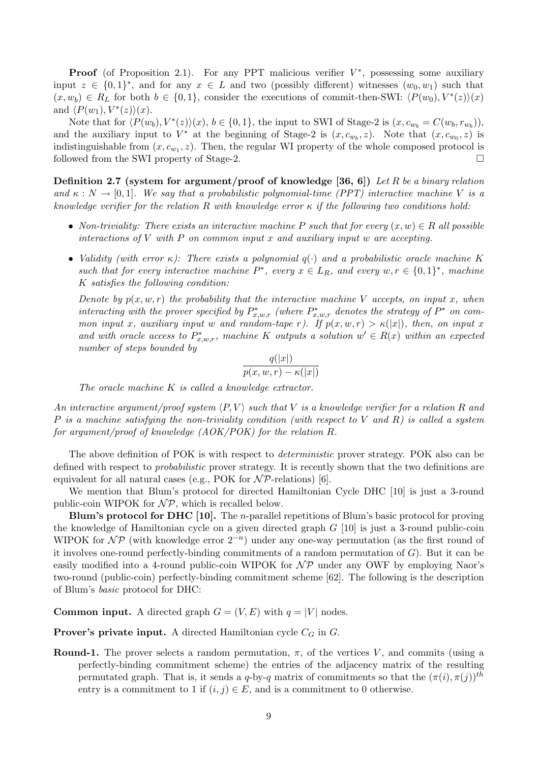**Proof** (of Proposition 2.1). For any PPT malicious verifier $V^*$, possessing some auxiliary input $z \in \{0,1\}^*$, and for any $x \in L$ and two (possibly different) witnesses $(w_0, w_1)$ such that $(x, w_b) \in R_L$ for both $b \in \{0,1\}$, consider the executions of commit-then-SWI: $\langle P(w_0), V^*(z)\rangle(x)$ and $\langle P(w_1), V^*(z)\rangle(x)$.

Note that for $\langle P(w_b), V^*(z)\rangle(x)$, $b \in \{0,1\}$, the input to SWI of Stage-2 is $(x, c_{w_b} = C(w_b, r_{w_b}))$, and the auxiliary input to $V^*$ at the beginning of Stage-2 is $(x, c_{w_b}, z)$. Note that $(x, c_{w_0}, z)$ is indistinguishable from $(x, c_{w_1}, z)$. Then, the regular WI property of the whole composed protocol is followed from the SWI property of Stage-2. □

**Definition 2.7 (system for argument/proof of knowledge [36, 6])** *Let $R$ be a binary relation and $\kappa : N \to [0,1]$. We say that a probabilistic polynomial-time (PPT) interactive machine $V$ is a knowledge verifier for the relation $R$ with knowledge error $\kappa$ if the following two conditions hold:*

- *Non-triviality: There exists an interactive machine $P$ such that for every $(x, w) \in R$ all possible interactions of $V$ with $P$ on common input $x$ and auxiliary input $w$ are accepting.*
- *Validity (with error $\kappa$): There exists a polynomial $q(\cdot)$ and a probabilistic oracle machine $K$ such that for every interactive machine $P^*$, every $x \in L_R$, and every $w, r \in \{0,1\}^*$, machine $K$ satisfies the following condition:*

  *Denote by $p(x, w, r)$ the probability that the interactive machine $V$ accepts, on input $x$, when interacting with the prover specified by $P^*_{x,w,r}$ (where $P^*_{x,w,r}$ denotes the strategy of $P^*$ on common input $x$, auxiliary input $w$ and random-tape $r$). If $p(x, w, r) > \kappa(|x|)$, then, on input $x$ and with oracle access to $P^*_{x,w,r}$, machine $K$ outputs a solution $w' \in R(x)$ within an expected number of steps bounded by*

  $$\frac{q(|x|)}{p(x, w, r) - \kappa(|x|)}$$

  *The oracle machine $K$ is called a knowledge extractor.*

*An interactive argument/proof system $\langle P, V\rangle$ such that $V$ is a knowledge verifier for a relation $R$ and $P$ is a machine satisfying the non-triviality condition (with respect to $V$ and $R$) is called a system for argument/proof of knowledge (AOK/POK) for the relation $R$.*

The above definition of POK is with respect to *deterministic* prover strategy. POK also can be defined with respect to *probabilistic* prover strategy. It is recently shown that the two definitions are equivalent for all natural cases (e.g., POK for $\mathcal{NP}$-relations) [6].

We mention that Blum's protocol for directed Hamiltonian Cycle DHC [10] is just a 3-round public-coin WIPOK for $\mathcal{NP}$, which is recalled below.

**Blum's protocol for DHC [10].** The $n$-parallel repetitions of Blum's basic protocol for proving the knowledge of Hamiltonian cycle on a given directed graph $G$ [10] is just a 3-round public-coin WIPOK for $\mathcal{NP}$ (with knowledge error $2^{-n}$) under any one-way permutation (as the first round of it involves one-round perfectly-binding commitments of a random permutation of $G$). But it can be easily modified into a 4-round public-coin WIPOK for $\mathcal{NP}$ under any OWF by employing Naor's two-round (public-coin) perfectly-binding commitment scheme [62]. The following is the description of Blum's *basic* protocol for DHC:

**Common input.** A directed graph $G = (V, E)$ with $q = |V|$ nodes.

**Prover's private input.** A directed Hamiltonian cycle $C_G$ in $G$.

**Round-1.** The prover selects a random permutation, $\pi$, of the vertices $V$, and commits (using a perfectly-binding commitment scheme) the entries of the adjacency matrix of the resulting permutated graph. That is, it sends a $q$-by-$q$ matrix of commitments so that the $(\pi(i), \pi(j))^{th}$ entry is a commitment to 1 if $(i, j) \in E$, and is a commitment to 0 otherwise.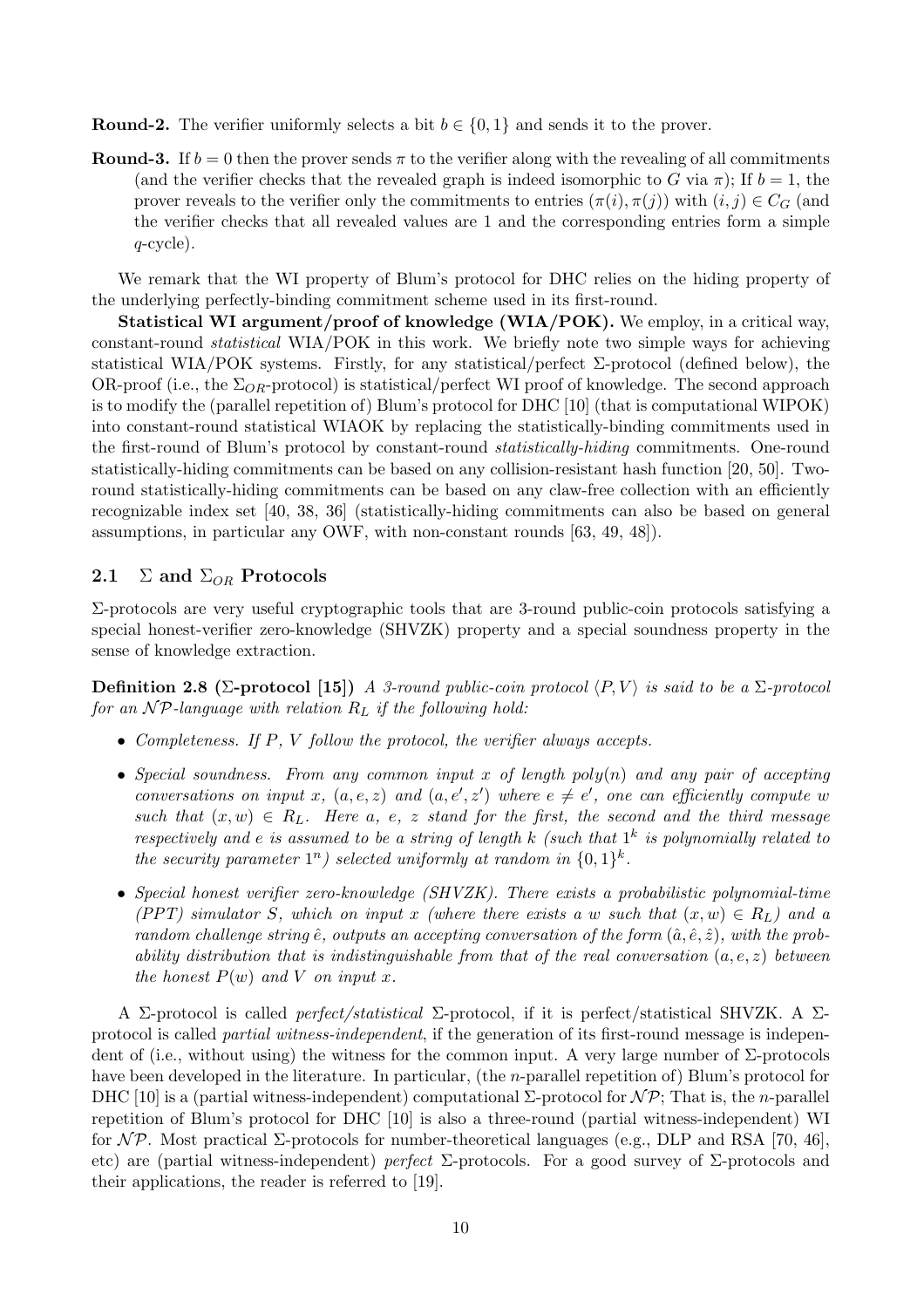**Round-2.** The verifier uniformly selects a bit $b \in \{0,1\}$ and sends it to the prover.

**Round-3.** If $b = 0$ then the prover sends $\pi$ to the verifier along with the revealing of all commitments (and the verifier checks that the revealed graph is indeed isomorphic to $G$ via $\pi$); If $b = 1$, the prover reveals to the verifier only the commitments to entries $(\pi(i), \pi(j))$ with $(i,j) \in C_G$ (and the verifier checks that all revealed values are 1 and the corresponding entries form a simple $q$-cycle).

We remark that the WI property of Blum's protocol for DHC relies on the hiding property of the underlying perfectly-binding commitment scheme used in its first-round.

**Statistical WI argument/proof of knowledge (WIA/POK).** We employ, in a critical way, constant-round *statistical* WIA/POK in this work. We briefly note two simple ways for achieving statistical WIA/POK systems. Firstly, for any statistical/perfect $\Sigma$-protocol (defined below), the OR-proof (i.e., the $\Sigma_{OR}$-protocol) is statistical/perfect WI proof of knowledge. The second approach is to modify the (parallel repetition of) Blum's protocol for DHC [10] (that is computational WIPOK) into constant-round statistical WIAOK by replacing the statistically-binding commitments used in the first-round of Blum's protocol by constant-round *statistically-hiding* commitments. One-round statistically-hiding commitments can be based on any collision-resistant hash function [20, 50]. Two-round statistically-hiding commitments can be based on any claw-free collection with an efficiently recognizable index set [40, 38, 36] (statistically-hiding commitments can also be based on general assumptions, in particular any OWF, with non-constant rounds [63, 49, 48]).

## 2.1 $\Sigma$ and $\Sigma_{OR}$ Protocols

$\Sigma$-protocols are very useful cryptographic tools that are 3-round public-coin protocols satisfying a special honest-verifier zero-knowledge (SHVZK) property and a special soundness property in the sense of knowledge extraction.

**Definition 2.8 ($\Sigma$-protocol [15])** *A 3-round public-coin protocol $\langle P, V\rangle$ is said to be a $\Sigma$-protocol for an $\mathcal{NP}$-language with relation $R_L$ if the following hold:*

- *Completeness. If $P$, $V$ follow the protocol, the verifier always accepts.*
- *Special soundness. From any common input $x$ of length $poly(n)$ and any pair of accepting conversations on input $x$, $(a, e, z)$ and $(a, e', z')$ where $e \neq e'$, one can efficiently compute $w$ such that $(x, w) \in R_L$. Here $a$, $e$, $z$ stand for the first, the second and the third message respectively and $e$ is assumed to be a string of length $k$ (such that $1^k$ is polynomially related to the security parameter $1^n$) selected uniformly at random in $\{0,1\}^k$.*
- *Special honest verifier zero-knowledge (SHVZK). There exists a probabilistic polynomial-time (PPT) simulator $S$, which on input $x$ (where there exists a $w$ such that $(x, w) \in R_L$) and a random challenge string $\hat{e}$, outputs an accepting conversation of the form $(\hat{a}, \hat{e}, \hat{z})$, with the probability distribution that is indistinguishable from that of the real conversation $(a, e, z)$ between the honest $P(w)$ and $V$ on input $x$.*

A $\Sigma$-protocol is called *perfect/statistical* $\Sigma$-protocol, if it is perfect/statistical SHVZK. A $\Sigma$-protocol is called *partial witness-independent*, if the generation of its first-round message is independent of (i.e., without using) the witness for the common input. A very large number of $\Sigma$-protocols have been developed in the literature. In particular, (the $n$-parallel repetition of) Blum's protocol for DHC [10] is a (partial witness-independent) computational $\Sigma$-protocol for $\mathcal{NP}$; That is, the $n$-parallel repetition of Blum's protocol for DHC [10] is also a three-round (partial witness-independent) WI for $\mathcal{NP}$. Most practical $\Sigma$-protocols for number-theoretical languages (e.g., DLP and RSA [70, 46], etc) are (partial witness-independent) *perfect* $\Sigma$-protocols. For a good survey of $\Sigma$-protocols and their applications, the reader is referred to [19].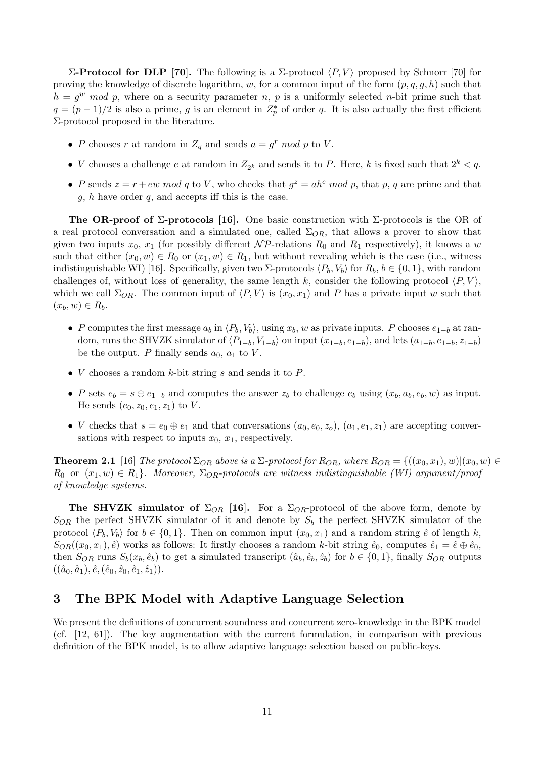**Σ-Protocol for DLP [70].** The following is a Σ-protocol $\langle P, V\rangle$ proposed by Schnorr [70] for proving the knowledge of discrete logarithm, $w$, for a common input of the form $(p, q, g, h)$ such that $h = g^w \bmod p$, where on a security parameter $n$, $p$ is a uniformly selected $n$-bit prime such that $q = (p-1)/2$ is also a prime, $g$ is an element in $Z_p^*$ of order $q$. It is also actually the first efficient Σ-protocol proposed in the literature.

- $P$ chooses $r$ at random in $Z_q$ and sends $a = g^r \bmod p$ to $V$.
- $V$ chooses a challenge $e$ at random in $Z_{2^k}$ and sends it to $P$. Here, $k$ is fixed such that $2^k < q$.
- $P$ sends $z = r + ew \bmod q$ to $V$, who checks that $g^z = ah^e \bmod p$, that $p$, $q$ are prime and that $g$, $h$ have order $q$, and accepts iff this is the case.

**The OR-proof of Σ-protocols [16].** One basic construction with Σ-protocols is the OR of a real protocol conversation and a simulated one, called $\Sigma_{OR}$, that allows a prover to show that given two inputs $x_0$, $x_1$ (for possibly different $\mathcal{NP}$-relations $R_0$ and $R_1$ respectively), it knows a $w$ such that either $(x_0, w) \in R_0$ or $(x_1, w) \in R_1$, but without revealing which is the case (i.e., witness indistinguishable WI) [16]. Specifically, given two Σ-protocols $\langle P_b, V_b\rangle$ for $R_b$, $b \in \{0, 1\}$, with random challenges of, without loss of generality, the same length $k$, consider the following protocol $\langle P, V\rangle$, which we call $\Sigma_{OR}$. The common input of $\langle P, V\rangle$ is $(x_0, x_1)$ and $P$ has a private input $w$ such that $(x_b, w) \in R_b$.

- $P$ computes the first message $a_b$ in $\langle P_b, V_b\rangle$, using $x_b$, $w$ as private inputs. $P$ chooses $e_{1-b}$ at random, runs the SHVZK simulator of $\langle P_{1-b}, V_{1-b}\rangle$ on input $(x_{1-b}, e_{1-b})$, and lets $(a_{1-b}, e_{1-b}, z_{1-b})$ be the output. $P$ finally sends $a_0$, $a_1$ to $V$.
- $V$ chooses a random $k$-bit string $s$ and sends it to $P$.
- $P$ sets $e_b = s \oplus e_{1-b}$ and computes the answer $z_b$ to challenge $e_b$ using $(x_b, a_b, e_b, w)$ as input. He sends $(e_0, z_0, e_1, z_1)$ to $V$.
- $V$ checks that $s = e_0 \oplus e_1$ and that conversations $(a_0, e_0, z_o)$, $(a_1, e_1, z_1)$ are accepting conversations with respect to inputs $x_0$, $x_1$, respectively.

**Theorem 2.1** [16] *The protocol $\Sigma_{OR}$ above is a Σ-protocol for $R_{OR}$, where $R_{OR} = \{((x_0, x_1), w) | (x_0, w) \in R_0$ or $(x_1, w) \in R_1\}$. Moreover, $\Sigma_{OR}$-protocols are witness indistinguishable (WI) argument/proof of knowledge systems.*

**The SHVZK simulator of $\Sigma_{OR}$ [16].** For a $\Sigma_{OR}$-protocol of the above form, denote by $S_{OR}$ the perfect SHVZK simulator of it and denote by $S_b$ the perfect SHVZK simulator of the protocol $\langle P_b, V_b\rangle$ for $b \in \{0, 1\}$. Then on common input $(x_0, x_1)$ and a random string $\hat{e}$ of length $k$, $S_{OR}((x_0, x_1), \hat{e})$ works as follows: It firstly chooses a random $k$-bit string $\hat{e}_0$, computes $\hat{e}_1 = \hat{e} \oplus \hat{e}_0$, then $S_{OR}$ runs $S_b(x_b, \hat{e}_b)$ to get a simulated transcript $(\hat{a}_b, \hat{e}_b, \hat{z}_b)$ for $b \in \{0, 1\}$, finally $S_{OR}$ outputs $((\hat{a}_0, \hat{a}_1), \hat{e}, (\hat{e}_0, \hat{z}_0, \hat{e}_1, \hat{z}_1))$.

# 3 The BPK Model with Adaptive Language Selection

We present the definitions of concurrent soundness and concurrent zero-knowledge in the BPK model (cf. [12, 61]). The key augmentation with the current formulation, in comparison with previous definition of the BPK model, is to allow adaptive language selection based on public-keys.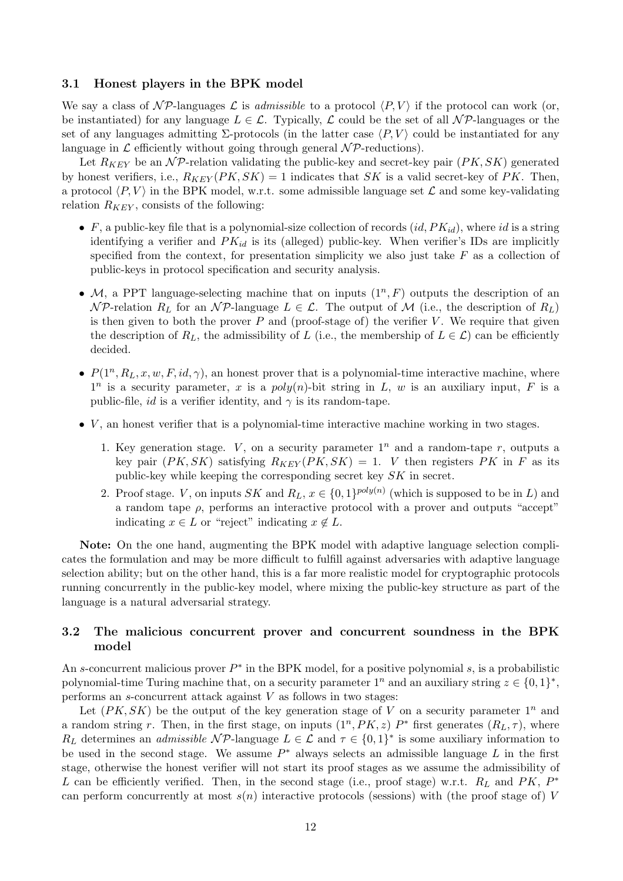### 3.1 Honest players in the BPK model

We say a class of $\mathcal{NP}$-languages $\mathcal{L}$ is *admissible* to a protocol $\langle P, V \rangle$ if the protocol can work (or, be instantiated) for any language $L \in \mathcal{L}$. Typically, $\mathcal{L}$ could be the set of all $\mathcal{NP}$-languages or the set of any languages admitting $\Sigma$-protocols (in the latter case $\langle P, V \rangle$ could be instantiated for any language in $\mathcal{L}$ efficiently without going through general $\mathcal{NP}$-reductions).

Let $R_{KEY}$ be an $\mathcal{NP}$-relation validating the public-key and secret-key pair $(PK, SK)$ generated by honest verifiers, i.e., $R_{KEY}(PK, SK) = 1$ indicates that $SK$ is a valid secret-key of $PK$. Then, a protocol $\langle P, V \rangle$ in the BPK model, w.r.t. some admissible language set $\mathcal{L}$ and some key-validating relation $R_{KEY}$, consists of the following:

- $F$, a public-key file that is a polynomial-size collection of records $(id, PK_{id})$, where $id$ is a string identifying a verifier and $PK_{id}$ is its (alleged) public-key. When verifier's IDs are implicitly specified from the context, for presentation simplicity we also just take $F$ as a collection of public-keys in protocol specification and security analysis.
- $\mathcal{M}$, a PPT language-selecting machine that on inputs $(1^n, F)$ outputs the description of an $\mathcal{NP}$-relation $R_L$ for an $\mathcal{NP}$-language $L \in \mathcal{L}$. The output of $\mathcal{M}$ (i.e., the description of $R_L$) is then given to both the prover $P$ and (proof-stage of) the verifier $V$. We require that given the description of $R_L$, the admissibility of $L$ (i.e., the membership of $L \in \mathcal{L}$) can be efficiently decided.
- $P(1^n, R_L, x, w, F, id, \gamma)$, an honest prover that is a polynomial-time interactive machine, where $1^n$ is a security parameter, $x$ is a $poly(n)$-bit string in $L$, $w$ is an auxiliary input, $F$ is a public-file, $id$ is a verifier identity, and $\gamma$ is its random-tape.
- $V$, an honest verifier that is a polynomial-time interactive machine working in two stages.
  1. Key generation stage. $V$, on a security parameter $1^n$ and a random-tape $r$, outputs a key pair $(PK, SK)$ satisfying $R_{KEY}(PK, SK) = 1$. $V$ then registers $PK$ in $F$ as its public-key while keeping the corresponding secret key $SK$ in secret.
  2. Proof stage. $V$, on inputs $SK$ and $R_L$, $x \in \{0,1\}^{poly(n)}$ (which is supposed to be in $L$) and a random tape $\rho$, performs an interactive protocol with a prover and outputs "accept" indicating $x \in L$ or "reject" indicating $x \notin L$.

**Note:** On the one hand, augmenting the BPK model with adaptive language selection complicates the formulation and may be more difficult to fulfill against adversaries with adaptive language selection ability; but on the other hand, this is a far more realistic model for cryptographic protocols running concurrently in the public-key model, where mixing the public-key structure as part of the language is a natural adversarial strategy.

### 3.2 The malicious concurrent prover and concurrent soundness in the BPK model

An $s$-concurrent malicious prover $P^*$ in the BPK model, for a positive polynomial $s$, is a probabilistic polynomial-time Turing machine that, on a security parameter $1^n$ and an auxiliary string $z \in \{0,1\}^*$, performs an $s$-concurrent attack against $V$ as follows in two stages:

Let $(PK, SK)$ be the output of the key generation stage of $V$ on a security parameter $1^n$ and a random string $r$. Then, in the first stage, on inputs $(1^n, PK, z)$ $P^*$ first generates $(R_L, \tau)$, where $R_L$ determines an *admissible* $\mathcal{NP}$-language $L \in \mathcal{L}$ and $\tau \in \{0,1\}^*$ is some auxiliary information to be used in the second stage. We assume $P^*$ always selects an admissible language $L$ in the first stage, otherwise the honest verifier will not start its proof stages as we assume the admissibility of $L$ can be efficiently verified. Then, in the second stage (i.e., proof stage) w.r.t. $R_L$ and $PK$, $P^*$ can perform concurrently at most $s(n)$ interactive protocols (sessions) with (the proof stage of) $V$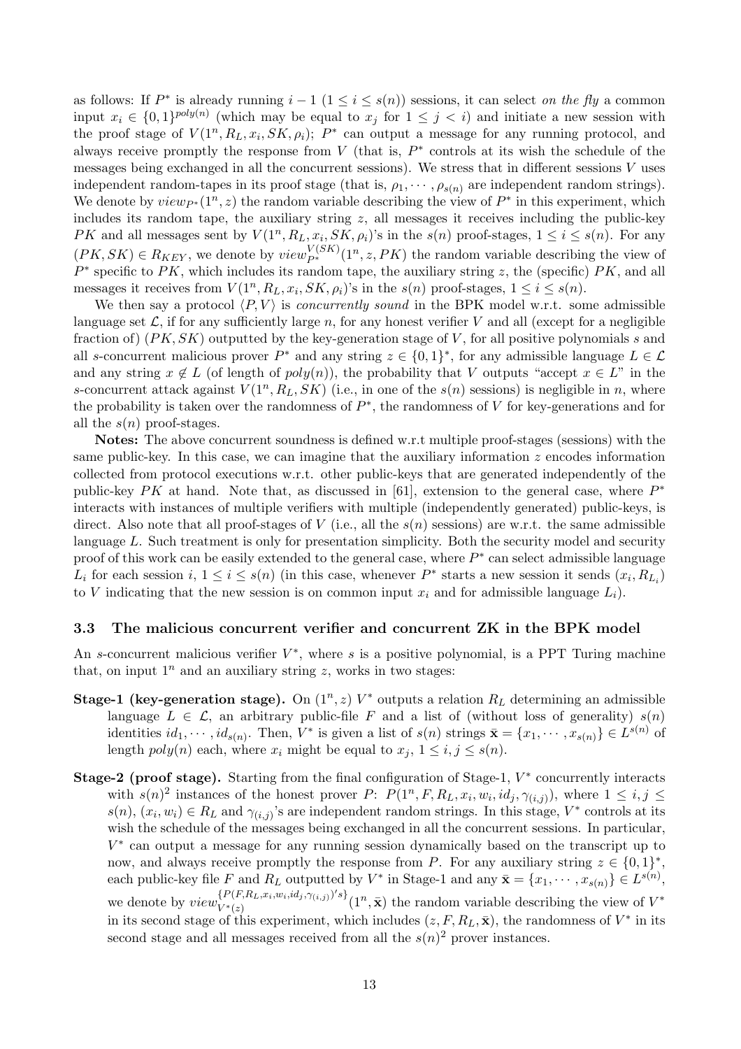as follows: If $P^*$ is already running $i-1$ ($1 \leq i \leq s(n)$) sessions, it can select *on the fly* a common input $x_i \in \{0,1\}^{poly(n)}$ (which may be equal to $x_j$ for $1 \leq j < i$) and initiate a new session with the proof stage of $V(1^n, R_L, x_i, SK, \rho_i)$; $P^*$ can output a message for any running protocol, and always receive promptly the response from $V$ (that is, $P^*$ controls at its wish the schedule of the messages being exchanged in all the concurrent sessions). We stress that in different sessions $V$ uses independent random-tapes in its proof stage (that is, $\rho_1, \cdots, \rho_{s(n)}$ are independent random strings). We denote by $view_{P^*}(1^n, z)$ the random variable describing the view of $P^*$ in this experiment, which includes its random tape, the auxiliary string $z$, all messages it receives including the public-key $PK$ and all messages sent by $V(1^n, R_L, x_i, SK, \rho_i)$'s in the $s(n)$ proof-stages, $1 \leq i \leq s(n)$. For any $(PK, SK) \in R_{KEY}$, we denote by $view_{P^*}^{V(SK)}(1^n, z, PK)$ the random variable describing the view of $P^*$ specific to $PK$, which includes its random tape, the auxiliary string $z$, the (specific) $PK$, and all messages it receives from $V(1^n, R_L, x_i, SK, \rho_i)$'s in the $s(n)$ proof-stages, $1 \leq i \leq s(n)$.

We then say a protocol $\langle P, V \rangle$ is *concurrently sound* in the BPK model w.r.t. some admissible language set $\mathcal{L}$, if for any sufficiently large $n$, for any honest verifier $V$ and all (except for a negligible fraction of) $(PK, SK)$ outputted by the key-generation stage of $V$, for all positive polynomials $s$ and all $s$-concurrent malicious prover $P^*$ and any string $z \in \{0,1\}^*$, for any admissible language $L \in \mathcal{L}$ and any string $x \notin L$ (of length of $poly(n)$), the probability that $V$ outputs "accept $x \in L$" in the $s$-concurrent attack against $V(1^n, R_L, SK)$ (i.e., in one of the $s(n)$ sessions) is negligible in $n$, where the probability is taken over the randomness of $P^*$, the randomness of $V$ for key-generations and for all the $s(n)$ proof-stages.

**Notes:** The above concurrent soundness is defined w.r.t multiple proof-stages (sessions) with the same public-key. In this case, we can imagine that the auxiliary information $z$ encodes information collected from protocol executions w.r.t. other public-keys that are generated independently of the public-key $PK$ at hand. Note that, as discussed in [61], extension to the general case, where $P^*$ interacts with instances of multiple verifiers with multiple (independently generated) public-keys, is direct. Also note that all proof-stages of $V$ (i.e., all the $s(n)$ sessions) are w.r.t. the same admissible language $L$. Such treatment is only for presentation simplicity. Both the security model and security proof of this work can be easily extended to the general case, where $P^*$ can select admissible language $L_i$ for each session $i$, $1 \leq i \leq s(n)$ (in this case, whenever $P^*$ starts a new session it sends $(x_i, R_{L_i})$ to $V$ indicating that the new session is on common input $x_i$ and for admissible language $L_i$).

### 3.3 The malicious concurrent verifier and concurrent ZK in the BPK model

An $s$-concurrent malicious verifier $V^*$, where $s$ is a positive polynomial, is a PPT Turing machine that, on input $1^n$ and an auxiliary string $z$, works in two stages:

**Stage-1 (key-generation stage).** On $(1^n, z)$ $V^*$ outputs a relation $R_L$ determining an admissible language $L \in \mathcal{L}$, an arbitrary public-file $F$ and a list of (without loss of generality) $s(n)$ identities $id_1, \cdots, id_{s(n)}$. Then, $V^*$ is given a list of $s(n)$ strings $\bar{\mathbf{x}} = \{x_1, \cdots, x_{s(n)}\} \in L^{s(n)}$ of length $poly(n)$ each, where $x_i$ might be equal to $x_j$, $1 \leq i, j \leq s(n)$.

**Stage-2 (proof stage).** Starting from the final configuration of Stage-1, $V^*$ concurrently interacts with $s(n)^2$ instances of the honest prover $P$: $P(1^n, F, R_L, x_i, w_i, id_j, \gamma_{(i,j)})$, where $1 \leq i, j \leq s(n)$, $(x_i, w_i) \in R_L$ and $\gamma_{(i,j)}$'s are independent random strings. In this stage, $V^*$ controls at its wish the schedule of the messages being exchanged in all the concurrent sessions. In particular, $V^*$ can output a message for any running session dynamically based on the transcript up to now, and always receive promptly the response from $P$. For any auxiliary string $z \in \{0,1\}^*$, each public-key file $F$ and $R_L$ outputted by $V^*$ in Stage-1 and any $\bar{\mathbf{x}} = \{x_1, \cdots, x_{s(n)}\} \in L^{s(n)}$, we denote by $view_{V^*(z)}^{\{P(F, R_L, x_i, w_i, id_j, \gamma_{(i,j)})'s\}}(1^n, \bar{\mathbf{x}})$ the random variable describing the view of $V^*$ in its second stage of this experiment, which includes $(z, F, R_L, \bar{\mathbf{x}})$, the randomness of $V^*$ in its second stage and all messages received from all the $s(n)^2$ prover instances.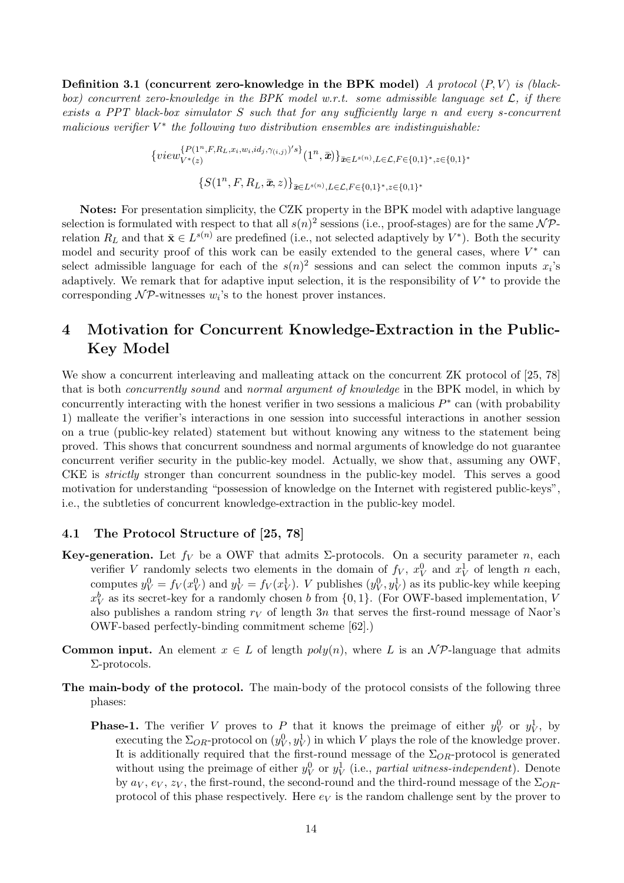**Definition 3.1 (concurrent zero-knowledge in the BPK model)** *A protocol $\langle P, V\rangle$ is (black-box) concurrent zero-knowledge in the BPK model w.r.t. some admissible language set $\mathcal{L}$, if there exists a PPT black-box simulator $S$ such that for any sufficiently large $n$ and every $s$-concurrent malicious verifier $V^*$ the following two distribution ensembles are indistinguishable:*

$$\{view_{V^*(z)}^{\{P(1^n,F,R_L,x_i,w_i,id_j,\gamma_{(i,j)})'s\}}(1^n, \bar{\boldsymbol{x}})\}_{\bar{\boldsymbol{x}}\in L^{s(n)},L\in\mathcal{L},F\in\{0,1\}^*,z\in\{0,1\}^*}$$

$$\{S(1^n, F, R_L, \bar{\boldsymbol{x}}, z)\}_{\bar{\boldsymbol{x}}\in L^{s(n)},L\in\mathcal{L},F\in\{0,1\}^*,z\in\{0,1\}^*}$$

**Notes:** For presentation simplicity, the CZK property in the BPK model with adaptive language selection is formulated with respect to that all $s(n)^2$ sessions (i.e., proof-stages) are for the same $\mathcal{NP}$-relation $R_L$ and that $\bar{\mathbf{x}} \in L^{s(n)}$ are predefined (i.e., not selected adaptively by $V^*$). Both the security model and security proof of this work can be easily extended to the general cases, where $V^*$ can select admissible language for each of the $s(n)^2$ sessions and can select the common inputs $x_i$'s adaptively. We remark that for adaptive input selection, it is the responsibility of $V^*$ to provide the corresponding $\mathcal{NP}$-witnesses $w_i$'s to the honest prover instances.

# 4 Motivation for Concurrent Knowledge-Extraction in the Public-Key Model

We show a concurrent interleaving and malleating attack on the concurrent ZK protocol of [25, 78] that is both *concurrently sound* and *normal argument of knowledge* in the BPK model, in which by concurrently interacting with the honest verifier in two sessions a malicious $P^*$ can (with probability 1) malleate the verifier's interactions in one session into successful interactions in another session on a true (public-key related) statement but without knowing any witness to the statement being proved. This shows that concurrent soundness and normal arguments of knowledge do not guarantee concurrent verifier security in the public-key model. Actually, we show that, assuming any OWF, CKE is *strictly* stronger than concurrent soundness in the public-key model. This serves a good motivation for understanding "possession of knowledge on the Internet with registered public-keys", i.e., the subtleties of concurrent knowledge-extraction in the public-key model.

## 4.1 The Protocol Structure of [25, 78]

**Key-generation.** Let $f_V$ be a OWF that admits $\Sigma$-protocols. On a security parameter $n$, each verifier $V$ randomly selects two elements in the domain of $f_V$, $x_V^0$ and $x_V^1$ of length $n$ each, computes $y_V^0 = f_V(x_V^0)$ and $y_V^1 = f_V(x_V^1)$. $V$ publishes $(y_V^0, y_V^1)$ as its public-key while keeping $x_V^b$ as its secret-key for a randomly chosen $b$ from $\{0,1\}$. (For OWF-based implementation, $V$ also publishes a random string $r_V$ of length $3n$ that serves the first-round message of Naor's OWF-based perfectly-binding commitment scheme [62].)

**Common input.** An element $x \in L$ of length $poly(n)$, where $L$ is an $\mathcal{NP}$-language that admits $\Sigma$-protocols.

**The main-body of the protocol.** The main-body of the protocol consists of the following three phases:

**Phase-1.** The verifier $V$ proves to $P$ that it knows the preimage of either $y_V^0$ or $y_V^1$, by executing the $\Sigma_{OR}$-protocol on $(y_V^0, y_V^1)$ in which $V$ plays the role of the knowledge prover. It is additionally required that the first-round message of the $\Sigma_{OR}$-protocol is generated without using the preimage of either $y_V^0$ or $y_V^1$ (i.e., *partial witness-independent*). Denote by $a_V$, $e_V$, $z_V$, the first-round, the second-round and the third-round message of the $\Sigma_{OR}$-protocol of this phase respectively. Here $e_V$ is the random challenge sent by the prover to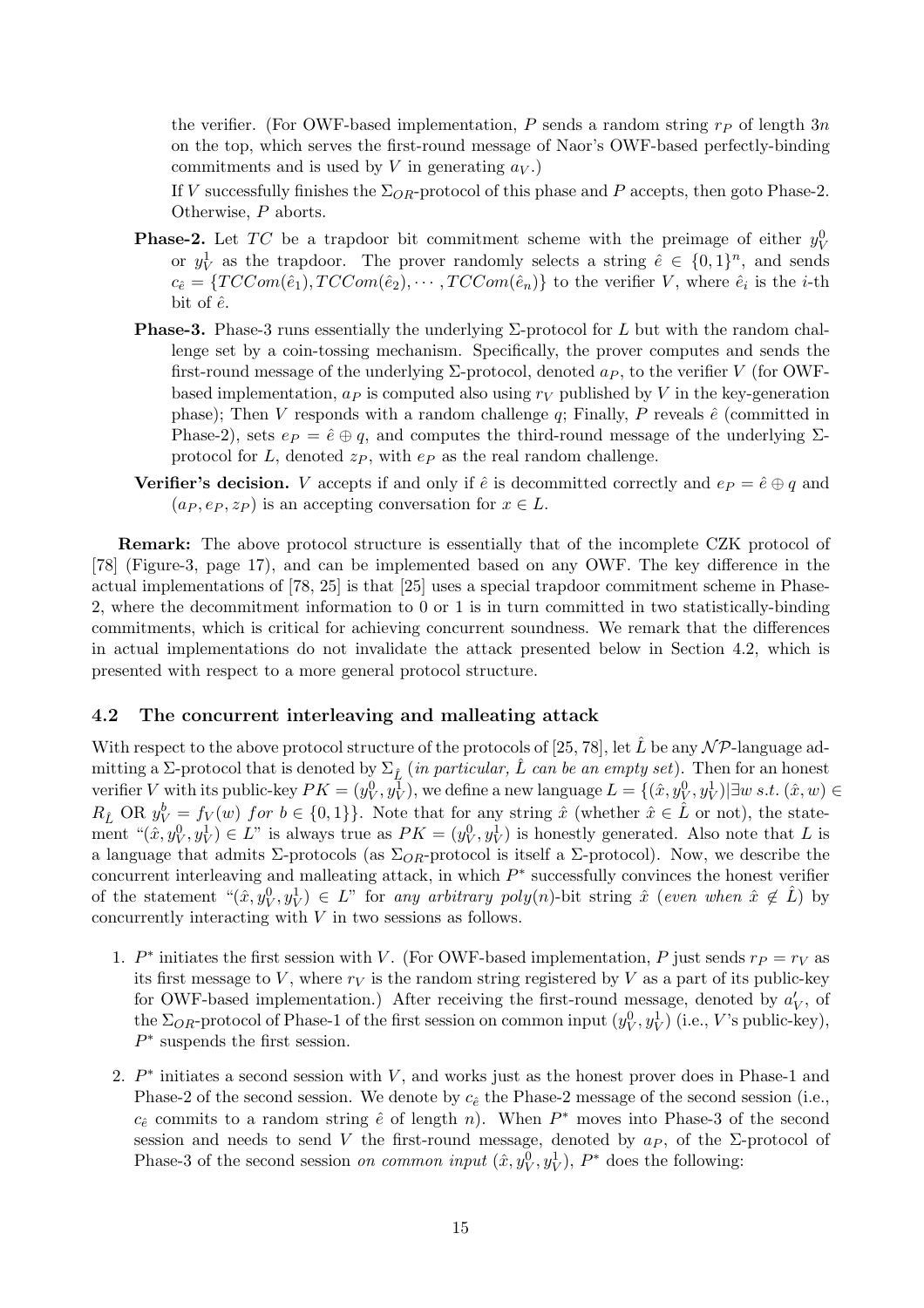the verifier. (For OWF-based implementation, $P$ sends a random string $r_P$ of length $3n$ on the top, which serves the first-round message of Naor's OWF-based perfectly-binding commitments and is used by $V$ in generating $a_V$.)

If $V$ successfully finishes the $\Sigma_{OR}$-protocol of this phase and $P$ accepts, then goto Phase-2. Otherwise, $P$ aborts.

**Phase-2.** Let $TC$ be a trapdoor bit commitment scheme with the preimage of either $y_V^0$ or $y_V^1$ as the trapdoor. The prover randomly selects a string $\hat{e} \in \{0,1\}^n$, and sends $c_{\hat{e}} = \{TCCom(\hat{e}_1), TCCom(\hat{e}_2), \cdots, TCCom(\hat{e}_n)\}$ to the verifier $V$, where $\hat{e}_i$ is the $i$-th bit of $\hat{e}$.

**Phase-3.** Phase-3 runs essentially the underlying $\Sigma$-protocol for $L$ but with the random challenge set by a coin-tossing mechanism. Specifically, the prover computes and sends the first-round message of the underlying $\Sigma$-protocol, denoted $a_P$, to the verifier $V$ (for OWF-based implementation, $a_P$ is computed also using $r_V$ published by $V$ in the key-generation phase); Then $V$ responds with a random challenge $q$; Finally, $P$ reveals $\hat{e}$ (committed in Phase-2), sets $e_P = \hat{e} \oplus q$, and computes the third-round message of the underlying $\Sigma$-protocol for $L$, denoted $z_P$, with $e_P$ as the real random challenge.

**Verifier's decision.** $V$ accepts if and only if $\hat{e}$ is decommitted correctly and $e_P = \hat{e} \oplus q$ and $(a_P, e_P, z_P)$ is an accepting conversation for $x \in L$.

**Remark:** The above protocol structure is essentially that of the incomplete CZK protocol of [78] (Figure-3, page 17), and can be implemented based on any OWF. The key difference in the actual implementations of [78, 25] is that [25] uses a special trapdoor commitment scheme in Phase-2, where the decommitment information to 0 or 1 is in turn committed in two statistically-binding commitments, which is critical for achieving concurrent soundness. We remark that the differences in actual implementations do not invalidate the attack presented below in Section 4.2, which is presented with respect to a more general protocol structure.

### 4.2 The concurrent interleaving and malleating attack

With respect to the above protocol structure of the protocols of [25, 78], let $\hat{L}$ be any $\mathcal{NP}$-language admitting a $\Sigma$-protocol that is denoted by $\Sigma_{\hat{L}}$ (*in particular, $\hat{L}$ can be an empty set*). Then for an honest verifier $V$ with its public-key $PK = (y_V^0, y_V^1)$, we define a new language $L = \{(\hat{x}, y_V^0, y_V^1) | \exists w \ s.t. \ (\hat{x}, w) \in R_{\hat{L}} \text{ OR } y_V^b = f_V(w) \ for \ b \in \{0,1\}\}$. Note that for any string $\hat{x}$ (whether $\hat{x} \in \hat{L}$ or not), the statement "$(\hat{x}, y_V^0, y_V^1) \in L$" is always true as $PK = (y_V^0, y_V^1)$ is honestly generated. Also note that $L$ is a language that admits $\Sigma$-protocols (as $\Sigma_{OR}$-protocol is itself a $\Sigma$-protocol). Now, we describe the concurrent interleaving and malleating attack, in which $P^*$ successfully convinces the honest verifier of the statement "$(\hat{x}, y_V^0, y_V^1) \in L$" for *any arbitrary poly$(n)$-bit string $\hat{x}$* (*even when $\hat{x} \notin \hat{L}$*) by concurrently interacting with $V$ in two sessions as follows.

1. $P^*$ initiates the first session with $V$. (For OWF-based implementation, $P$ just sends $r_P = r_V$ as its first message to $V$, where $r_V$ is the random string registered by $V$ as a part of its public-key for OWF-based implementation.) After receiving the first-round message, denoted by $a'_V$, of the $\Sigma_{OR}$-protocol of Phase-1 of the first session on common input $(y_V^0, y_V^1)$ (i.e., $V$'s public-key), $P^*$ suspends the first session.

2. $P^*$ initiates a second session with $V$, and works just as the honest prover does in Phase-1 and Phase-2 of the second session. We denote by $c_{\hat{e}}$ the Phase-2 message of the second session (i.e., $c_{\hat{e}}$ commits to a random string $\hat{e}$ of length $n$). When $P^*$ moves into Phase-3 of the second session and needs to send $V$ the first-round message, denoted by $a_P$, of the $\Sigma$-protocol of Phase-3 of the second session *on common input $(\hat{x}, y_V^0, y_V^1)$*, $P^*$ does the following: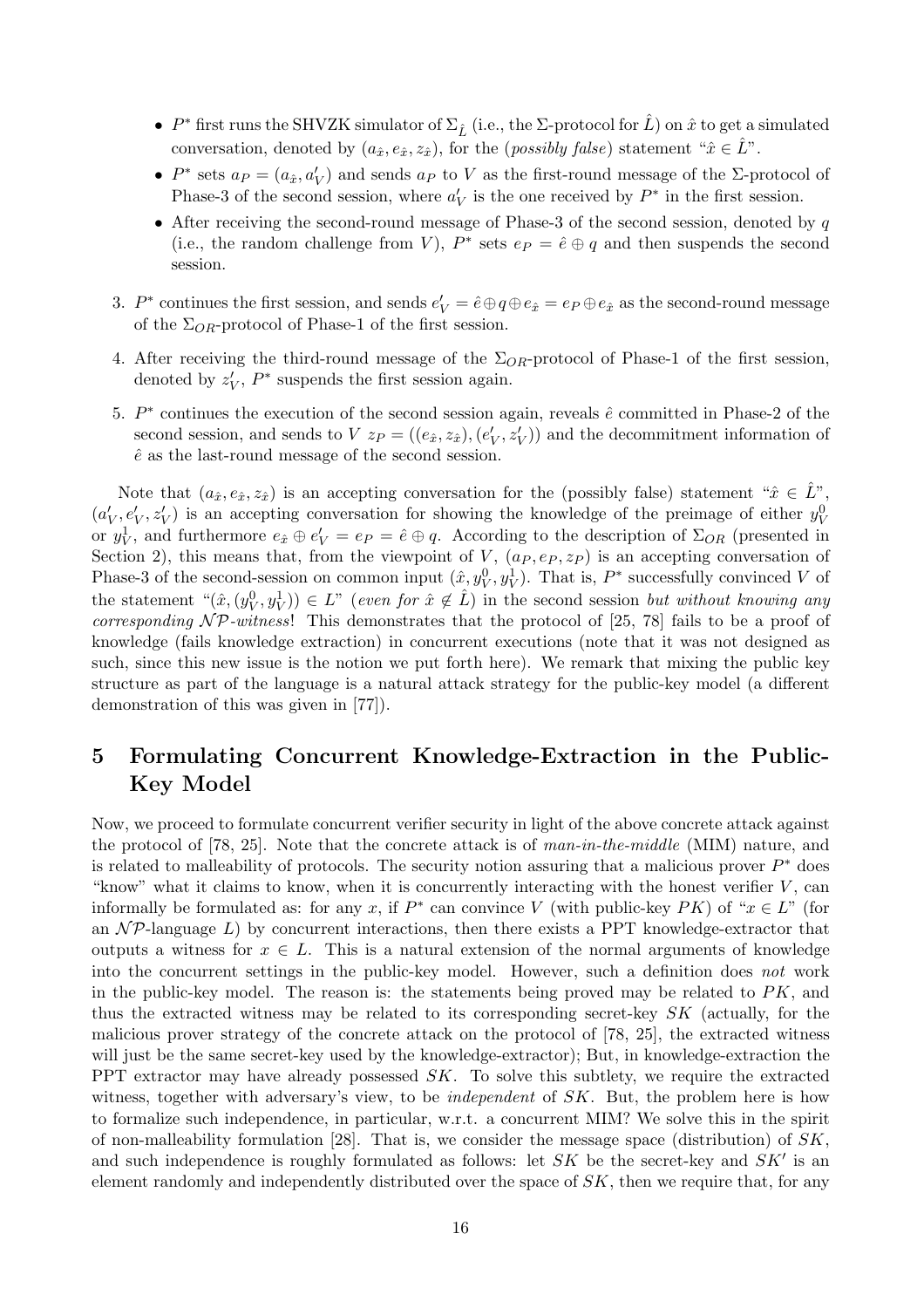- $P^*$ first runs the SHVZK simulator of $\Sigma_{\hat{L}}$ (i.e., the $\Sigma$-protocol for $\hat{L}$) on $\hat{x}$ to get a simulated conversation, denoted by $(a_{\hat{x}}, e_{\hat{x}}, z_{\hat{x}})$, for the (*possibly false*) statement "$\hat{x} \in \hat{L}$".
- $P^*$ sets $a_P = (a_{\hat{x}}, a'_V)$ and sends $a_P$ to $V$ as the first-round message of the $\Sigma$-protocol of Phase-3 of the second session, where $a'_V$ is the one received by $P^*$ in the first session.
- After receiving the second-round message of Phase-3 of the second session, denoted by $q$ (i.e., the random challenge from $V$), $P^*$ sets $e_P = \hat{e} \oplus q$ and then suspends the second session.

3. $P^*$ continues the first session, and sends $e'_V = \hat{e} \oplus q \oplus e_{\hat{x}} = e_P \oplus e_{\hat{x}}$ as the second-round message of the $\Sigma_{OR}$-protocol of Phase-1 of the first session.

4. After receiving the third-round message of the $\Sigma_{OR}$-protocol of Phase-1 of the first session, denoted by $z'_V$, $P^*$ suspends the first session again.

5. $P^*$ continues the execution of the second session again, reveals $\hat{e}$ committed in Phase-2 of the second session, and sends to $V$ $z_P = ((e_{\hat{x}}, z_{\hat{x}}), (e'_V, z'_V))$ and the decommitment information of $\hat{e}$ as the last-round message of the second session.

Note that $(a_{\hat{x}}, e_{\hat{x}}, z_{\hat{x}})$ is an accepting conversation for the (possibly false) statement "$\hat{x} \in \hat{L}$", $(a'_V, e'_V, z'_V)$ is an accepting conversation for showing the knowledge of the preimage of either $y_V^0$ or $y_V^1$, and furthermore $e_{\hat{x}} \oplus e'_V = e_P = \hat{e} \oplus q$. According to the description of $\Sigma_{OR}$ (presented in Section 2), this means that, from the viewpoint of $V$, $(a_P, e_P, z_P)$ is an accepting conversation of Phase-3 of the second-session on common input $(\hat{x}, y_V^0, y_V^1)$. That is, $P^*$ successfully convinced $V$ of the statement "$(\hat{x}, (y_V^0, y_V^1)) \in L$" (*even for* $\hat{x} \notin \hat{L}$) in the second session *but without knowing any corresponding* $\mathcal{NP}$*-witness*! This demonstrates that the protocol of [25, 78] fails to be a proof of knowledge (fails knowledge extraction) in concurrent executions (note that it was not designed as such, since this new issue is the notion we put forth here). We remark that mixing the public key structure as part of the language is a natural attack strategy for the public-key model (a different demonstration of this was given in [77]).

# 5 Formulating Concurrent Knowledge-Extraction in the Public-Key Model

Now, we proceed to formulate concurrent verifier security in light of the above concrete attack against the protocol of [78, 25]. Note that the concrete attack is of *man-in-the-middle* (MIM) nature, and is related to malleability of protocols. The security notion assuring that a malicious prover $P^*$ does "know" what it claims to know, when it is concurrently interacting with the honest verifier $V$, can informally be formulated as: for any $x$, if $P^*$ can convince $V$ (with public-key $PK$) of "$x \in L$" (for an $\mathcal{NP}$-language $L$) by concurrent interactions, then there exists a PPT knowledge-extractor that outputs a witness for $x \in L$. This is a natural extension of the normal arguments of knowledge into the concurrent settings in the public-key model. However, such a definition does *not* work in the public-key model. The reason is: the statements being proved may be related to $PK$, and thus the extracted witness may be related to its corresponding secret-key $SK$ (actually, for the malicious prover strategy of the concrete attack on the protocol of [78, 25], the extracted witness will just be the same secret-key used by the knowledge-extractor); But, in knowledge-extraction the PPT extractor may have already possessed $SK$. To solve this subtlety, we require the extracted witness, together with adversary's view, to be *independent* of $SK$. But, the problem here is how to formalize such independence, in particular, w.r.t. a concurrent MIM? We solve this in the spirit of non-malleability formulation [28]. That is, we consider the message space (distribution) of $SK$, and such independence is roughly formulated as follows: let $SK$ be the secret-key and $SK'$ is an element randomly and independently distributed over the space of $SK$, then we require that, for any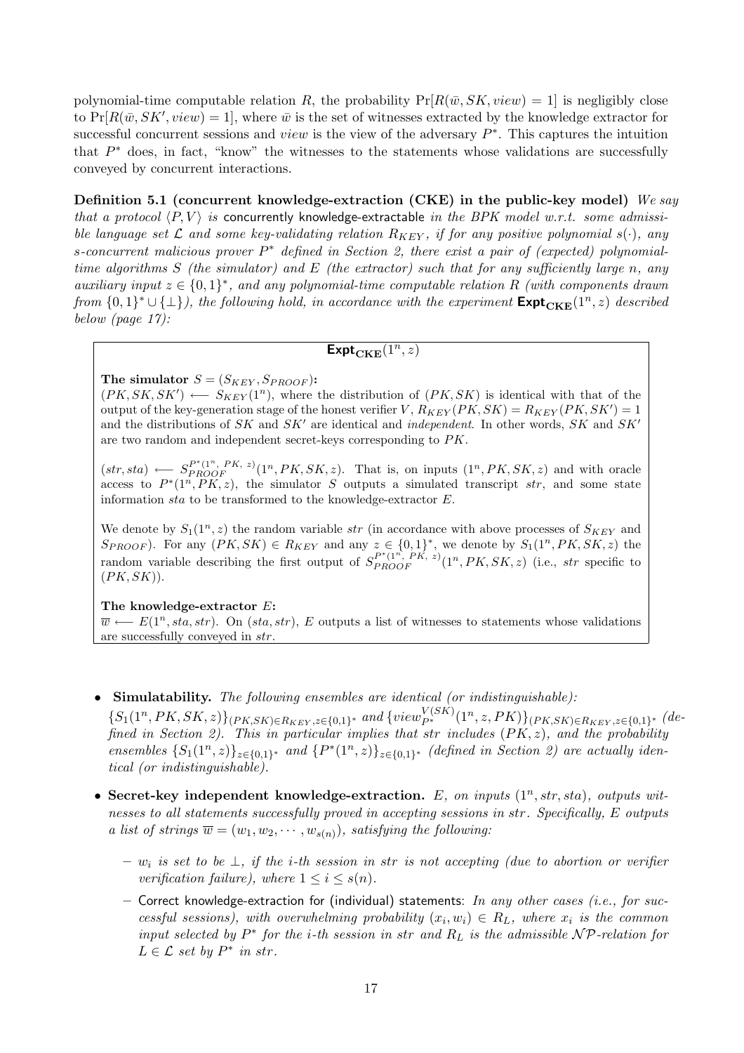polynomial-time computable relation $R$, the probability $\Pr[R(\bar{w}, SK, view) = 1]$ is negligibly close to $\Pr[R(\bar{w}, SK', view) = 1]$, where $\bar{w}$ is the set of witnesses extracted by the knowledge extractor for successful concurrent sessions and $view$ is the view of the adversary $P^*$. This captures the intuition that $P^*$ does, in fact, "know" the witnesses to the statements whose validations are successfully conveyed by concurrent interactions.

**Definition 5.1 (concurrent knowledge-extraction (CKE) in the public-key model)** *We say that a protocol $\langle P, V \rangle$ is* concurrently knowledge-extractable *in the BPK model w.r.t. some admissible language set $\mathcal{L}$ and some key-validating relation $R_{KEY}$, if for any positive polynomial $s(\cdot)$, any $s$-concurrent malicious prover $P^*$ defined in Section 2, there exist a pair of (expected) polynomial-time algorithms $S$ (the simulator) and $E$ (the extractor) such that for any sufficiently large $n$, any auxiliary input $z \in \{0,1\}^*$, and any polynomial-time computable relation $R$ (with components drawn from $\{0,1\}^* \cup \{\perp\}$), the following hold, in accordance with the experiment $\mathsf{Expt}_{\mathbf{CKE}}(1^n, z)$ described below (page 17):*

---

$\mathsf{Expt}_{\mathbf{CKE}}(1^n, z)$

**The simulator $S = (S_{KEY}, S_{PROOF})$:**
$(PK, SK, SK') \longleftarrow S_{KEY}(1^n)$, where the distribution of $(PK, SK)$ is identical with that of the output of the key-generation stage of the honest verifier $V$, $R_{KEY}(PK, SK) = R_{KEY}(PK, SK') = 1$ and the distributions of $SK$ and $SK'$ are identical and *independent*. In other words, $SK$ and $SK'$ are two random and independent secret-keys corresponding to $PK$.

$(str, sta) \longleftarrow S_{PROOF}^{P^*(1^n, PK, z)}(1^n, PK, SK, z)$. That is, on inputs $(1^n, PK, SK, z)$ and with oracle access to $P^*(1^n, PK, z)$, the simulator $S$ outputs a simulated transcript $str$, and some state information $sta$ to be transformed to the knowledge-extractor $E$.

We denote by $S_1(1^n, z)$ the random variable $str$ (in accordance with above processes of $S_{KEY}$ and $S_{PROOF}$). For any $(PK, SK) \in R_{KEY}$ and any $z \in \{0,1\}^*$, we denote by $S_1(1^n, PK, SK, z)$ the random variable describing the first output of $S_{PROOF}^{P^*(1^n, PK, z)}(1^n, PK, SK, z)$ (i.e., $str$ specific to $(PK, SK)$).

**The knowledge-extractor $E$:**
$\overline{w} \longleftarrow E(1^n, sta, str)$. On $(sta, str)$, $E$ outputs a list of witnesses to statements whose validations are successfully conveyed in $str$.

---

- **Simulatability.** *The following ensembles are identical (or indistinguishable):* $\{S_1(1^n, PK, SK, z)\}_{(PK,SK) \in R_{KEY}, z \in \{0,1\}^*}$ *and* $\{view_{P^*}^{V(SK)}(1^n, z, PK)\}_{(PK,SK) \in R_{KEY}, z \in \{0,1\}^*}$ *(defined in Section 2). This in particular implies that $str$ includes $(PK, z)$, and the probability ensembles $\{S_1(1^n, z)\}_{z \in \{0,1\}^*}$ and $\{P^*(1^n, z)\}_{z \in \{0,1\}^*}$ (defined in Section 2) are actually identical (or indistinguishable).*

- **Secret-key independent knowledge-extraction.** *$E$, on inputs $(1^n, str, sta)$, outputs witnesses to all statements successfully proved in accepting sessions in $str$. Specifically, $E$ outputs a list of strings $\overline{w} = (w_1, w_2, \cdots, w_{s(n)})$, satisfying the following:*

  – *$w_i$ is set to be $\perp$, if the $i$-th session in $str$ is not accepting (due to abortion or verifier verification failure), where $1 \le i \le s(n)$.*

  – Correct knowledge-extraction for (individual) statements: *In any other cases (i.e., for successful sessions), with overwhelming probability $(x_i, w_i) \in R_L$, where $x_i$ is the common input selected by $P^*$ for the $i$-th session in $str$ and $R_L$ is the admissible $\mathcal{NP}$-relation for $L \in \mathcal{L}$ set by $P^*$ in $str$.*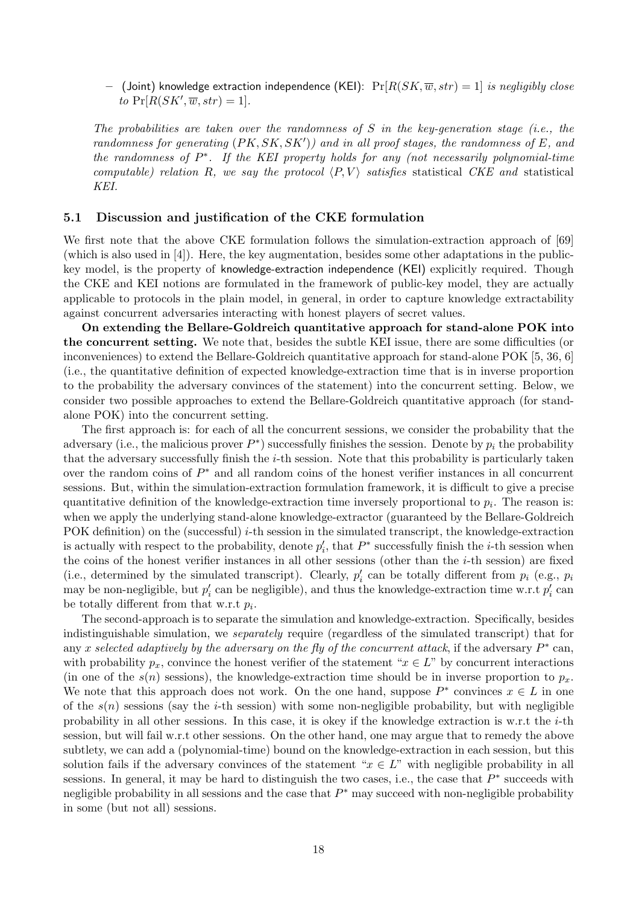– (Joint) knowledge extraction independence (KEI): $\Pr[R(SK, \overline{w}, str) = 1]$ *is negligibly close to* $\Pr[R(SK', \overline{w}, str) = 1]$.

*The probabilities are taken over the randomness of $S$ in the key-generation stage (i.e., the randomness for generating $(PK, SK, SK')$) and in all proof stages, the randomness of $E$, and the randomness of $P^*$. If the KEI property holds for any (not necessarily polynomial-time computable) relation $R$, we say the protocol $\langle P, V\rangle$ satisfies* statistical *CKE and* statistical *KEI.*

### 5.1 Discussion and justification of the CKE formulation

We first note that the above CKE formulation follows the simulation-extraction approach of [69] (which is also used in [4]). Here, the key augmentation, besides some other adaptations in the public-key model, is the property of knowledge-extraction independence (KEI) explicitly required. Though the CKE and KEI notions are formulated in the framework of public-key model, they are actually applicable to protocols in the plain model, in general, in order to capture knowledge extractability against concurrent adversaries interacting with honest players of secret values.

**On extending the Bellare-Goldreich quantitative approach for stand-alone POK into the concurrent setting.** We note that, besides the subtle KEI issue, there are some difficulties (or inconveniences) to extend the Bellare-Goldreich quantitative approach for stand-alone POK [5, 36, 6] (i.e., the quantitative definition of expected knowledge-extraction time that is in inverse proportion to the probability the adversary convinces of the statement) into the concurrent setting. Below, we consider two possible approaches to extend the Bellare-Goldreich quantitative approach (for stand-alone POK) into the concurrent setting.

The first approach is: for each of all the concurrent sessions, we consider the probability that the adversary (i.e., the malicious prover $P^*$) successfully finishes the session. Denote by $p_i$ the probability that the adversary successfully finish the $i$-th session. Note that this probability is particularly taken over the random coins of $P^*$ and all random coins of the honest verifier instances in all concurrent sessions. But, within the simulation-extraction formulation framework, it is difficult to give a precise quantitative definition of the knowledge-extraction time inversely proportional to $p_i$. The reason is: when we apply the underlying stand-alone knowledge-extractor (guaranteed by the Bellare-Goldreich POK definition) on the (successful) $i$-th session in the simulated transcript, the knowledge-extraction is actually with respect to the probability, denote $p'_i$, that $P^*$ successfully finish the $i$-th session when the coins of the honest verifier instances in all other sessions (other than the $i$-th session) are fixed (i.e., determined by the simulated transcript). Clearly, $p'_i$ can be totally different from $p_i$ (e.g., $p_i$ may be non-negligible, but $p'_i$ can be negligible), and thus the knowledge-extraction time w.r.t $p'_i$ can be totally different from that w.r.t $p_i$.

The second-approach is to separate the simulation and knowledge-extraction. Specifically, besides indistinguishable simulation, we *separately* require (regardless of the simulated transcript) that for any *$x$ selected adaptively by the adversary on the fly of the concurrent attack*, if the adversary $P^*$ can, with probability $p_x$, convince the honest verifier of the statement "$x \in L$" by concurrent interactions (in one of the $s(n)$ sessions), the knowledge-extraction time should be in inverse proportion to $p_x$. We note that this approach does not work. On the one hand, suppose $P^*$ convinces $x \in L$ in one of the $s(n)$ sessions (say the $i$-th session) with some non-negligible probability, but with negligible probability in all other sessions. In this case, it is okey if the knowledge extraction is w.r.t the $i$-th session, but will fail w.r.t other sessions. On the other hand, one may argue that to remedy the above subtlety, we can add a (polynomial-time) bound on the knowledge-extraction in each session, but this solution fails if the adversary convinces of the statement "$x \in L$" with negligible probability in all sessions. In general, it may be hard to distinguish the two cases, i.e., the case that $P^*$ succeeds with negligible probability in all sessions and the case that $P^*$ may succeed with non-negligible probability in some (but not all) sessions.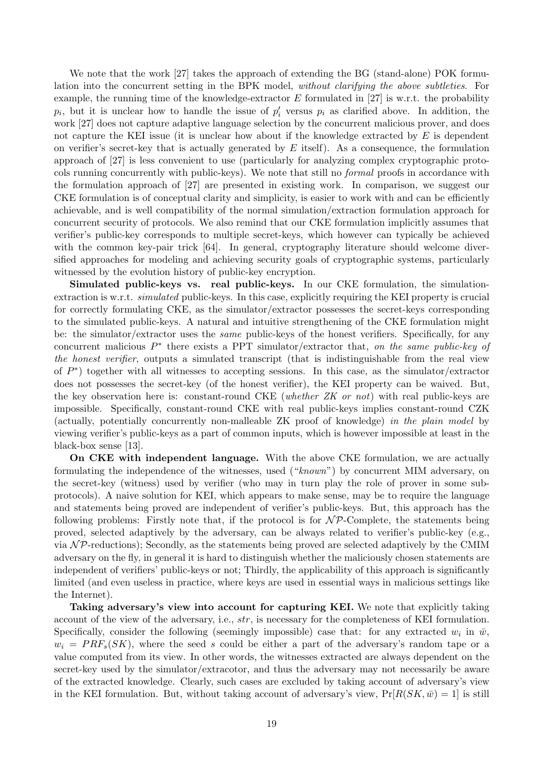We note that the work [27] takes the approach of extending the BG (stand-alone) POK formulation into the concurrent setting in the BPK model, *without clarifying the above subtleties*. For example, the running time of the knowledge-extractor $E$ formulated in [27] is w.r.t. the probability $p_i$, but it is unclear how to handle the issue of $p'_i$ versus $p_i$ as clarified above. In addition, the work [27] does not capture adaptive language selection by the concurrent malicious prover, and does not capture the KEI issue (it is unclear how about if the knowledge extracted by $E$ is dependent on verifier's secret-key that is actually generated by $E$ itself). As a consequence, the formulation approach of [27] is less convenient to use (particularly for analyzing complex cryptographic protocols running concurrently with public-keys). We note that still no *formal* proofs in accordance with the formulation approach of [27] are presented in existing work. In comparison, we suggest our CKE formulation is of conceptual clarity and simplicity, is easier to work with and can be efficiently achievable, and is well compatibility of the normal simulation/extraction formulation approach for concurrent security of protocols. We also remind that our CKE formulation implicitly assumes that verifier's public-key corresponds to multiple secret-keys, which however can typically be achieved with the common key-pair trick [64]. In general, cryptography literature should welcome diversified approaches for modeling and achieving security goals of cryptographic systems, particularly witnessed by the evolution history of public-key encryption.

**Simulated public-keys vs. real public-keys.** In our CKE formulation, the simulation-extraction is w.r.t. *simulated* public-keys. In this case, explicitly requiring the KEI property is crucial for correctly formulating CKE, as the simulator/extractor possesses the secret-keys corresponding to the simulated public-keys. A natural and intuitive strengthening of the CKE formulation might be: the simulator/extractor uses the *same* public-keys of the honest verifiers. Specifically, for any concurrent malicious $P^*$ there exists a PPT simulator/extractor that, *on the same public-key of the honest verifier*, outputs a simulated transcript (that is indistinguishable from the real view of $P^*$) together with all witnesses to accepting sessions. In this case, as the simulator/extractor does not possesses the secret-key (of the honest verifier), the KEI property can be waived. But, the key observation here is: constant-round CKE (*whether ZK or not*) with real public-keys are impossible. Specifically, constant-round CKE with real public-keys implies constant-round CZK (actually, potentially concurrently non-malleable ZK proof of knowledge) *in the plain model* by viewing verifier's public-keys as a part of common inputs, which is however impossible at least in the black-box sense [13].

**On CKE with independent language.** With the above CKE formulation, we are actually formulating the independence of the witnesses, used ("*known*") by concurrent MIM adversary, on the secret-key (witness) used by verifier (who may in turn play the role of prover in some sub-protocols). A naive solution for KEI, which appears to make sense, may be to require the language and statements being proved are independent of verifier's public-keys. But, this approach has the following problems: Firstly note that, if the protocol is for $\mathcal{NP}$-Complete, the statements being proved, selected adaptively by the adversary, can be always related to verifier's public-key (e.g., via $\mathcal{NP}$-reductions); Secondly, as the statements being proved are selected adaptively by the CMIM adversary on the fly, in general it is hard to distinguish whether the maliciously chosen statements are independent of verifiers' public-keys or not; Thirdly, the applicability of this approach is significantly limited (and even useless in practice, where keys are used in essential ways in malicious settings like the Internet).

**Taking adversary's view into account for capturing KEI.** We note that explicitly taking account of the view of the adversary, i.e., $str$, is necessary for the completeness of KEI formulation. Specifically, consider the following (seemingly impossible) case that: for any extracted $w_i$ in $\bar{w}$, $w_i = PRF_s(SK)$, where the seed $s$ could be either a part of the adversary's random tape or a value computed from its view. In other words, the witnesses extracted are always dependent on the secret-key used by the simulator/extracotor, and thus the adversary may not necessarily be aware of the extracted knowledge. Clearly, such cases are excluded by taking account of adversary's view in the KEI formulation. But, without taking account of adversary's view, $\Pr[R(SK, \bar{w}) = 1]$ is still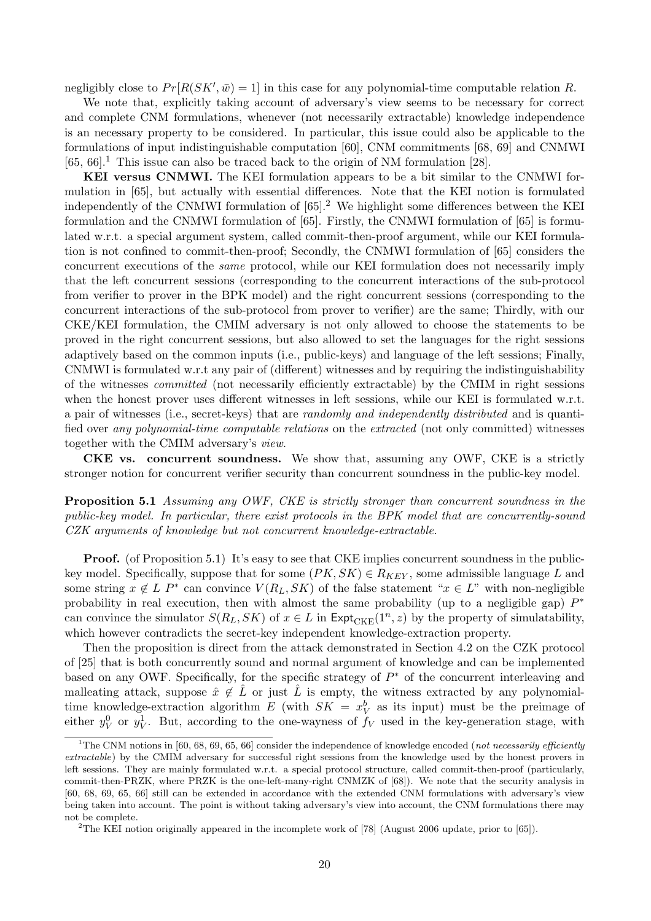negligibly close to $Pr[R(SK', \bar{w}) = 1]$ in this case for any polynomial-time computable relation $R$.

We note that, explicitly taking account of adversary's view seems to be necessary for correct and complete CNM formulations, whenever (not necessarily extractable) knowledge independence is an necessary property to be considered. In particular, this issue could also be applicable to the formulations of input indistinguishable computation [60], CNM commitments [68, 69] and CNMWI [65, 66].[1] This issue can also be traced back to the origin of NM formulation [28].

**KEI versus CNMWI.** The KEI formulation appears to be a bit similar to the CNMWI formulation in [65], but actually with essential differences. Note that the KEI notion is formulated independently of the CNMWI formulation of [65].[2] We highlight some differences between the KEI formulation and the CNMWI formulation of [65]. Firstly, the CNMWI formulation of [65] is formulated w.r.t. a special argument system, called commit-then-proof argument, while our KEI formulation is not confined to commit-then-proof; Secondly, the CNMWI formulation of [65] considers the concurrent executions of the *same* protocol, while our KEI formulation does not necessarily imply that the left concurrent sessions (corresponding to the concurrent interactions of the sub-protocol from verifier to prover in the BPK model) and the right concurrent sessions (corresponding to the concurrent interactions of the sub-protocol from prover to verifier) are the same; Thirdly, with our CKE/KEI formulation, the CMIM adversary is not only allowed to choose the statements to be proved in the right concurrent sessions, but also allowed to set the languages for the right sessions adaptively based on the common inputs (i.e., public-keys) and language of the left sessions; Finally, CNMWI is formulated w.r.t any pair of (different) witnesses and by requiring the indistinguishability of the witnesses *committed* (not necessarily efficiently extractable) by the CMIM in right sessions when the honest prover uses different witnesses in left sessions, while our KEI is formulated w.r.t. a pair of witnesses (i.e., secret-keys) that are *randomly and independently distributed* and is quantified over *any polynomial-time computable relations* on the *extracted* (not only committed) witnesses together with the CMIM adversary's *view*.

**CKE vs. concurrent soundness.** We show that, assuming any OWF, CKE is a strictly stronger notion for concurrent verifier security than concurrent soundness in the public-key model.

**Proposition 5.1** *Assuming any OWF, CKE is strictly stronger than concurrent soundness in the public-key model. In particular, there exist protocols in the BPK model that are concurrently-sound CZK arguments of knowledge but not concurrent knowledge-extractable.*

**Proof.** (of Proposition 5.1) It's easy to see that CKE implies concurrent soundness in the public-key model. Specifically, suppose that for some $(PK, SK) \in R_{KEY}$, some admissible language $L$ and some string $x \notin L$ $P^*$ can convince $V(R_L, SK)$ of the false statement "$x \in L$" with non-negligible probability in real execution, then with almost the same probability (up to a negligible gap) $P^*$ can convince the simulator $S(R_L, SK)$ of $x \in L$ in $\mathsf{Expt}_{\mathrm{CKE}}(1^n, z)$ by the property of simulatability, which however contradicts the secret-key independent knowledge-extraction property.

Then the proposition is direct from the attack demonstrated in Section 4.2 on the CZK protocol of [25] that is both concurrently sound and normal argument of knowledge and can be implemented based on any OWF. Specifically, for the specific strategy of $P^*$ of the concurrent interleaving and malleating attack, suppose $\hat{x} \notin \hat{L}$ or just $\hat{L}$ is empty, the witness extracted by any polynomial-time knowledge-extraction algorithm $E$ (with $SK = x_V^b$ as its input) must be the preimage of either $y_V^0$ or $y_V^1$. But, according to the one-wayness of $f_V$ used in the key-generation stage, with

[1] The CNM notions in [60, 68, 69, 65, 66] consider the independence of knowledge encoded (*not necessarily efficiently extractable*) by the CMIM adversary for successful right sessions from the knowledge used by the honest provers in left sessions. They are mainly formulated w.r.t. a special protocol structure, called commit-then-proof (particularly, commit-then-PRZK, where PRZK is the one-left-many-right CNMZK of [68]). We note that the security analysis in [60, 68, 69, 65, 66] still can be extended in accordance with the extended CNM formulations with adversary's view being taken into account. The point is without taking adversary's view into account, the CNM formulations there may not be complete.

[2] The KEI notion originally appeared in the incomplete work of [78] (August 2006 update, prior to [65]).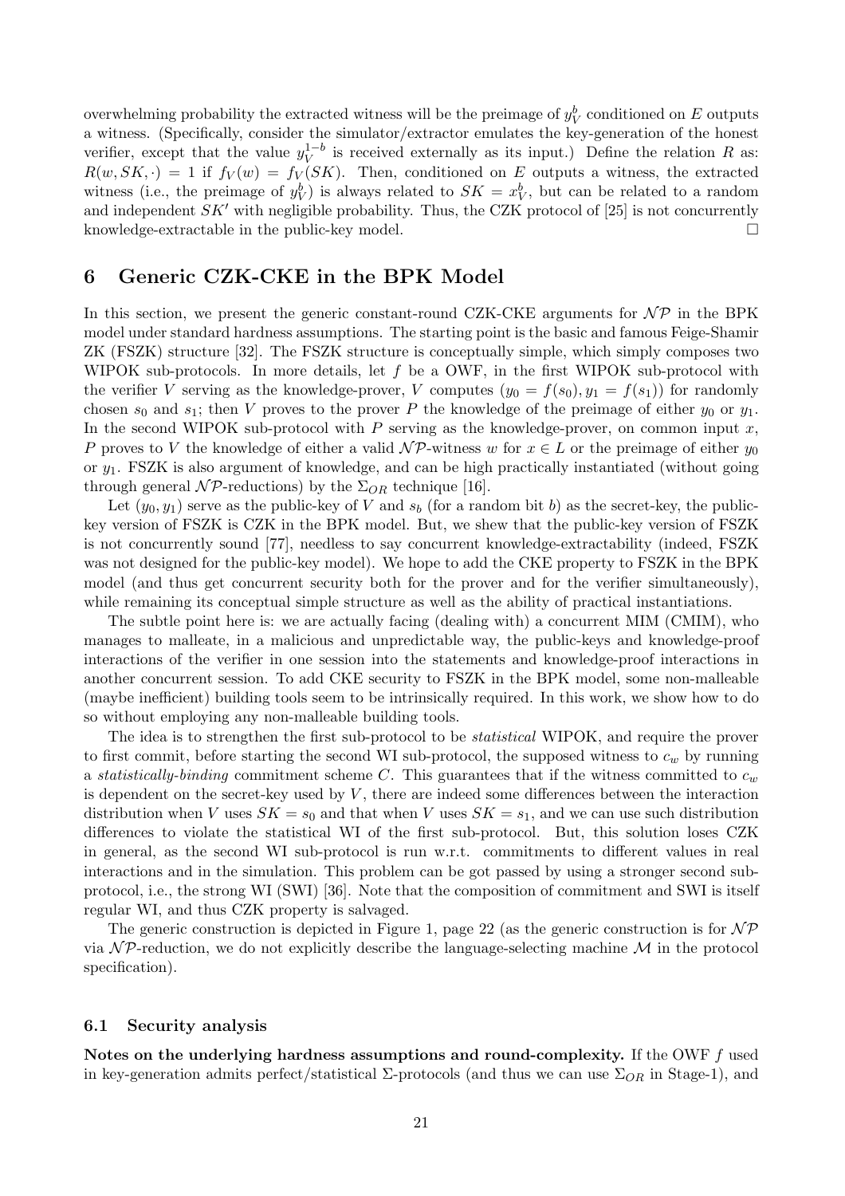overwhelming probability the extracted witness will be the preimage of $y_V^b$ conditioned on $E$ outputs a witness. (Specifically, consider the simulator/extractor emulates the key-generation of the honest verifier, except that the value $y_V^{1-b}$ is received externally as its input.) Define the relation $R$ as: $R(w, SK, \cdot) = 1$ if $f_V(w) = f_V(SK)$. Then, conditioned on $E$ outputs a witness, the extracted witness (i.e., the preimage of $y_V^b$) is always related to $SK = x_V^b$, but can be related to a random and independent $SK'$ with negligible probability. Thus, the CZK protocol of [25] is not concurrently knowledge-extractable in the public-key model. □

# 6 Generic CZK-CKE in the BPK Model

In this section, we present the generic constant-round CZK-CKE arguments for $\mathcal{NP}$ in the BPK model under standard hardness assumptions. The starting point is the basic and famous Feige-Shamir ZK (FSZK) structure [32]. The FSZK structure is conceptually simple, which simply composes two WIPOK sub-protocols. In more details, let $f$ be a OWF, in the first WIPOK sub-protocol with the verifier $V$ serving as the knowledge-prover, $V$ computes $(y_0 = f(s_0), y_1 = f(s_1))$ for randomly chosen $s_0$ and $s_1$; then $V$ proves to the prover $P$ the knowledge of the preimage of either $y_0$ or $y_1$. In the second WIPOK sub-protocol with $P$ serving as the knowledge-prover, on common input $x$, $P$ proves to $V$ the knowledge of either a valid $\mathcal{NP}$-witness $w$ for $x \in L$ or the preimage of either $y_0$ or $y_1$. FSZK is also argument of knowledge, and can be high practically instantiated (without going through general $\mathcal{NP}$-reductions) by the $\Sigma_{OR}$ technique [16].

Let $(y_0, y_1)$ serve as the public-key of $V$ and $s_b$ (for a random bit $b$) as the secret-key, the public-key version of FSZK is CZK in the BPK model. But, we shew that the public-key version of FSZK is not concurrently sound [77], needless to say concurrent knowledge-extractability (indeed, FSZK was not designed for the public-key model). We hope to add the CKE property to FSZK in the BPK model (and thus get concurrent security both for the prover and for the verifier simultaneously), while remaining its conceptual simple structure as well as the ability of practical instantiations.

The subtle point here is: we are actually facing (dealing with) a concurrent MIM (CMIM), who manages to malleate, in a malicious and unpredictable way, the public-keys and knowledge-proof interactions of the verifier in one session into the statements and knowledge-proof interactions in another concurrent session. To add CKE security to FSZK in the BPK model, some non-malleable (maybe inefficient) building tools seem to be intrinsically required. In this work, we show how to do so without employing any non-malleable building tools.

The idea is to strengthen the first sub-protocol to be *statistical* WIPOK, and require the prover to first commit, before starting the second WI sub-protocol, the supposed witness to $c_w$ by running a *statistically-binding* commitment scheme $C$. This guarantees that if the witness committed to $c_w$ is dependent on the secret-key used by $V$, there are indeed some differences between the interaction distribution when $V$ uses $SK = s_0$ and that when $V$ uses $SK = s_1$, and we can use such distribution differences to violate the statistical WI of the first sub-protocol. But, this solution loses CZK in general, as the second WI sub-protocol is run w.r.t. commitments to different values in real interactions and in the simulation. This problem can be got passed by using a stronger second sub-protocol, i.e., the strong WI (SWI) [36]. Note that the composition of commitment and SWI is itself regular WI, and thus CZK property is salvaged.

The generic construction is depicted in Figure 1, page 22 (as the generic construction is for $\mathcal{NP}$ via $\mathcal{NP}$-reduction, we do not explicitly describe the language-selecting machine $\mathcal{M}$ in the protocol specification).

## 6.1 Security analysis

**Notes on the underlying hardness assumptions and round-complexity.** If the OWF $f$ used in key-generation admits perfect/statistical $\Sigma$-protocols (and thus we can use $\Sigma_{OR}$ in Stage-1), and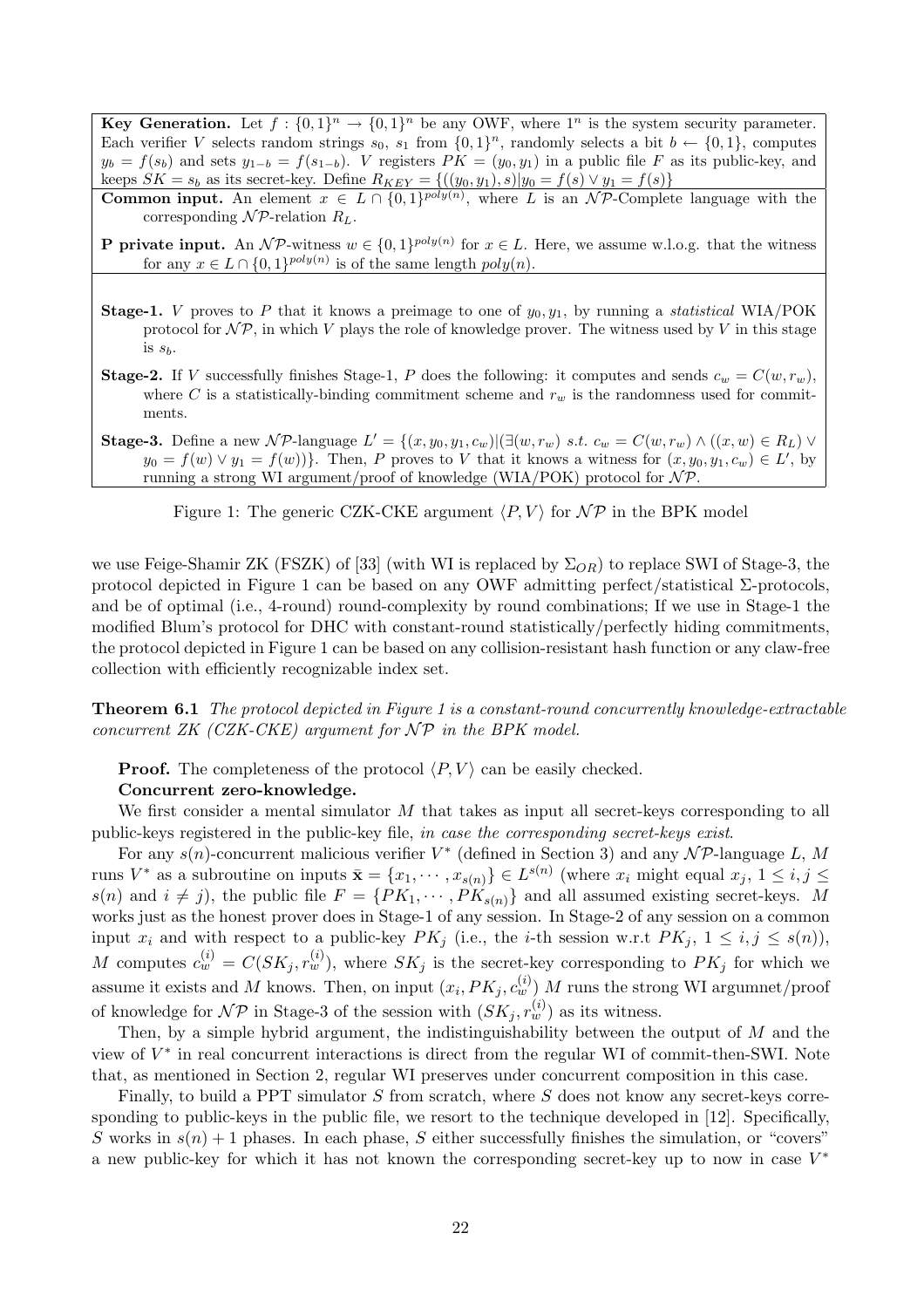**Key Generation.** Let $f : \{0,1\}^n \to \{0,1\}^n$ be any OWF, where $1^n$ is the system security parameter. Each verifier $V$ selects random strings $s_0$, $s_1$ from $\{0,1\}^n$, randomly selects a bit $b \leftarrow \{0,1\}$, computes $y_b = f(s_b)$ and sets $y_{1-b} = f(s_{1-b})$. $V$ registers $PK = (y_0, y_1)$ in a public file $F$ as its public-key, and keeps $SK = s_b$ as its secret-key. Define $R_{KEY} = \{((y_0, y_1), s) | y_0 = f(s) \vee y_1 = f(s)\}$

**Common input.** An element $x \in L \cap \{0,1\}^{poly(n)}$, where $L$ is an $\mathcal{NP}$-Complete language with the corresponding $\mathcal{NP}$-relation $R_L$.

**P private input.** An $\mathcal{NP}$-witness $w \in \{0,1\}^{poly(n)}$ for $x \in L$. Here, we assume w.l.o.g. that the witness for any $x \in L \cap \{0,1\}^{poly(n)}$ is of the same length $poly(n)$.

**Stage-1.** $V$ proves to $P$ that it knows a preimage to one of $y_0, y_1$, by running a *statistical* WIA/POK protocol for $\mathcal{NP}$, in which $V$ plays the role of knowledge prover. The witness used by $V$ in this stage is $s_b$.

**Stage-2.** If $V$ successfully finishes Stage-1, $P$ does the following: it computes and sends $c_w = C(w, r_w)$, where $C$ is a statistically-binding commitment scheme and $r_w$ is the randomness used for commitments.

**Stage-3.** Define a new $\mathcal{NP}$-language $L' = \{(x, y_0, y_1, c_w) | (\exists (w, r_w) \ s.t.\ c_w = C(w, r_w) \wedge ((x, w) \in R_L) \vee y_0 = f(w) \vee y_1 = f(w))\}$. Then, $P$ proves to $V$ that it knows a witness for $(x, y_0, y_1, c_w) \in L'$, by running a strong WI argument/proof of knowledge (WIA/POK) protocol for $\mathcal{NP}$.

Figure 1: The generic CZK-CKE argument $\langle P, V\rangle$ for $\mathcal{NP}$ in the BPK model

we use Feige-Shamir ZK (FSZK) of [33] (with WI is replaced by $\Sigma_{OR}$) to replace SWI of Stage-3, the protocol depicted in Figure 1 can be based on any OWF admitting perfect/statistical $\Sigma$-protocols, and be of optimal (i.e., 4-round) round-complexity by round combinations; If we use in Stage-1 the modified Blum's protocol for DHC with constant-round statistically/perfectly hiding commitments, the protocol depicted in Figure 1 can be based on any collision-resistant hash function or any claw-free collection with efficiently recognizable index set.

**Theorem 6.1** *The protocol depicted in Figure 1 is a constant-round concurrently knowledge-extractable concurrent ZK (CZK-CKE) argument for $\mathcal{NP}$ in the BPK model.*

**Proof.** The completeness of the protocol $\langle P, V\rangle$ can be easily checked.

**Concurrent zero-knowledge.**

We first consider a mental simulator $M$ that takes as input all secret-keys corresponding to all public-keys registered in the public-key file, *in case the corresponding secret-keys exist*.

For any $s(n)$-concurrent malicious verifier $V^*$ (defined in Section 3) and any $\mathcal{NP}$-language $L$, $M$ runs $V^*$ as a subroutine on inputs $\bar{\mathbf{x}} = \{x_1, \cdots, x_{s(n)}\} \in L^{s(n)}$ (where $x_i$ might equal $x_j$, $1 \leq i, j \leq s(n)$ and $i \neq j$), the public file $F = \{PK_1, \cdots, PK_{s(n)}\}$ and all assumed existing secret-keys. $M$ works just as the honest prover does in Stage-1 of any session. In Stage-2 of any session on a common input $x_i$ and with respect to a public-key $PK_j$ (i.e., the $i$-th session w.r.t $PK_j$, $1 \leq i, j \leq s(n)$), $M$ computes $c_w^{(i)} = C(SK_j, r_w^{(i)})$, where $SK_j$ is the secret-key corresponding to $PK_j$ for which we assume it exists and $M$ knows. Then, on input $(x_i, PK_j, c_w^{(i)})$ $M$ runs the strong WI argumnet/proof of knowledge for $\mathcal{NP}$ in Stage-3 of the session with $(SK_j, r_w^{(i)})$ as its witness.

Then, by a simple hybrid argument, the indistinguishability between the output of $M$ and the view of $V^*$ in real concurrent interactions is direct from the regular WI of commit-then-SWI. Note that, as mentioned in Section 2, regular WI preserves under concurrent composition in this case.

Finally, to build a PPT simulator $S$ from scratch, where $S$ does not know any secret-keys corresponding to public-keys in the public file, we resort to the technique developed in [12]. Specifically, $S$ works in $s(n)+1$ phases. In each phase, $S$ either successfully finishes the simulation, or "covers" a new public-key for which it has not known the corresponding secret-key up to now in case $V^*$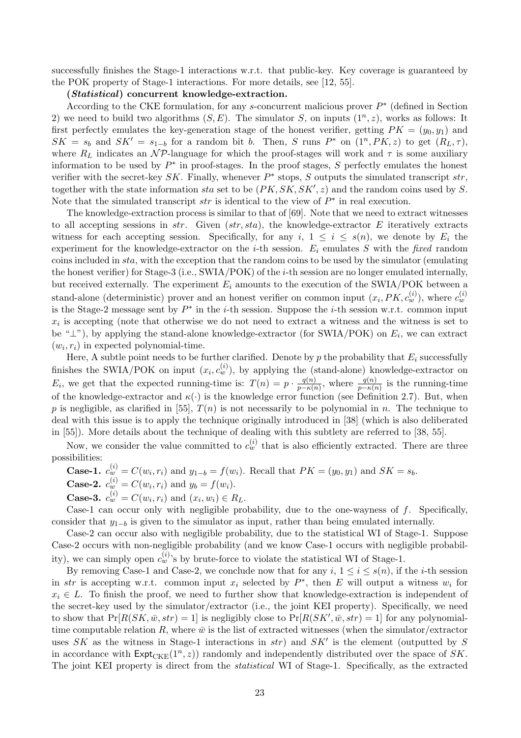successfully finishes the Stage-1 interactions w.r.t. that public-key. Key coverage is guaranteed by the POK property of Stage-1 interactions. For more details, see [12, 55].

**(*Statistical*) concurrent knowledge-extraction.**

According to the CKE formulation, for any $s$-concurrent malicious prover $P^*$ (defined in Section 2) we need to build two algorithms $(S, E)$. The simulator $S$, on inputs $(1^n, z)$, works as follows: It first perfectly emulates the key-generation stage of the honest verifier, getting $PK = (y_0, y_1)$ and $SK = s_b$ and $SK' = s_{1-b}$ for a random bit $b$. Then, $S$ runs $P^*$ on $(1^n, PK, z)$ to get $(R_L, \tau)$, where $R_L$ indicates an $\mathcal{NP}$-language for which the proof-stages will work and $\tau$ is some auxiliary information to be used by $P^*$ in proof-stages. In the proof stages, $S$ perfectly emulates the honest verifier with the secret-key $SK$. Finally, whenever $P^*$ stops, $S$ outputs the simulated transcript $str$, together with the state information $sta$ set to be $(PK, SK, SK', z)$ and the random coins used by $S$. Note that the simulated transcript $str$ is identical to the view of $P^*$ in real execution.

The knowledge-extraction process is similar to that of [69]. Note that we need to extract witnesses to all accepting sessions in $str$. Given $(str, sta)$, the knowledge-extractor $E$ iteratively extracts witness for each accepting session. Specifically, for any $i$, $1 \leq i \leq s(n)$, we denote by $E_i$ the experiment for the knowledge-extractor on the $i$-th session. $E_i$ emulates $S$ with the *fixed* random coins included in $sta$, with the exception that the random coins to be used by the simulator (emulating the honest verifier) for Stage-3 (i.e., SWIA/POK) of the $i$-th session are no longer emulated internally, but received externally. The experiment $E_i$ amounts to the execution of the SWIA/POK between a stand-alone (deterministic) prover and an honest verifier on common input $(x_i, PK, c_w^{(i)})$, where $c_w^{(i)}$ is the Stage-2 message sent by $P^*$ in the $i$-th session. Suppose the $i$-th session w.r.t. common input $x_i$ is accepting (note that otherwise we do not need to extract a witness and the witness is set to be "$\perp$"), by applying the stand-alone knowledge-extractor (for SWIA/POK) on $E_i$, we can extract $(w_i, r_i)$ in expected polynomial-time.

Here, A subtle point needs to be further clarified. Denote by $p$ the probability that $E_i$ successfully finishes the SWIA/POK on input $(x_i, c_w^{(i)})$, by applying the (stand-alone) knowledge-extractor on $E_i$, we get that the expected running-time is: $T(n) = p \cdot \frac{q(n)}{p - \kappa(n)}$, where $\frac{q(n)}{p-\kappa(n)}$ is the running-time of the knowledge-extractor and $\kappa(\cdot)$ is the knowledge error function (see Definition 2.7). But, when $p$ is negligible, as clarified in [55], $T(n)$ is not necessarily to be polynomial in $n$. The technique to deal with this issue is to apply the technique originally introduced in [38] (which is also deliberated in [55]). More details about the technique of dealing with this subtlety are referred to [38, 55].

Now, we consider the value committed to $c_w^{(i)}$ that is also efficiently extracted. There are three possibilities:

**Case-1.** $c_w^{(i)} = C(w_i, r_i)$ and $y_{1-b} = f(w_i)$. Recall that $PK = (y_0, y_1)$ and $SK = s_b$.

**Case-2.** $c_w^{(i)} = C(w_i, r_i)$ and $y_b = f(w_i)$.

**Case-3.** $c_w^{(i)} = C(w_i, r_i)$ and $(x_i, w_i) \in R_L$.

Case-1 can occur only with negligible probability, due to the one-wayness of $f$. Specifically, consider that $y_{1-b}$ is given to the simulator as input, rather than being emulated internally.

Case-2 can occur also with negligible probability, due to the statistical WI of Stage-1. Suppose Case-2 occurs with non-negligible probability (and we know Case-1 occurs with negligible probability), we can simply open $c_w^{(i)}$'s by brute-force to violate the statistical WI of Stage-1.

By removing Case-1 and Case-2, we conclude now that for any $i$, $1 \leq i \leq s(n)$, if the $i$-th session in $str$ is accepting w.r.t. common input $x_i$ selected by $P^*$, then $E$ will output a witness $w_i$ for $x_i \in L$. To finish the proof, we need to further show that knowledge-extraction is independent of the secret-key used by the simulator/extractor (i.e., the joint KEI property). Specifically, we need to show that $\Pr[R(SK, \bar{w}, str) = 1]$ is negligibly close to $\Pr[R(SK', \bar{w}, str) = 1]$ for any polynomial-time computable relation $R$, where $\bar{w}$ is the list of extracted witnesses (when the simulator/extractor uses $SK$ as the witness in Stage-1 interactions in $str$) and $SK'$ is the element (outputted by $S$ in accordance with $\mathsf{Expt}_{\mathrm{CKE}}(1^n, z)$) randomly and independently distributed over the space of $SK$. The joint KEI property is direct from the *statistical* WI of Stage-1. Specifically, as the extracted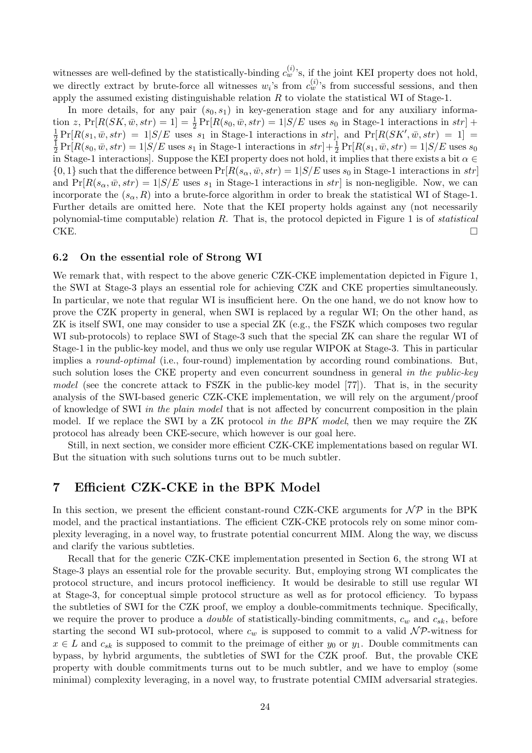witnesses are well-defined by the statistically-binding $c_w^{(i)}$'s, if the joint KEI property does not hold, we directly extract by brute-force all witnesses $w_i$'s from $c_w^{(i)}$'s from successful sessions, and then apply the assumed existing distinguishable relation $R$ to violate the statistical WI of Stage-1.

In more details, for any pair $(s_0, s_1)$ in key-generation stage and for any auxiliary information $z$, $\Pr[R(SK, \bar{w}, str) = 1] = \frac{1}{2}\Pr[R(s_0, \bar{w}, str) = 1|S/E \text{ uses } s_0 \text{ in Stage-1 interactions in } str] + \frac{1}{2}\Pr[R(s_1, \bar{w}, str) = 1|S/E \text{ uses } s_1 \text{ in Stage-1 interactions in } str]$, and $\Pr[R(SK', \bar{w}, str) = 1] = \frac{1}{2}\Pr[R(s_0, \bar{w}, str) = 1|S/E \text{ uses } s_1 \text{ in Stage-1 interactions in } str] + \frac{1}{2}\Pr[R(s_1, \bar{w}, str) = 1|S/E \text{ uses } s_0 \text{ in Stage-1 interactions}]$. Suppose the KEI property does not hold, it implies that there exists a bit $\alpha \in \{0, 1\}$ such that the difference between $\Pr[R(s_\alpha, \bar{w}, str) = 1|S/E \text{ uses } s_0 \text{ in Stage-1 interactions in } str]$ and $\Pr[R(s_\alpha, \bar{w}, str) = 1|S/E \text{ uses } s_1 \text{ in Stage-1 interactions in } str]$ is non-negligible. Now, we can incorporate the $(s_\alpha, R)$ into a brute-force algorithm in order to break the statistical WI of Stage-1. Further details are omitted here. Note that the KEI property holds against any (not necessarily polynomial-time computable) relation $R$. That is, the protocol depicted in Figure 1 is of *statistical* CKE. □

### 6.2 On the essential role of Strong WI

We remark that, with respect to the above generic CZK-CKE implementation depicted in Figure 1, the SWI at Stage-3 plays an essential role for achieving CZK and CKE properties simultaneously. In particular, we note that regular WI is insufficient here. On the one hand, we do not know how to prove the CZK property in general, when SWI is replaced by a regular WI; On the other hand, as ZK is itself SWI, one may consider to use a special ZK (e.g., the FSZK which composes two regular WI sub-protocols) to replace SWI of Stage-3 such that the special ZK can share the regular WI of Stage-1 in the public-key model, and thus we only use regular WIPOK at Stage-3. This in particular implies a *round-optimal* (i.e., four-round) implementation by according round combinations. But, such solution loses the CKE property and even concurrent soundness in general *in the public-key model* (see the concrete attack to FSZK in the public-key model [77]). That is, in the security analysis of the SWI-based generic CZK-CKE implementation, we will rely on the argument/proof of knowledge of SWI *in the plain model* that is not affected by concurrent composition in the plain model. If we replace the SWI by a ZK protocol *in the BPK model*, then we may require the ZK protocol has already been CKE-secure, which however is our goal here.

Still, in next section, we consider more efficient CZK-CKE implementations based on regular WI. But the situation with such solutions turns out to be much subtler.

## 7 Efficient CZK-CKE in the BPK Model

In this section, we present the efficient constant-round CZK-CKE arguments for $\mathcal{NP}$ in the BPK model, and the practical instantiations. The efficient CZK-CKE protocols rely on some minor complexity leveraging, in a novel way, to frustrate potential concurrent MIM. Along the way, we discuss and clarify the various subtleties.

Recall that for the generic CZK-CKE implementation presented in Section 6, the strong WI at Stage-3 plays an essential role for the provable security. But, employing strong WI complicates the protocol structure, and incurs protocol inefficiency. It would be desirable to still use regular WI at Stage-3, for conceptual simple protocol structure as well as for protocol efficiency. To bypass the subtleties of SWI for the CZK proof, we employ a double-commitments technique. Specifically, we require the prover to produce a *double* of statistically-binding commitments, $c_w$ and $c_{sk}$, before starting the second WI sub-protocol, where $c_w$ is supposed to commit to a valid $\mathcal{NP}$-witness for $x \in L$ and $c_{sk}$ is supposed to commit to the preimage of either $y_0$ or $y_1$. Double commitments can bypass, by hybrid arguments, the subtleties of SWI for the CZK proof. But, the provable CKE property with double commitments turns out to be much subtler, and we have to employ (some minimal) complexity leveraging, in a novel way, to frustrate potential CMIM adversarial strategies.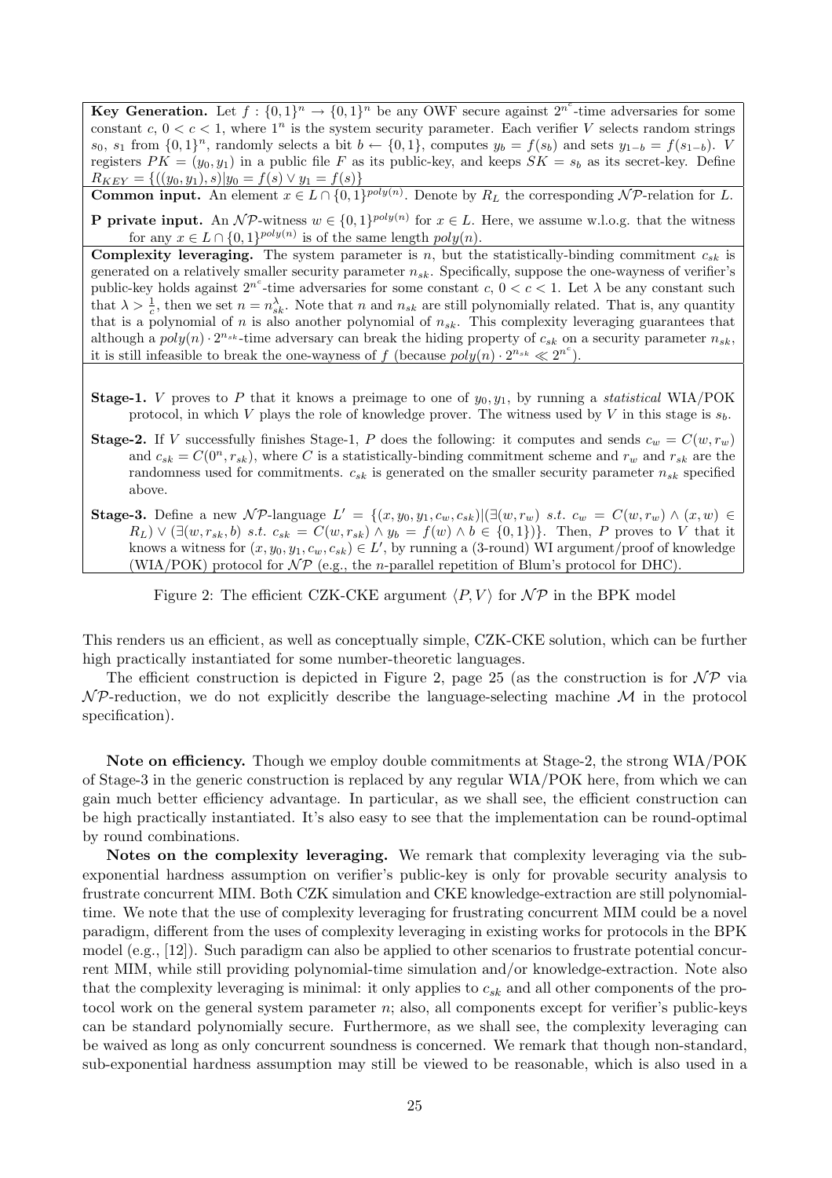**Key Generation.** Let $f : \{0,1\}^n \rightarrow \{0,1\}^n$ be any OWF secure against $2^{n^c}$-time adversaries for some constant $c$, $0 < c < 1$, where $1^n$ is the system security parameter. Each verifier $V$ selects random strings $s_0$, $s_1$ from $\{0,1\}^n$, randomly selects a bit $b \leftarrow \{0,1\}$, computes $y_b = f(s_b)$ and sets $y_{1-b} = f(s_{1-b})$. $V$ registers $PK = (y_0, y_1)$ in a public file $F$ as its public-key, and keeps $SK = s_b$ as its secret-key. Define $R_{KEY} = \{((y_0, y_1), s) | y_0 = f(s) \vee y_1 = f(s)\}$

**Common input.** An element $x \in L \cap \{0,1\}^{poly(n)}$. Denote by $R_L$ the corresponding $\mathcal{NP}$-relation for $L$.

**P private input.** An $\mathcal{NP}$-witness $w \in \{0,1\}^{poly(n)}$ for $x \in L$. Here, we assume w.l.o.g. that the witness for any $x \in L \cap \{0,1\}^{poly(n)}$ is of the same length $poly(n)$.

**Complexity leveraging.** The system parameter is $n$, but the statistically-binding commitment $c_{sk}$ is generated on a relatively smaller security parameter $n_{sk}$. Specifically, suppose the one-wayness of verifier's public-key holds against $2^{n^c}$-time adversaries for some constant $c$, $0 < c < 1$. Let $\lambda$ be any constant such that $\lambda > \frac{1}{c}$, then we set $n = n_{sk}^{\lambda}$. Note that $n$ and $n_{sk}$ are still polynomially related. That is, any quantity that is a polynomial of $n$ is also another polynomial of $n_{sk}$. This complexity leveraging guarantees that although a $poly(n) \cdot 2^{n_{sk}}$-time adversary can break the hiding property of $c_{sk}$ on a security parameter $n_{sk}$, it is still infeasible to break the one-wayness of $f$ (because $poly(n) \cdot 2^{n_{sk}} \ll 2^{n^c}$).

**Stage-1.** $V$ proves to $P$ that it knows a preimage to one of $y_0, y_1$, by running a *statistical* WIA/POK protocol, in which $V$ plays the role of knowledge prover. The witness used by $V$ in this stage is $s_b$.

**Stage-2.** If $V$ successfully finishes Stage-1, $P$ does the following: it computes and sends $c_w = C(w, r_w)$ and $c_{sk} = C(0^n, r_{sk})$, where $C$ is a statistically-binding commitment scheme and $r_w$ and $r_{sk}$ are the randomness used for commitments. $c_{sk}$ is generated on the smaller security parameter $n_{sk}$ specified above.

**Stage-3.** Define a new $\mathcal{NP}$-language $L' = \{(x, y_0, y_1, c_w, c_{sk}) | (\exists (w, r_w) \ s.t. \ c_w = C(w, r_w) \wedge (x, w) \in R_L) \vee (\exists (w, r_{sk}, b) \ s.t. \ c_{sk} = C(w, r_{sk}) \wedge y_b = f(w) \wedge b \in \{0,1\})\}$. Then, $P$ proves to $V$ that it knows a witness for $(x, y_0, y_1, c_w, c_{sk}) \in L'$, by running a (3-round) WI argument/proof of knowledge (WIA/POK) protocol for $\mathcal{NP}$ (e.g., the $n$-parallel repetition of Blum's protocol for DHC).

Figure 2: The efficient CZK-CKE argument $\langle P, V\rangle$ for $\mathcal{NP}$ in the BPK model

This renders us an efficient, as well as conceptually simple, CZK-CKE solution, which can be further high practically instantiated for some number-theoretic languages.

The efficient construction is depicted in Figure 2, page 25 (as the construction is for $\mathcal{NP}$ via $\mathcal{NP}$-reduction, we do not explicitly describe the language-selecting machine $\mathcal{M}$ in the protocol specification).

**Note on efficiency.** Though we employ double commitments at Stage-2, the strong WIA/POK of Stage-3 in the generic construction is replaced by any regular WIA/POK here, from which we can gain much better efficiency advantage. In particular, as we shall see, the efficient construction can be high practically instantiated. It's also easy to see that the implementation can be round-optimal by round combinations.

**Notes on the complexity leveraging.** We remark that complexity leveraging via the sub-exponential hardness assumption on verifier's public-key is only for provable security analysis to frustrate concurrent MIM. Both CZK simulation and CKE knowledge-extraction are still polynomial-time. We note that the use of complexity leveraging for frustrating concurrent MIM could be a novel paradigm, different from the uses of complexity leveraging in existing works for protocols in the BPK model (e.g., [12]). Such paradigm can also be applied to other scenarios to frustrate potential concurrent MIM, while still providing polynomial-time simulation and/or knowledge-extraction. Note also that the complexity leveraging is minimal: it only applies to $c_{sk}$ and all other components of the protocol work on the general system parameter $n$; also, all components except for verifier's public-keys can be standard polynomially secure. Furthermore, as we shall see, the complexity leveraging can be waived as long as only concurrent soundness is concerned. We remark that though non-standard, sub-exponential hardness assumption may still be viewed to be reasonable, which is also used in a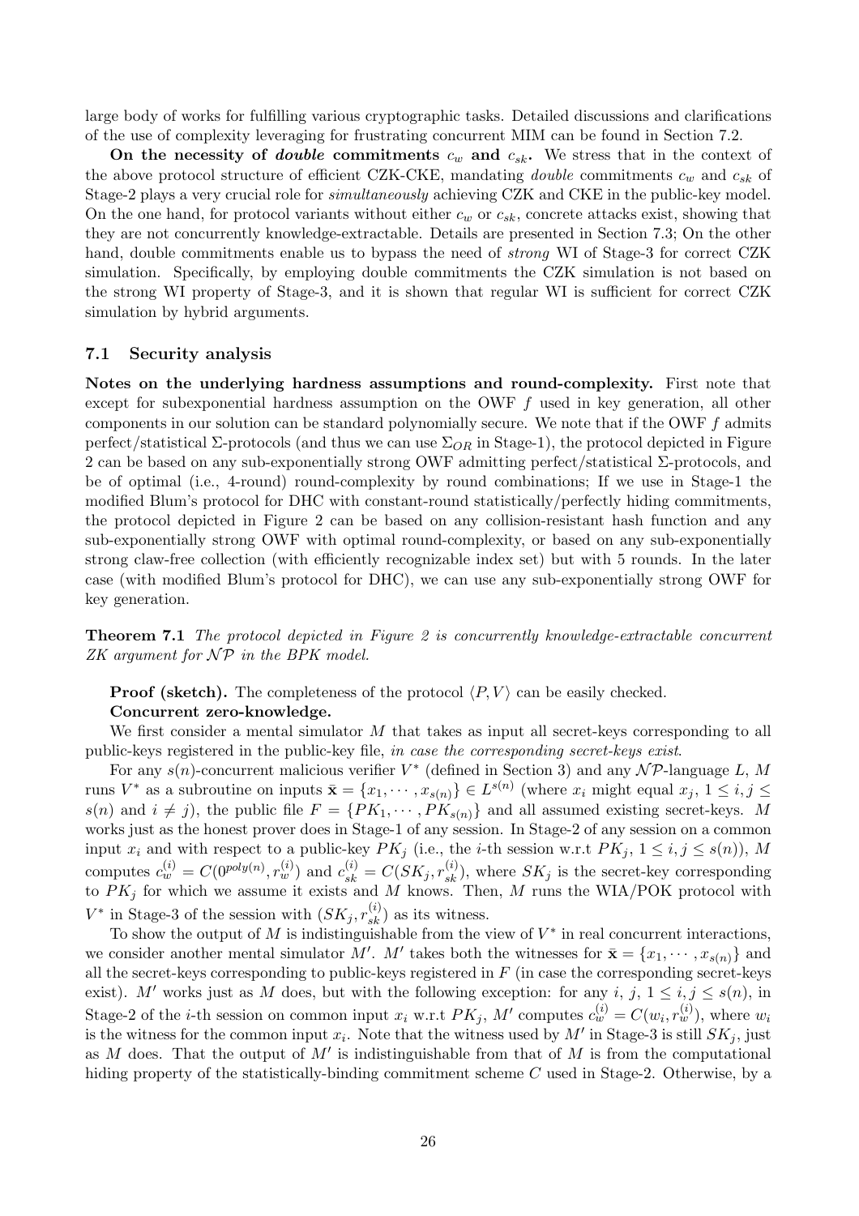large body of works for fulfilling various cryptographic tasks. Detailed discussions and clarifications of the use of complexity leveraging for frustrating concurrent MIM can be found in Section 7.2.

**On the necessity of *double* commitments $c_w$ and $c_{sk}$.** We stress that in the context of the above protocol structure of efficient CZK-CKE, mandating *double* commitments $c_w$ and $c_{sk}$ of Stage-2 plays a very crucial role for *simultaneously* achieving CZK and CKE in the public-key model. On the one hand, for protocol variants without either $c_w$ or $c_{sk}$, concrete attacks exist, showing that they are not concurrently knowledge-extractable. Details are presented in Section 7.3; On the other hand, double commitments enable us to bypass the need of *strong* WI of Stage-3 for correct CZK simulation. Specifically, by employing double commitments the CZK simulation is not based on the strong WI property of Stage-3, and it is shown that regular WI is sufficient for correct CZK simulation by hybrid arguments.

### 7.1 Security analysis

**Notes on the underlying hardness assumptions and round-complexity.** First note that except for subexponential hardness assumption on the OWF $f$ used in key generation, all other components in our solution can be standard polynomially secure. We note that if the OWF $f$ admits perfect/statistical $\Sigma$-protocols (and thus we can use $\Sigma_{OR}$ in Stage-1), the protocol depicted in Figure 2 can be based on any sub-exponentially strong OWF admitting perfect/statistical $\Sigma$-protocols, and be of optimal (i.e., 4-round) round-complexity by round combinations; If we use in Stage-1 the modified Blum's protocol for DHC with constant-round statistically/perfectly hiding commitments, the protocol depicted in Figure 2 can be based on any collision-resistant hash function and any sub-exponentially strong OWF with optimal round-complexity, or based on any sub-exponentially strong claw-free collection (with efficiently recognizable index set) but with 5 rounds. In the later case (with modified Blum's protocol for DHC), we can use any sub-exponentially strong OWF for key generation.

**Theorem 7.1** *The protocol depicted in Figure 2 is concurrently knowledge-extractable concurrent ZK argument for $\mathcal{NP}$ in the BPK model.*

**Proof (sketch).** The completeness of the protocol $\langle P, V\rangle$ can be easily checked.

**Concurrent zero-knowledge.**

We first consider a mental simulator $M$ that takes as input all secret-keys corresponding to all public-keys registered in the public-key file, *in case the corresponding secret-keys exist*.

For any $s(n)$-concurrent malicious verifier $V^*$ (defined in Section 3) and any $\mathcal{NP}$-language $L$, $M$ runs $V^*$ as a subroutine on inputs $\bar{\mathbf{x}} = \{x_1, \cdots, x_{s(n)}\} \in L^{s(n)}$ (where $x_i$ might equal $x_j$, $1 \leq i, j \leq s(n)$ and $i \neq j$), the public file $F = \{PK_1, \cdots, PK_{s(n)}\}$ and all assumed existing secret-keys. $M$ works just as the honest prover does in Stage-1 of any session. In Stage-2 of any session on a common input $x_i$ and with respect to a public-key $PK_j$ (i.e., the $i$-th session w.r.t $PK_j$, $1 \leq i, j \leq s(n)$), $M$ computes $c_w^{(i)} = C(0^{poly(n)}, r_w^{(i)})$ and $c_{sk}^{(i)} = C(SK_j, r_{sk}^{(i)})$, where $SK_j$ is the secret-key corresponding to $PK_j$ for which we assume it exists and $M$ knows. Then, $M$ runs the WIA/POK protocol with $V^*$ in Stage-3 of the session with $(SK_j, r_{sk}^{(i)})$ as its witness.

To show the output of $M$ is indistinguishable from the view of $V^*$ in real concurrent interactions, we consider another mental simulator $M'$. $M'$ takes both the witnesses for $\bar{\mathbf{x}} = \{x_1, \cdots, x_{s(n)}\}$ and all the secret-keys corresponding to public-keys registered in $F$ (in case the corresponding secret-keys exist). $M'$ works just as $M$ does, but with the following exception: for any $i$, $j$, $1 \leq i, j \leq s(n)$, in Stage-2 of the $i$-th session on common input $x_i$ w.r.t $PK_j$, $M'$ computes $c_w^{(i)} = C(w_i, r_w^{(i)})$, where $w_i$ is the witness for the common input $x_i$. Note that the witness used by $M'$ in Stage-3 is still $SK_j$, just as $M$ does. That the output of $M'$ is indistinguishable from that of $M$ is from the computational hiding property of the statistically-binding commitment scheme $C$ used in Stage-2. Otherwise, by a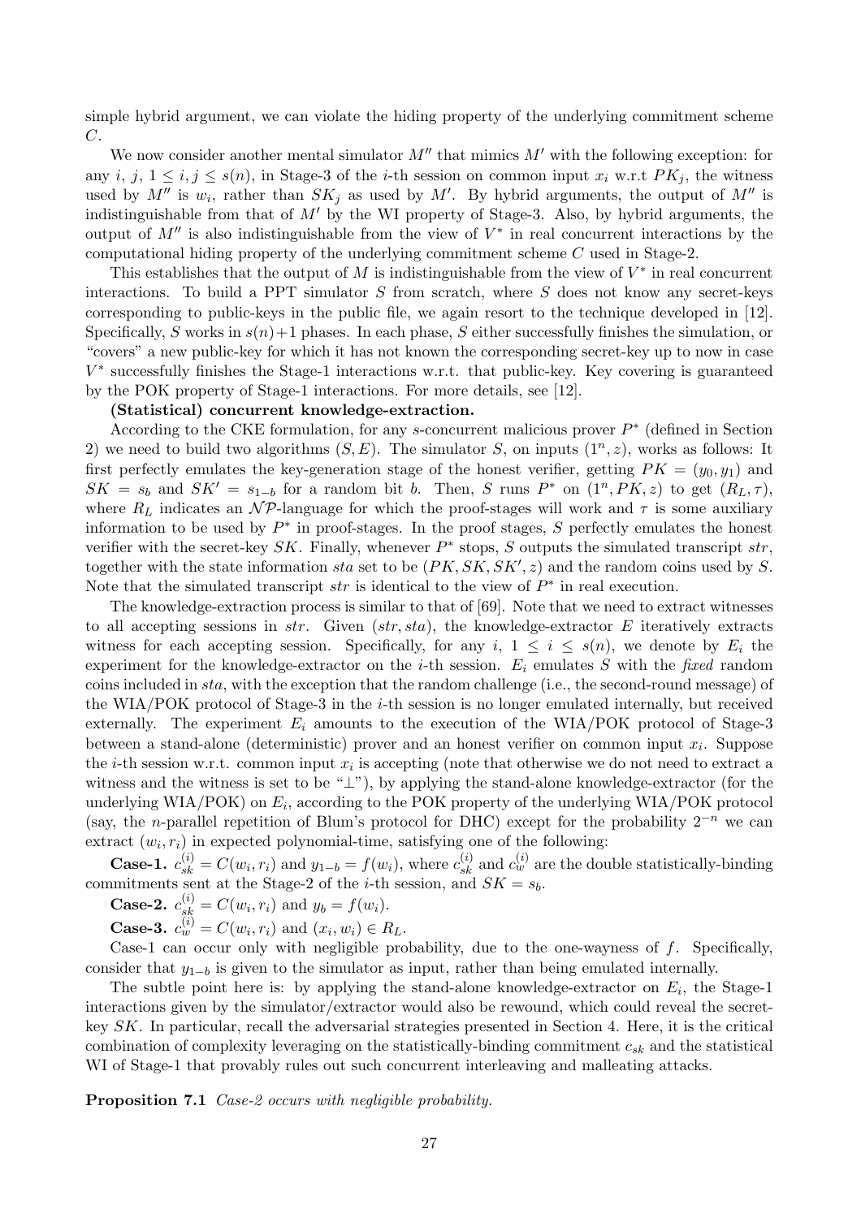simple hybrid argument, we can violate the hiding property of the underlying commitment scheme $C$.

We now consider another mental simulator $M''$ that mimics $M'$ with the following exception: for any $i$, $j$, $1 \leq i, j \leq s(n)$, in Stage-3 of the $i$-th session on common input $x_i$ w.r.t $PK_j$, the witness used by $M''$ is $w_i$, rather than $SK_j$ as used by $M'$. By hybrid arguments, the output of $M''$ is indistinguishable from that of $M'$ by the WI property of Stage-3. Also, by hybrid arguments, the output of $M''$ is also indistinguishable from the view of $V^*$ in real concurrent interactions by the computational hiding property of the underlying commitment scheme $C$ used in Stage-2.

This establishes that the output of $M$ is indistinguishable from the view of $V^*$ in real concurrent interactions. To build a PPT simulator $S$ from scratch, where $S$ does not know any secret-keys corresponding to public-keys in the public file, we again resort to the technique developed in [12]. Specifically, $S$ works in $s(n)+1$ phases. In each phase, $S$ either successfully finishes the simulation, or "covers" a new public-key for which it has not known the corresponding secret-key up to now in case $V^*$ successfully finishes the Stage-1 interactions w.r.t. that public-key. Key covering is guaranteed by the POK property of Stage-1 interactions. For more details, see [12].

**(Statistical) concurrent knowledge-extraction.**

According to the CKE formulation, for any $s$-concurrent malicious prover $P^*$ (defined in Section 2) we need to build two algorithms $(S, E)$. The simulator $S$, on inputs $(1^n, z)$, works as follows: It first perfectly emulates the key-generation stage of the honest verifier, getting $PK = (y_0, y_1)$ and $SK = s_b$ and $SK' = s_{1-b}$ for a random bit $b$. Then, $S$ runs $P^*$ on $(1^n, PK, z)$ to get $(R_L, \tau)$, where $R_L$ indicates an $\mathcal{NP}$-language for which the proof-stages will work and $\tau$ is some auxiliary information to be used by $P^*$ in proof-stages. In the proof stages, $S$ perfectly emulates the honest verifier with the secret-key $SK$. Finally, whenever $P^*$ stops, $S$ outputs the simulated transcript $str$, together with the state information $sta$ set to be $(PK, SK, SK', z)$ and the random coins used by $S$. Note that the simulated transcript $str$ is identical to the view of $P^*$ in real execution.

The knowledge-extraction process is similar to that of [69]. Note that we need to extract witnesses to all accepting sessions in $str$. Given $(str, sta)$, the knowledge-extractor $E$ iteratively extracts witness for each accepting session. Specifically, for any $i$, $1 \leq i \leq s(n)$, we denote by $E_i$ the experiment for the knowledge-extractor on the $i$-th session. $E_i$ emulates $S$ with the *fixed* random coins included in $sta$, with the exception that the random challenge (i.e., the second-round message) of the WIA/POK protocol of Stage-3 in the $i$-th session is no longer emulated internally, but received externally. The experiment $E_i$ amounts to the execution of the WIA/POK protocol of Stage-3 between a stand-alone (deterministic) prover and an honest verifier on common input $x_i$. Suppose the $i$-th session w.r.t. common input $x_i$ is accepting (note that otherwise we do not need to extract a witness and the witness is set to be "$\perp$"), by applying the stand-alone knowledge-extractor (for the underlying WIA/POK) on $E_i$, according to the POK property of the underlying WIA/POK protocol (say, the $n$-parallel repetition of Blum's protocol for DHC) except for the probability $2^{-n}$ we can extract $(w_i, r_i)$ in expected polynomial-time, satisfying one of the following:

**Case-1.** $c_{sk}^{(i)} = C(w_i, r_i)$ and $y_{1-b} = f(w_i)$, where $c_{sk}^{(i)}$ and $c_w^{(i)}$ are the double statistically-binding commitments sent at the Stage-2 of the $i$-th session, and $SK = s_b$.

**Case-2.** $c_{sk}^{(i)} = C(w_i, r_i)$ and $y_b = f(w_i)$.

**Case-3.** $c_w^{(i)} = C(w_i, r_i)$ and $(x_i, w_i) \in R_L$.

Case-1 can occur only with negligible probability, due to the one-wayness of $f$. Specifically, consider that $y_{1-b}$ is given to the simulator as input, rather than being emulated internally.

The subtle point here is: by applying the stand-alone knowledge-extractor on $E_i$, the Stage-1 interactions given by the simulator/extractor would also be rewound, which could reveal the secret-key $SK$. In particular, recall the adversarial strategies presented in Section 4. Here, it is the critical combination of complexity leveraging on the statistically-binding commitment $c_{sk}$ and the statistical WI of Stage-1 that provably rules out such concurrent interleaving and malleating attacks.

**Proposition 7.1** *Case-2 occurs with negligible probability.*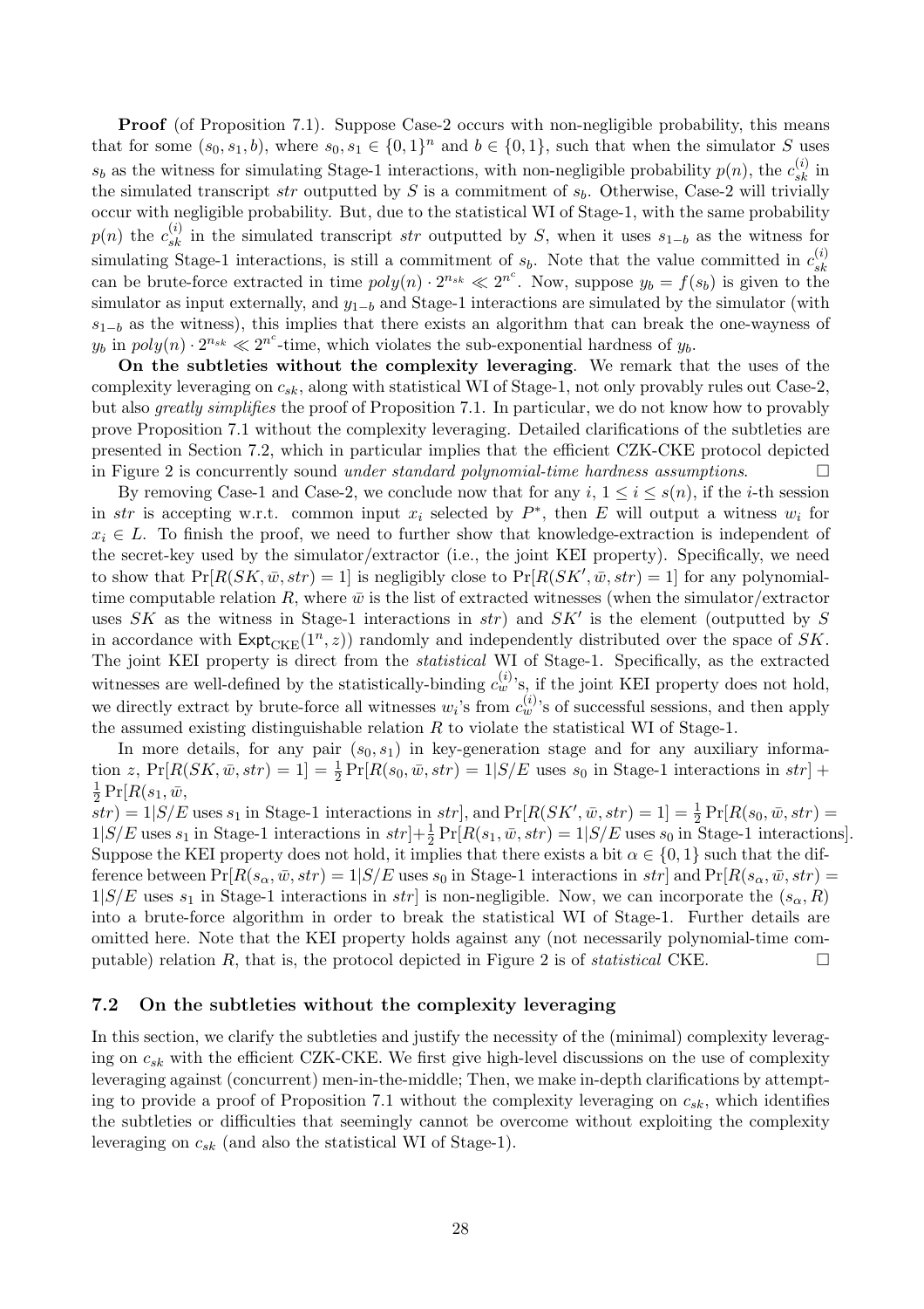**Proof** (of Proposition 7.1). Suppose Case-2 occurs with non-negligible probability, this means that for some $(s_0, s_1, b)$, where $s_0, s_1 \in \{0,1\}^n$ and $b \in \{0,1\}$, such that when the simulator $S$ uses $s_b$ as the witness for simulating Stage-1 interactions, with non-negligible probability $p(n)$, the $c_{sk}^{(i)}$ in the simulated transcript $str$ outputted by $S$ is a commitment of $s_b$. Otherwise, Case-2 will trivially occur with negligible probability. But, due to the statistical WI of Stage-1, with the same probability $p(n)$ the $c_{sk}^{(i)}$ in the simulated transcript $str$ outputted by $S$, when it uses $s_{1-b}$ as the witness for simulating Stage-1 interactions, is still a commitment of $s_b$. Note that the value committed in $c_{sk}^{(i)}$ can be brute-force extracted in time $poly(n) \cdot 2^{n_{sk}} \ll 2^{n^c}$. Now, suppose $y_b = f(s_b)$ is given to the simulator as input externally, and $y_{1-b}$ and Stage-1 interactions are simulated by the simulator (with $s_{1-b}$ as the witness), this implies that there exists an algorithm that can break the one-wayness of $y_b$ in $poly(n) \cdot 2^{n_{sk}} \ll 2^{n^c}$-time, which violates the sub-exponential hardness of $y_b$.

**On the subtleties without the complexity leveraging**. We remark that the uses of the complexity leveraging on $c_{sk}$, along with statistical WI of Stage-1, not only provably rules out Case-2, but also *greatly simplifies* the proof of Proposition 7.1. In particular, we do not know how to provably prove Proposition 7.1 without the complexity leveraging. Detailed clarifications of the subtleties are presented in Section 7.2, which in particular implies that the efficient CZK-CKE protocol depicted in Figure 2 is concurrently sound *under standard polynomial-time hardness assumptions*. □

By removing Case-1 and Case-2, we conclude now that for any $i$, $1 \leq i \leq s(n)$, if the $i$-th session in $str$ is accepting w.r.t. common input $x_i$ selected by $P^*$, then $E$ will output a witness $w_i$ for $x_i \in L$. To finish the proof, we need to further show that knowledge-extraction is independent of the secret-key used by the simulator/extractor (i.e., the joint KEI property). Specifically, we need to show that $\Pr[R(SK, \bar{w}, str) = 1]$ is negligibly close to $\Pr[R(SK', \bar{w}, str) = 1]$ for any polynomial-time computable relation $R$, where $\bar{w}$ is the list of extracted witnesses (when the simulator/extractor uses $SK$ as the witness in Stage-1 interactions in $str$) and $SK'$ is the element (outputted by $S$ in accordance with $\mathsf{Expt}_{\text{CKE}}(1^n, z)$) randomly and independently distributed over the space of $SK$. The joint KEI property is direct from the *statistical* WI of Stage-1. Specifically, as the extracted witnesses are well-defined by the statistically-binding $c_w^{(i)}$'s, if the joint KEI property does not hold, we directly extract by brute-force all witnesses $w_i$'s from $c_w^{(i)}$'s of successful sessions, and then apply the assumed existing distinguishable relation $R$ to violate the statistical WI of Stage-1.

In more details, for any pair $(s_0, s_1)$ in key-generation stage and for any auxiliary information $z$, $\Pr[R(SK, \bar{w}, str) = 1] = \frac{1}{2}\Pr[R(s_0, \bar{w}, str) = 1 | S/E \text{ uses } s_0 \text{ in Stage-1 interactions in } str] + \frac{1}{2}\Pr[R(s_1, \bar{w}, str) = 1 | S/E \text{ uses } s_1 \text{ in Stage-1 interactions in } str]$, and $\Pr[R(SK', \bar{w}, str) = 1] = \frac{1}{2}\Pr[R(s_0, \bar{w}, str) = 1 | S/E \text{ uses } s_1 \text{ in Stage-1 interactions in } str] + \frac{1}{2}\Pr[R(s_1, \bar{w}, str) = 1 | S/E \text{ uses } s_0 \text{ in Stage-1 interactions}]$. Suppose the KEI property does not hold, it implies that there exists a bit $\alpha \in \{0,1\}$ such that the difference between $\Pr[R(s_\alpha, \bar{w}, str) = 1 | S/E \text{ uses } s_0 \text{ in Stage-1 interactions in } str]$ and $\Pr[R(s_\alpha, \bar{w}, str) = 1 | S/E \text{ uses } s_1 \text{ in Stage-1 interactions in } str]$ is non-negligible. Now, we can incorporate the $(s_\alpha, R)$ into a brute-force algorithm in order to break the statistical WI of Stage-1. Further details are omitted here. Note that the KEI property holds against any (not necessarily polynomial-time computable) relation $R$, that is, the protocol depicted in Figure 2 is of *statistical* CKE. □

### 7.2 On the subtleties without the complexity leveraging

In this section, we clarify the subtleties and justify the necessity of the (minimal) complexity leveraging on $c_{sk}$ with the efficient CZK-CKE. We first give high-level discussions on the use of complexity leveraging against (concurrent) men-in-the-middle; Then, we make in-depth clarifications by attempting to provide a proof of Proposition 7.1 without the complexity leveraging on $c_{sk}$, which identifies the subtleties or difficulties that seemingly cannot be overcome without exploiting the complexity leveraging on $c_{sk}$ (and also the statistical WI of Stage-1).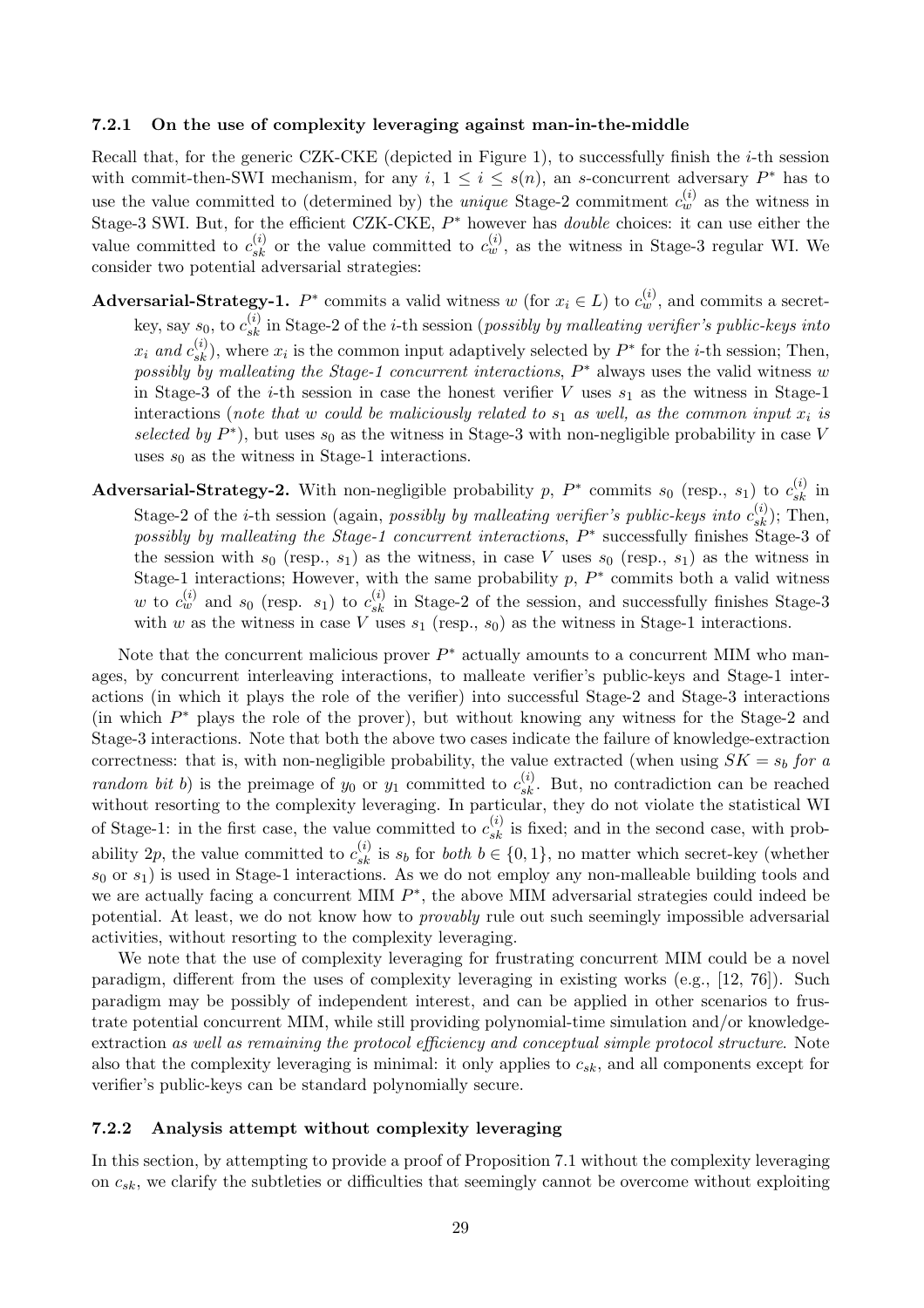#### 7.2.1 On the use of complexity leveraging against man-in-the-middle

Recall that, for the generic CZK-CKE (depicted in Figure 1), to successfully finish the $i$-th session with commit-then-SWI mechanism, for any $i$, $1 \leq i \leq s(n)$, an $s$-concurrent adversary $P^*$ has to use the value committed to (determined by) the *unique* Stage-2 commitment $c_w^{(i)}$ as the witness in Stage-3 SWI. But, for the efficient CZK-CKE, $P^*$ however has *double* choices: it can use either the value committed to $c_{sk}^{(i)}$ or the value committed to $c_w^{(i)}$, as the witness in Stage-3 regular WI. We consider two potential adversarial strategies:

**Adversarial-Strategy-1.** $P^*$ commits a valid witness $w$ (for $x_i \in L$) to $c_w^{(i)}$, and commits a secret-key, say $s_0$, to $c_{sk}^{(i)}$ in Stage-2 of the $i$-th session (*possibly by malleating verifier's public-keys into* $x_i$ *and* $c_{sk}^{(i)}$), where $x_i$ is the common input adaptively selected by $P^*$ for the $i$-th session; Then, *possibly by malleating the Stage-1 concurrent interactions*, $P^*$ always uses the valid witness $w$ in Stage-3 of the $i$-th session in case the honest verifier $V$ uses $s_1$ as the witness in Stage-1 interactions (*note that* $w$ *could be maliciously related to* $s_1$ *as well, as the common input* $x_i$ *is selected by* $P^*$), but uses $s_0$ as the witness in Stage-3 with non-negligible probability in case $V$ uses $s_0$ as the witness in Stage-1 interactions.

**Adversarial-Strategy-2.** With non-negligible probability $p$, $P^*$ commits $s_0$ (resp., $s_1$) to $c_{sk}^{(i)}$ in Stage-2 of the $i$-th session (again, *possibly by malleating verifier's public-keys into* $c_{sk}^{(i)}$); Then, *possibly by malleating the Stage-1 concurrent interactions*, $P^*$ successfully finishes Stage-3 of the session with $s_0$ (resp., $s_1$) as the witness, in case $V$ uses $s_0$ (resp., $s_1$) as the witness in Stage-1 interactions; However, with the same probability $p$, $P^*$ commits both a valid witness $w$ to $c_w^{(i)}$ and $s_0$ (resp. $s_1$) to $c_{sk}^{(i)}$ in Stage-2 of the session, and successfully finishes Stage-3 with $w$ as the witness in case $V$ uses $s_1$ (resp., $s_0$) as the witness in Stage-1 interactions.

Note that the concurrent malicious prover $P^*$ actually amounts to a concurrent MIM who manages, by concurrent interleaving interactions, to malleate verifier's public-keys and Stage-1 interactions (in which it plays the role of the verifier) into successful Stage-2 and Stage-3 interactions (in which $P^*$ plays the role of the prover), but without knowing any witness for the Stage-2 and Stage-3 interactions. Note that both the above two cases indicate the failure of knowledge-extraction correctness: that is, with non-negligible probability, the value extracted (when using $SK = s_b$ *for a random bit* $b$) is the preimage of $y_0$ or $y_1$ committed to $c_{sk}^{(i)}$. But, no contradiction can be reached without resorting to the complexity leveraging. In particular, they do not violate the statistical WI of Stage-1: in the first case, the value committed to $c_{sk}^{(i)}$ is fixed; and in the second case, with probability $2p$, the value committed to $c_{sk}^{(i)}$ is $s_b$ for *both* $b \in \{0, 1\}$, no matter which secret-key (whether $s_0$ or $s_1$) is used in Stage-1 interactions. As we do not employ any non-malleable building tools and we are actually facing a concurrent MIM $P^*$, the above MIM adversarial strategies could indeed be potential. At least, we do not know how to *provably* rule out such seemingly impossible adversarial activities, without resorting to the complexity leveraging.

We note that the use of complexity leveraging for frustrating concurrent MIM could be a novel paradigm, different from the uses of complexity leveraging in existing works (e.g., [12, 76]). Such paradigm may be possibly of independent interest, and can be applied in other scenarios to frustrate potential concurrent MIM, while still providing polynomial-time simulation and/or knowledge-extraction *as well as remaining the protocol efficiency and conceptual simple protocol structure*. Note also that the complexity leveraging is minimal: it only applies to $c_{sk}$, and all components except for verifier's public-keys can be standard polynomially secure.

#### 7.2.2 Analysis attempt without complexity leveraging

In this section, by attempting to provide a proof of Proposition 7.1 without the complexity leveraging on $c_{sk}$, we clarify the subtleties or difficulties that seemingly cannot be overcome without exploiting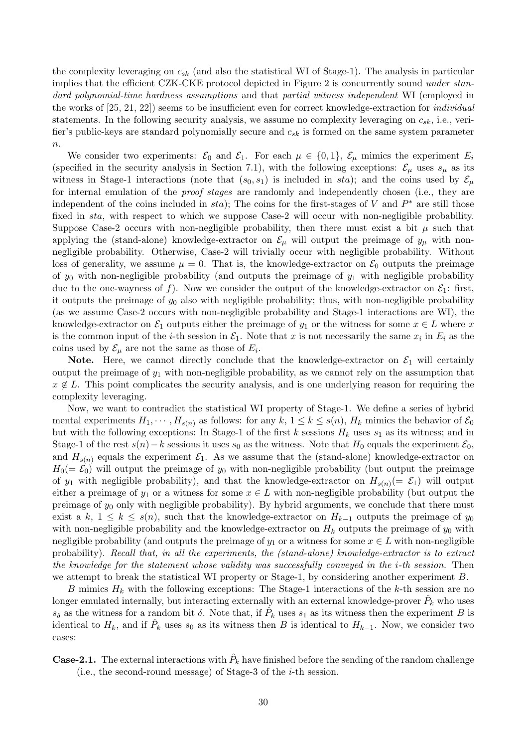the complexity leveraging on $c_{sk}$ (and also the statistical WI of Stage-1). The analysis in particular implies that the efficient CZK-CKE protocol depicted in Figure 2 is concurrently sound *under standard polynomial-time hardness assumptions* and that *partial witness independent* WI (employed in the works of [25, 21, 22]) seems to be insufficient even for correct knowledge-extraction for *individual* statements. In the following security analysis, we assume no complexity leveraging on $c_{sk}$, i.e., verifier's public-keys are standard polynomially secure and $c_{sk}$ is formed on the same system parameter $n$.

We consider two experiments: $\mathcal{E}_0$ and $\mathcal{E}_1$. For each $\mu \in \{0, 1\}$, $\mathcal{E}_\mu$ mimics the experiment $E_i$ (specified in the security analysis in Section 7.1), with the following exceptions: $\mathcal{E}_\mu$ uses $s_\mu$ as its witness in Stage-1 interactions (note that $(s_0, s_1)$ is included in $sta$); and the coins used by $\mathcal{E}_\mu$ for internal emulation of the *proof stages* are randomly and independently chosen (i.e., they are independent of the coins included in $sta$); The coins for the first-stages of $V$ and $P^*$ are still those fixed in $sta$, with respect to which we suppose Case-2 will occur with non-negligible probability. Suppose Case-2 occurs with non-negligible probability, then there must exist a bit $\mu$ such that applying the (stand-alone) knowledge-extractor on $\mathcal{E}_\mu$ will output the preimage of $y_\mu$ with non-negligible probability. Otherwise, Case-2 will trivially occur with negligible probability. Without loss of generality, we assume $\mu = 0$. That is, the knowledge-extractor on $\mathcal{E}_0$ outputs the preimage of $y_0$ with non-negligible probability (and outputs the preimage of $y_1$ with negligible probability due to the one-wayness of $f$). Now we consider the output of the knowledge-extractor on $\mathcal{E}_1$: first, it outputs the preimage of $y_0$ also with negligible probability; thus, with non-negligible probability (as we assume Case-2 occurs with non-negligible probability and Stage-1 interactions are WI), the knowledge-extractor on $\mathcal{E}_1$ outputs either the preimage of $y_1$ or the witness for some $x \in L$ where $x$ is the common input of the $i$-th session in $\mathcal{E}_1$. Note that $x$ is not necessarily the same $x_i$ in $E_i$ as the coins used by $\mathcal{E}_\mu$ are not the same as those of $E_i$.

**Note.** Here, we cannot directly conclude that the knowledge-extractor on $\mathcal{E}_1$ will certainly output the preimage of $y_1$ with non-negligible probability, as we cannot rely on the assumption that $x \notin L$. This point complicates the security analysis, and is one underlying reason for requiring the complexity leveraging.

Now, we want to contradict the statistical WI property of Stage-1. We define a series of hybrid mental experiments $H_1, \cdots, H_{s(n)}$ as follows: for any $k$, $1 \le k \le s(n)$, $H_k$ mimics the behavior of $\mathcal{E}_0$ but with the following exceptions: In Stage-1 of the first $k$ sessions $H_k$ uses $s_1$ as its witness; and in Stage-1 of the rest $s(n) - k$ sessions it uses $s_0$ as the witness. Note that $H_0$ equals the experiment $\mathcal{E}_0$, and $H_{s(n)}$ equals the experiment $\mathcal{E}_1$. As we assume that the (stand-alone) knowledge-extractor on $H_0 (= \mathcal{E}_0)$ will output the preimage of $y_0$ with non-negligible probability (but output the preimage of $y_1$ with negligible probability), and that the knowledge-extractor on $H_{s(n)} (= \mathcal{E}_1)$ will output either a preimage of $y_1$ or a witness for some $x \in L$ with non-negligible probability (but output the preimage of $y_0$ only with negligible probability). By hybrid arguments, we conclude that there must exist a $k$, $1 \le k \le s(n)$, such that the knowledge-extractor on $H_{k-1}$ outputs the preimage of $y_0$ with non-negligible probability and the knowledge-extractor on $H_k$ outputs the preimage of $y_0$ with negligible probability (and outputs the preimage of $y_1$ or a witness for some $x \in L$ with non-negligible probability). *Recall that, in all the experiments, the (stand-alone) knowledge-extractor is to extract the knowledge for the statement whose validity was successfully conveyed in the $i$-th session.* Then we attempt to break the statistical WI property or Stage-1, by considering another experiment $B$.

$B$ mimics $H_k$ with the following exceptions: The Stage-1 interactions of the $k$-th session are no longer emulated internally, but interacting externally with an external knowledge-prover $\hat{P}_k$ who uses $s_\delta$ as the witness for a random bit $\delta$. Note that, if $\hat{P}_k$ uses $s_1$ as its witness then the experiment $B$ is identical to $H_k$, and if $\hat{P}_k$ uses $s_0$ as its witness then $B$ is identical to $H_{k-1}$. Now, we consider two cases:

**Case-2.1.** The external interactions with $\hat{P}_k$ have finished before the sending of the random challenge (i.e., the second-round message) of Stage-3 of the $i$-th session.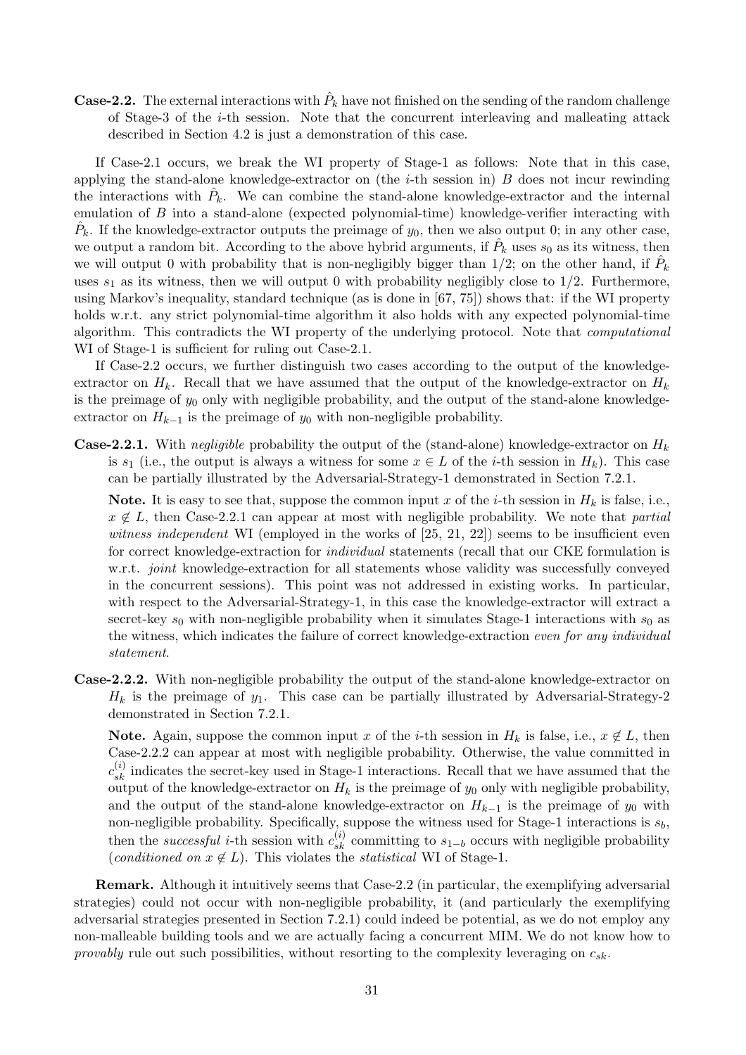**Case-2.2.** The external interactions with $\hat{P}_k$ have not finished on the sending of the random challenge of Stage-3 of the $i$-th session. Note that the concurrent interleaving and malleating attack described in Section 4.2 is just a demonstration of this case.

If Case-2.1 occurs, we break the WI property of Stage-1 as follows: Note that in this case, applying the stand-alone knowledge-extractor on (the $i$-th session in) $B$ does not incur rewinding the interactions with $\hat{P}_k$. We can combine the stand-alone knowledge-extractor and the internal emulation of $B$ into a stand-alone (expected polynomial-time) knowledge-verifier interacting with $\hat{P}_k$. If the knowledge-extractor outputs the preimage of $y_0$, then we also output 0; in any other case, we output a random bit. According to the above hybrid arguments, if $\hat{P}_k$ uses $s_0$ as its witness, then we will output 0 with probability that is non-negligibly bigger than 1/2; on the other hand, if $\hat{P}_k$ uses $s_1$ as its witness, then we will output 0 with probability negligibly close to 1/2. Furthermore, using Markov's inequality, standard technique (as is done in [67, 75]) shows that: if the WI property holds w.r.t. any strict polynomial-time algorithm it also holds with any expected polynomial-time algorithm. This contradicts the WI property of the underlying protocol. Note that *computational* WI of Stage-1 is sufficient for ruling out Case-2.1.

If Case-2.2 occurs, we further distinguish two cases according to the output of the knowledge-extractor on $H_k$. Recall that we have assumed that the output of the knowledge-extractor on $H_k$ is the preimage of $y_0$ only with negligible probability, and the output of the stand-alone knowledge-extractor on $H_{k-1}$ is the preimage of $y_0$ with non-negligible probability.

**Case-2.2.1.** With *negligible* probability the output of the (stand-alone) knowledge-extractor on $H_k$ is $s_1$ (i.e., the output is always a witness for some $x \in L$ of the $i$-th session in $H_k$). This case can be partially illustrated by the Adversarial-Strategy-1 demonstrated in Section 7.2.1.

**Note.** It is easy to see that, suppose the common input $x$ of the $i$-th session in $H_k$ is false, i.e., $x \notin L$, then Case-2.2.1 can appear at most with negligible probability. We note that *partial witness independent* WI (employed in the works of [25, 21, 22]) seems to be insufficient even for correct knowledge-extraction for *individual* statements (recall that our CKE formulation is w.r.t. *joint* knowledge-extraction for all statements whose validity was successfully conveyed in the concurrent sessions). This point was not addressed in existing works. In particular, with respect to the Adversarial-Strategy-1, in this case the knowledge-extractor will extract a secret-key $s_0$ with non-negligible probability when it simulates Stage-1 interactions with $s_0$ as the witness, which indicates the failure of correct knowledge-extraction *even for any individual statement*.

**Case-2.2.2.** With non-negligible probability the output of the stand-alone knowledge-extractor on $H_k$ is the preimage of $y_1$. This case can be partially illustrated by Adversarial-Strategy-2 demonstrated in Section 7.2.1.

**Note.** Again, suppose the common input $x$ of the $i$-th session in $H_k$ is false, i.e., $x \notin L$, then Case-2.2.2 can appear at most with negligible probability. Otherwise, the value committed in $c_{sk}^{(i)}$ indicates the secret-key used in Stage-1 interactions. Recall that we have assumed that the output of the knowledge-extractor on $H_k$ is the preimage of $y_0$ only with negligible probability, and the output of the stand-alone knowledge-extractor on $H_{k-1}$ is the preimage of $y_0$ with non-negligible probability. Specifically, suppose the witness used for Stage-1 interactions is $s_b$, then the *successful* $i$-th session with $c_{sk}^{(i)}$ committing to $s_{1-b}$ occurs with negligible probability (*conditioned on* $x \notin L$). This violates the *statistical* WI of Stage-1.

**Remark.** Although it intuitively seems that Case-2.2 (in particular, the exemplifying adversarial strategies) could not occur with non-negligible probability, it (and particularly the exemplifying adversarial strategies presented in Section 7.2.1) could indeed be potential, as we do not employ any non-malleable building tools and we are actually facing a concurrent MIM. We do not know how to *provably* rule out such possibilities, without resorting to the complexity leveraging on $c_{sk}$.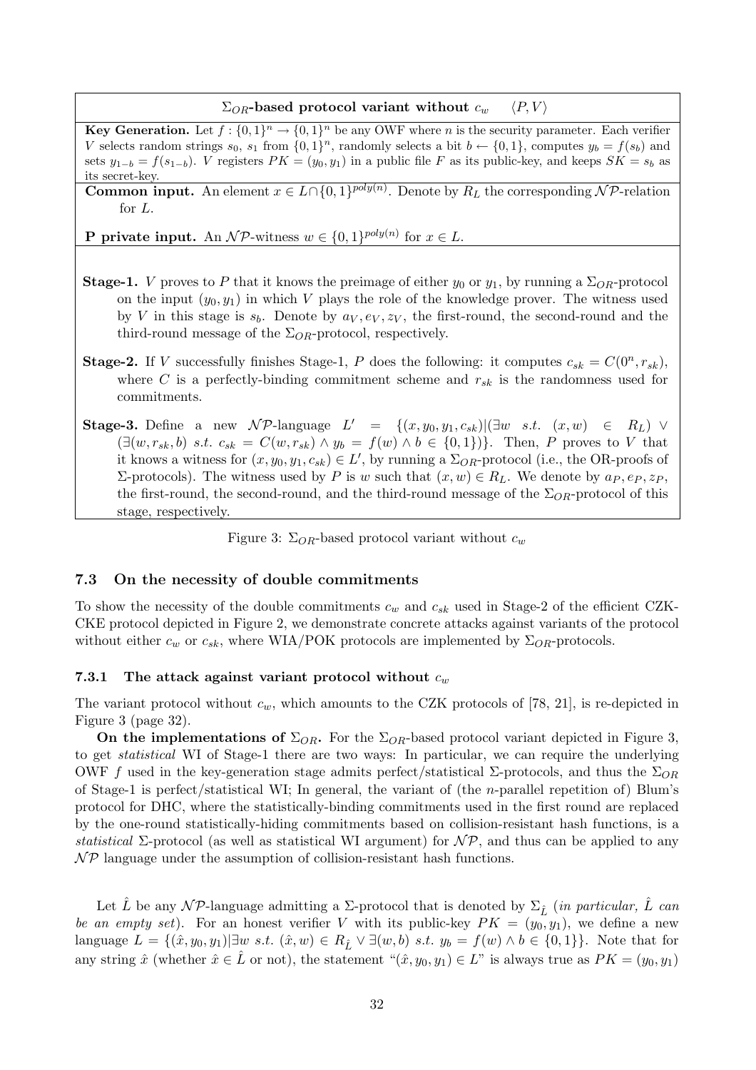**$\Sigma_{OR}$-based protocol variant without $c_w$** $\quad \langle P, V \rangle$

**Key Generation.** Let $f : \{0,1\}^n \rightarrow \{0,1\}^n$ be any OWF where $n$ is the security parameter. Each verifier $V$ selects random strings $s_0$, $s_1$ from $\{0,1\}^n$, randomly selects a bit $b \leftarrow \{0,1\}$, computes $y_b = f(s_b)$ and sets $y_{1-b} = f(s_{1-b})$. $V$ registers $PK = (y_0, y_1)$ in a public file $F$ as its public-key, and keeps $SK = s_b$ as its secret-key.

**Common input.** An element $x \in L \cap \{0,1\}^{poly(n)}$. Denote by $R_L$ the corresponding $\mathcal{NP}$-relation for $L$.

**P private input.** An $\mathcal{NP}$-witness $w \in \{0,1\}^{poly(n)}$ for $x \in L$.

**Stage-1.** $V$ proves to $P$ that it knows the preimage of either $y_0$ or $y_1$, by running a $\Sigma_{OR}$-protocol on the input $(y_0, y_1)$ in which $V$ plays the role of the knowledge prover. The witness used by $V$ in this stage is $s_b$. Denote by $a_V, e_V, z_V$, the first-round, the second-round and the third-round message of the $\Sigma_{OR}$-protocol, respectively.

**Stage-2.** If $V$ successfully finishes Stage-1, $P$ does the following: it computes $c_{sk} = C(0^n, r_{sk})$, where $C$ is a perfectly-binding commitment scheme and $r_{sk}$ is the randomness used for commitments.

**Stage-3.** Define a new $\mathcal{NP}$-language $L' = \{(x, y_0, y_1, c_{sk}) | (\exists w \ s.t. \ (x, w) \in R_L) \vee (\exists (w, r_{sk}, b) \ s.t. \ c_{sk} = C(w, r_{sk}) \wedge y_b = f(w) \wedge b \in \{0,1\})\}$. Then, $P$ proves to $V$ that it knows a witness for $(x, y_0, y_1, c_{sk}) \in L'$, by running a $\Sigma_{OR}$-protocol (i.e., the OR-proofs of $\Sigma$-protocols). The witness used by $P$ is $w$ such that $(x, w) \in R_L$. We denote by $a_P, e_P, z_P$, the first-round, the second-round, and the third-round message of the $\Sigma_{OR}$-protocol of this stage, respectively.

Figure 3: $\Sigma_{OR}$-based protocol variant without $c_w$

### 7.3 On the necessity of double commitments

To show the necessity of the double commitments $c_w$ and $c_{sk}$ used in Stage-2 of the efficient CZK-CKE protocol depicted in Figure 2, we demonstrate concrete attacks against variants of the protocol without either $c_w$ or $c_{sk}$, where WIA/POK protocols are implemented by $\Sigma_{OR}$-protocols.

#### 7.3.1 The attack against variant protocol without $c_w$

The variant protocol without $c_w$, which amounts to the CZK protocols of [78, 21], is re-depicted in Figure 3 (page 32).

**On the implementations of $\Sigma_{OR}$.** For the $\Sigma_{OR}$-based protocol variant depicted in Figure 3, to get *statistical* WI of Stage-1 there are two ways: In particular, we can require the underlying OWF $f$ used in the key-generation stage admits perfect/statistical $\Sigma$-protocols, and thus the $\Sigma_{OR}$ of Stage-1 is perfect/statistical WI; In general, the variant of (the $n$-parallel repetition of) Blum's protocol for DHC, where the statistically-binding commitments used in the first round are replaced by the one-round statistically-hiding commitments based on collision-resistant hash functions, is a *statistical* $\Sigma$-protocol (as well as statistical WI argument) for $\mathcal{NP}$, and thus can be applied to any $\mathcal{NP}$ language under the assumption of collision-resistant hash functions.

Let $\hat{L}$ be any $\mathcal{NP}$-language admitting a $\Sigma$-protocol that is denoted by $\Sigma_{\hat{L}}$ (*in particular, $\hat{L}$ can be an empty set*). For an honest verifier $V$ with its public-key $PK = (y_0, y_1)$, we define a new language $L = \{(\hat{x}, y_0, y_1) | \exists w \ s.t. \ (\hat{x}, w) \in R_{\hat{L}} \vee \exists (w, b) \ s.t. \ y_b = f(w) \wedge b \in \{0,1\}\}$. Note that for any string $\hat{x}$ (whether $\hat{x} \in \hat{L}$ or not), the statement "$(\hat{x}, y_0, y_1) \in L$" is always true as $PK = (y_0, y_1)$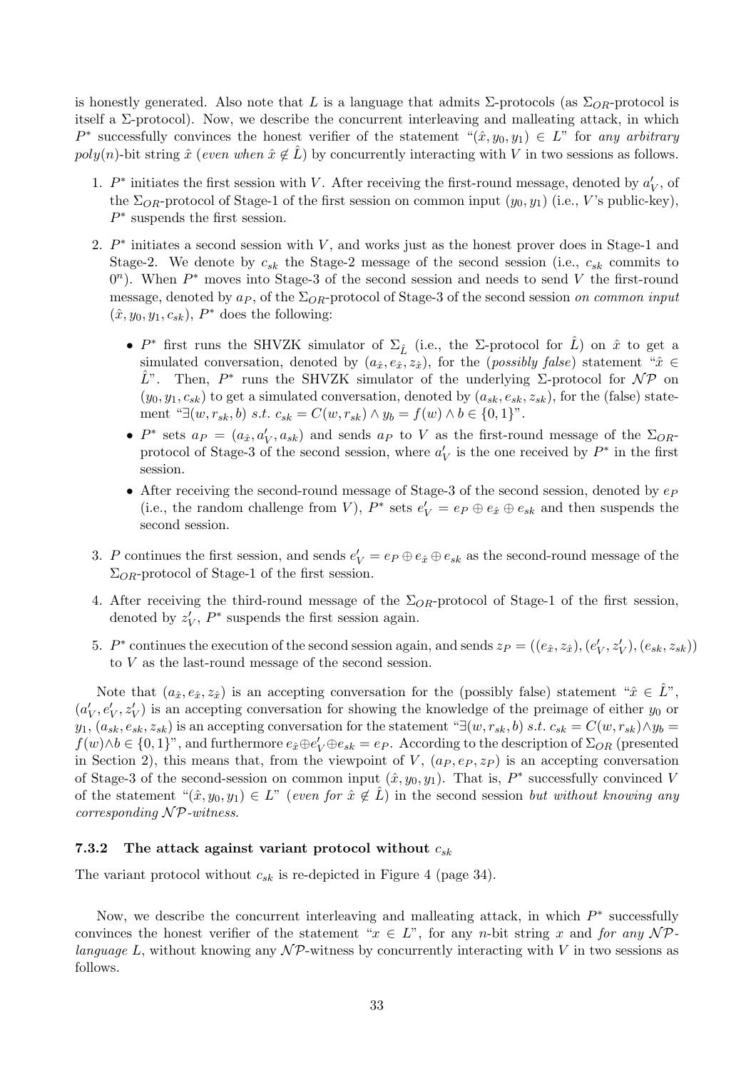is honestly generated. Also note that $L$ is a language that admits $\Sigma$-protocols (as $\Sigma_{OR}$-protocol is itself a $\Sigma$-protocol). Now, we describe the concurrent interleaving and malleating attack, in which $P^*$ successfully convinces the honest verifier of the statement "$(\hat{x}, y_0, y_1) \in L$" for *any arbitrary* $poly(n)$-*bit string* $\hat{x}$ (*even when* $\hat{x} \notin \hat{L}$) by concurrently interacting with $V$ in two sessions as follows.

1. $P^*$ initiates the first session with $V$. After receiving the first-round message, denoted by $a'_V$, of the $\Sigma_{OR}$-protocol of Stage-1 of the first session on common input $(y_0, y_1)$ (i.e., $V$'s public-key), $P^*$ suspends the first session.

2. $P^*$ initiates a second session with $V$, and works just as the honest prover does in Stage-1 and Stage-2. We denote by $c_{sk}$ the Stage-2 message of the second session (i.e., $c_{sk}$ commits to $0^n$). When $P^*$ moves into Stage-3 of the second session and needs to send $V$ the first-round message, denoted by $a_P$, of the $\Sigma_{OR}$-protocol of Stage-3 of the second session *on common input* $(\hat{x}, y_0, y_1, c_{sk})$, $P^*$ does the following:

   - $P^*$ first runs the SHVZK simulator of $\Sigma_{\hat{L}}$ (i.e., the $\Sigma$-protocol for $\hat{L}$) on $\hat{x}$ to get a simulated conversation, denoted by $(a_{\hat{x}}, e_{\hat{x}}, z_{\hat{x}})$, for the (*possibly false*) statement "$\hat{x} \in \hat{L}$". Then, $P^*$ runs the SHVZK simulator of the underlying $\Sigma$-protocol for $\mathcal{NP}$ on $(y_0, y_1, c_{sk})$ to get a simulated conversation, denoted by $(a_{sk}, e_{sk}, z_{sk})$, for the (false) statement "$\exists (w, r_{sk}, b)$ *s.t.* $c_{sk} = C(w, r_{sk}) \wedge y_b = f(w) \wedge b \in \{0,1\}$".
   - $P^*$ sets $a_P = (a_{\hat{x}}, a'_V, a_{sk})$ and sends $a_P$ to $V$ as the first-round message of the $\Sigma_{OR}$-protocol of Stage-3 of the second session, where $a'_V$ is the one received by $P^*$ in the first session.
   - After receiving the second-round message of Stage-3 of the second session, denoted by $e_P$ (i.e., the random challenge from $V$), $P^*$ sets $e'_V = e_P \oplus e_{\hat{x}} \oplus e_{sk}$ and then suspends the second session.

3. $P$ continues the first session, and sends $e'_V = e_P \oplus e_{\hat{x}} \oplus e_{sk}$ as the second-round message of the $\Sigma_{OR}$-protocol of Stage-1 of the first session.

4. After receiving the third-round message of the $\Sigma_{OR}$-protocol of Stage-1 of the first session, denoted by $z'_V$, $P^*$ suspends the first session again.

5. $P^*$ continues the execution of the second session again, and sends $z_P = ((e_{\hat{x}}, z_{\hat{x}}), (e'_V, z'_V), (e_{sk}, z_{sk}))$ to $V$ as the last-round message of the second session.

Note that $(a_{\hat{x}}, e_{\hat{x}}, z_{\hat{x}})$ is an accepting conversation for the (possibly false) statement "$\hat{x} \in \hat{L}$", $(a'_V, e'_V, z'_V)$ is an accepting conversation for showing the knowledge of the preimage of either $y_0$ or $y_1$, $(a_{sk}, e_{sk}, z_{sk})$ is an accepting conversation for the statement "$\exists (w, r_{sk}, b)$ *s.t.* $c_{sk} = C(w, r_{sk}) \wedge y_b = f(w) \wedge b \in \{0,1\}$", and furthermore $e_{\hat{x}} \oplus e'_V \oplus e_{sk} = e_P$. According to the description of $\Sigma_{OR}$ (presented in Section 2), this means that, from the viewpoint of $V$, $(a_P, e_P, z_P)$ is an accepting conversation of Stage-3 of the second-session on common input $(\hat{x}, y_0, y_1)$. That is, $P^*$ successfully convinced $V$ of the statement "$(\hat{x}, y_0, y_1) \in L$" (*even for* $\hat{x} \notin \hat{L}$) in the second session *but without knowing any corresponding* $\mathcal{NP}$-*witness*.

### 7.3.2 The attack against variant protocol without $c_{sk}$

The variant protocol without $c_{sk}$ is re-depicted in Figure 4 (page 34).

Now, we describe the concurrent interleaving and malleating attack, in which $P^*$ successfully convinces the honest verifier of the statement "$x \in L$", for any $n$-bit string $x$ and *for any* $\mathcal{NP}$-*language* $L$, without knowing any $\mathcal{NP}$-witness by concurrently interacting with $V$ in two sessions as follows.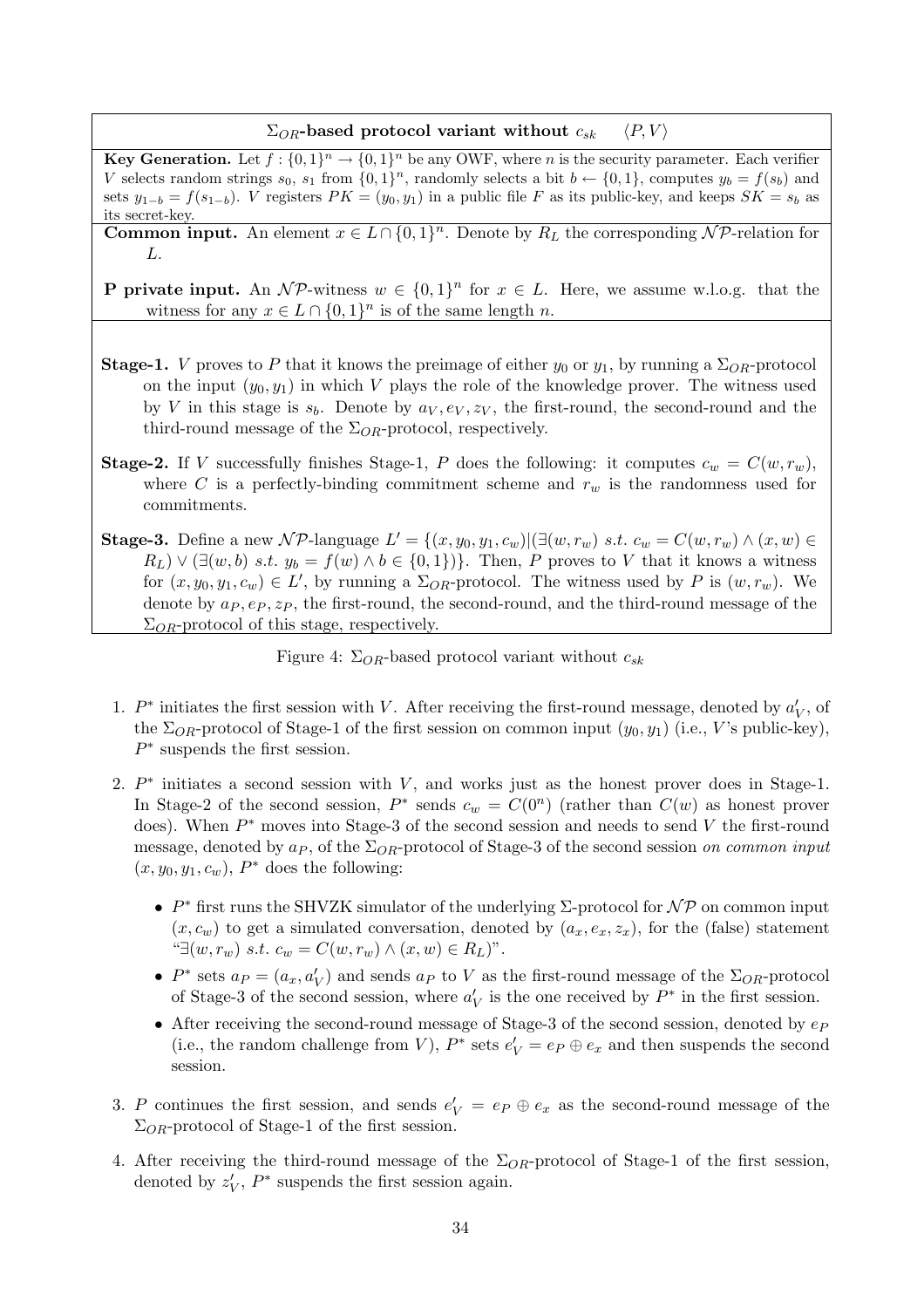**$\Sigma_{OR}$-based protocol variant without $c_{sk}$** $\quad\langle P, V\rangle$

**Key Generation.** Let $f : \{0,1\}^n \rightarrow \{0,1\}^n$ be any OWF, where $n$ is the security parameter. Each verifier $V$ selects random strings $s_0$, $s_1$ from $\{0,1\}^n$, randomly selects a bit $b \leftarrow \{0,1\}$, computes $y_b = f(s_b)$ and sets $y_{1-b} = f(s_{1-b})$. $V$ registers $PK = (y_0, y_1)$ in a public file $F$ as its public-key, and keeps $SK = s_b$ as its secret-key.

**Common input.** An element $x \in L \cap \{0,1\}^n$. Denote by $R_L$ the corresponding $\mathcal{NP}$-relation for $L$.

**P private input.** An $\mathcal{NP}$-witness $w \in \{0,1\}^n$ for $x \in L$. Here, we assume w.l.o.g. that the witness for any $x \in L \cap \{0,1\}^n$ is of the same length $n$.

**Stage-1.** $V$ proves to $P$ that it knows the preimage of either $y_0$ or $y_1$, by running a $\Sigma_{OR}$-protocol on the input $(y_0, y_1)$ in which $V$ plays the role of the knowledge prover. The witness used by $V$ in this stage is $s_b$. Denote by $a_V, e_V, z_V$, the first-round, the second-round and the third-round message of the $\Sigma_{OR}$-protocol, respectively.

**Stage-2.** If $V$ successfully finishes Stage-1, $P$ does the following: it computes $c_w = C(w, r_w)$, where $C$ is a perfectly-binding commitment scheme and $r_w$ is the randomness used for commitments.

**Stage-3.** Define a new $\mathcal{NP}$-language $L' = \{(x, y_0, y_1, c_w) | (\exists (w, r_w)\ s.t.\ c_w = C(w, r_w) \wedge (x, w) \in R_L) \vee (\exists (w, b)\ s.t.\ y_b = f(w) \wedge b \in \{0,1\})\}$. Then, $P$ proves to $V$ that it knows a witness for $(x, y_0, y_1, c_w) \in L'$, by running a $\Sigma_{OR}$-protocol. The witness used by $P$ is $(w, r_w)$. We denote by $a_P, e_P, z_P$, the first-round, the second-round, and the third-round message of the $\Sigma_{OR}$-protocol of this stage, respectively.

Figure 4: $\Sigma_{OR}$-based protocol variant without $c_{sk}$

1. $P^*$ initiates the first session with $V$. After receiving the first-round message, denoted by $a'_V$, of the $\Sigma_{OR}$-protocol of Stage-1 of the first session on common input $(y_0, y_1)$ (i.e., $V$'s public-key), $P^*$ suspends the first session.

2. $P^*$ initiates a second session with $V$, and works just as the honest prover does in Stage-1. In Stage-2 of the second session, $P^*$ sends $c_w = C(0^n)$ (rather than $C(w)$ as honest prover does). When $P^*$ moves into Stage-3 of the second session and needs to send $V$ the first-round message, denoted by $a_P$, of the $\Sigma_{OR}$-protocol of Stage-3 of the second session *on common input* $(x, y_0, y_1, c_w)$, $P^*$ does the following:

   - $P^*$ first runs the SHVZK simulator of the underlying $\Sigma$-protocol for $\mathcal{NP}$ on common input $(x, c_w)$ to get a simulated conversation, denoted by $(a_x, e_x, z_x)$, for the (false) statement "$\exists (w, r_w)\ s.t.\ c_w = C(w, r_w) \wedge (x, w) \in R_L$)".
   - $P^*$ sets $a_P = (a_x, a'_V)$ and sends $a_P$ to $V$ as the first-round message of the $\Sigma_{OR}$-protocol of Stage-3 of the second session, where $a'_V$ is the one received by $P^*$ in the first session.
   - After receiving the second-round message of Stage-3 of the second session, denoted by $e_P$ (i.e., the random challenge from $V$), $P^*$ sets $e'_V = e_P \oplus e_x$ and then suspends the second session.

3. $P$ continues the first session, and sends $e'_V = e_P \oplus e_x$ as the second-round message of the $\Sigma_{OR}$-protocol of Stage-1 of the first session.

4. After receiving the third-round message of the $\Sigma_{OR}$-protocol of Stage-1 of the first session, denoted by $z'_V$, $P^*$ suspends the first session again.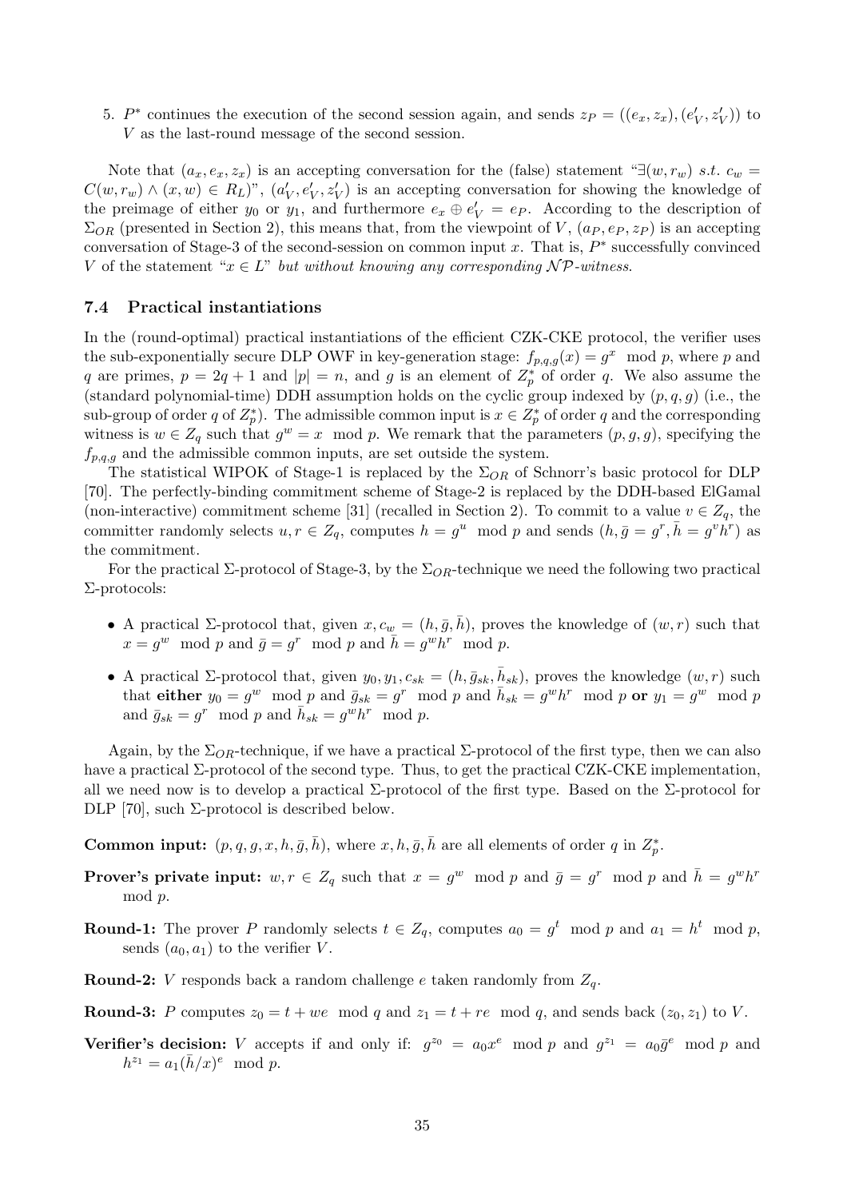5. $P^*$ continues the execution of the second session again, and sends $z_P = ((e_x, z_x), (e'_V, z'_V))$ to $V$ as the last-round message of the second session.

Note that $(a_x, e_x, z_x)$ is an accepting conversation for the (false) statement "$\exists(w, r_w)$ *s.t.* $c_w = C(w, r_w) \wedge (x, w) \in R_L$)", $(a'_V, e'_V, z'_V)$ is an accepting conversation for showing the knowledge of the preimage of either $y_0$ or $y_1$, and furthermore $e_x \oplus e'_V = e_P$. According to the description of $\Sigma_{OR}$ (presented in Section 2), this means that, from the viewpoint of $V$, $(a_P, e_P, z_P)$ is an accepting conversation of Stage-3 of the second-session on common input $x$. That is, $P^*$ successfully convinced $V$ of the statement "$x \in L$" *but without knowing any corresponding $\mathcal{NP}$-witness*.

### 7.4 Practical instantiations

In the (round-optimal) practical instantiations of the efficient CZK-CKE protocol, the verifier uses the sub-exponentially secure DLP OWF in key-generation stage: $f_{p,q,g}(x) = g^x \mod p$, where $p$ and $q$ are primes, $p = 2q + 1$ and $|p| = n$, and $g$ is an element of $Z_p^*$ of order $q$. We also assume the (standard polynomial-time) DDH assumption holds on the cyclic group indexed by $(p, q, g)$ (i.e., the sub-group of order $q$ of $Z_p^*$). The admissible common input is $x \in Z_p^*$ of order $q$ and the corresponding witness is $w \in Z_q$ such that $g^w = x \mod p$. We remark that the parameters $(p, g, g)$, specifying the $f_{p,q,g}$ and the admissible common inputs, are set outside the system.

The statistical WIPOK of Stage-1 is replaced by the $\Sigma_{OR}$ of Schnorr's basic protocol for DLP [70]. The perfectly-binding commitment scheme of Stage-2 is replaced by the DDH-based ElGamal (non-interactive) commitment scheme [31] (recalled in Section 2). To commit to a value $v \in Z_q$, the committer randomly selects $u, r \in Z_q$, computes $h = g^u \mod p$ and sends $(h, \bar{g} = g^r, \bar{h} = g^v h^r)$ as the commitment.

For the practical $\Sigma$-protocol of Stage-3, by the $\Sigma_{OR}$-technique we need the following two practical $\Sigma$-protocols:

- A practical $\Sigma$-protocol that, given $x, c_w = (h, \bar{g}, \bar{h})$, proves the knowledge of $(w, r)$ such that $x = g^w \mod p$ and $\bar{g} = g^r \mod p$ and $\bar{h} = g^w h^r \mod p$.
- A practical $\Sigma$-protocol that, given $y_0, y_1, c_{sk} = (h, \bar{g}_{sk}, \bar{h}_{sk})$, proves the knowledge $(w, r)$ such that **either** $y_0 = g^w \mod p$ and $\bar{g}_{sk} = g^r \mod p$ and $\bar{h}_{sk} = g^w h^r \mod p$ **or** $y_1 = g^w \mod p$ and $\bar{g}_{sk} = g^r \mod p$ and $\bar{h}_{sk} = g^w h^r \mod p$.

Again, by the $\Sigma_{OR}$-technique, if we have a practical $\Sigma$-protocol of the first type, then we can also have a practical $\Sigma$-protocol of the second type. Thus, to get the practical CZK-CKE implementation, all we need now is to develop a practical $\Sigma$-protocol of the first type. Based on the $\Sigma$-protocol for DLP [70], such $\Sigma$-protocol is described below.

**Common input:** $(p, q, g, x, h, \bar{g}, \bar{h})$, where $x, h, \bar{g}, \bar{h}$ are all elements of order $q$ in $Z_p^*$.

**Prover's private input:** $w, r \in Z_q$ such that $x = g^w \mod p$ and $\bar{g} = g^r \mod p$ and $\bar{h} = g^w h^r \mod p$.

**Round-1:** The prover $P$ randomly selects $t \in Z_q$, computes $a_0 = g^t \mod p$ and $a_1 = h^t \mod p$, sends $(a_0, a_1)$ to the verifier $V$.

**Round-2:** $V$ responds back a random challenge $e$ taken randomly from $Z_q$.

**Round-3:** $P$ computes $z_0 = t + we \mod q$ and $z_1 = t + re \mod q$, and sends back $(z_0, z_1)$ to $V$.

**Verifier's decision:** $V$ accepts if and only if: $g^{z_0} = a_0 x^e \mod p$ and $g^{z_1} = a_0 \bar{g}^e \mod p$ and $h^{z_1} = a_1 (\bar{h}/x)^e \mod p$.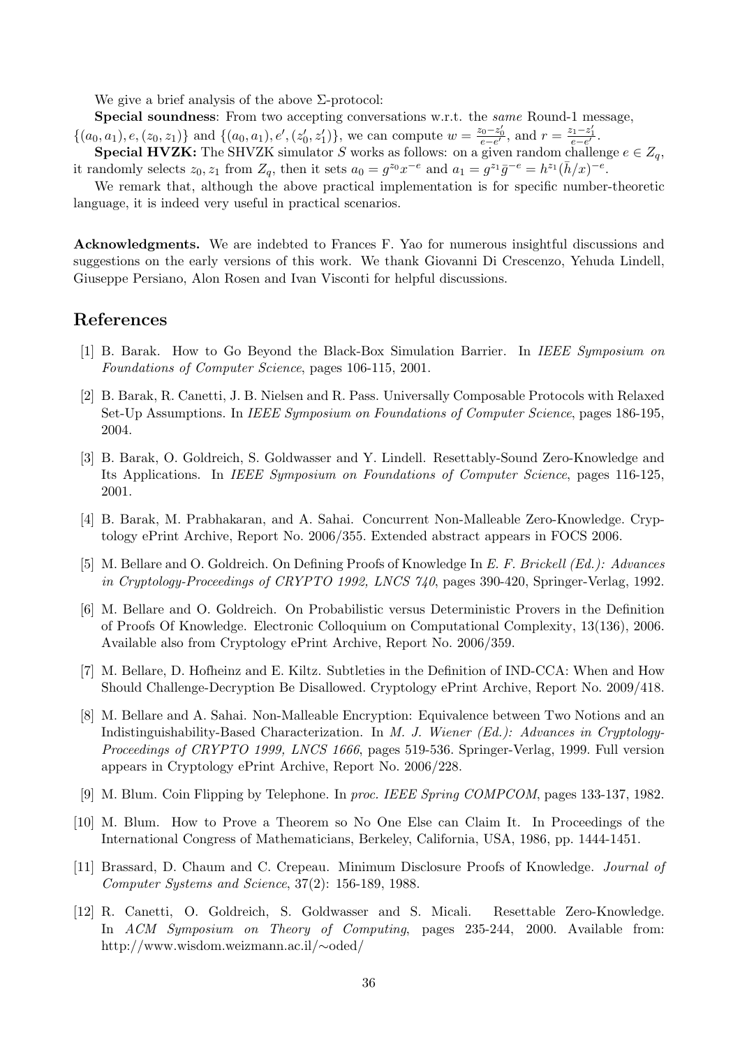We give a brief analysis of the above Σ-protocol:

**Special soundness**: From two accepting conversations w.r.t. the *same* Round-1 message, $\{(a_0, a_1), e, (z_0, z_1)\}$ and $\{(a_0, a_1), e', (z'_0, z'_1)\}$, we can compute $w = \frac{z_0 - z'_0}{e - e'}$, and $r = \frac{z_1 - z'_1}{e - e'}$.

**Special HVZK:** The SHVZK simulator $S$ works as follows: on a given random challenge $e \in Z_q$, it randomly selects $z_0, z_1$ from $Z_q$, then it sets $a_0 = g^{z_0} x^{-e}$ and $a_1 = g^{z_1} \bar{g}^{-e} = h^{z_1} (\bar{h}/x)^{-e}$.

We remark that, although the above practical implementation is for specific number-theoretic language, it is indeed very useful in practical scenarios.

**Acknowledgments.** We are indebted to Frances F. Yao for numerous insightful discussions and suggestions on the early versions of this work. We thank Giovanni Di Crescenzo, Yehuda Lindell, Giuseppe Persiano, Alon Rosen and Ivan Visconti for helpful discussions.

# References

[1] B. Barak. How to Go Beyond the Black-Box Simulation Barrier. In *IEEE Symposium on Foundations of Computer Science*, pages 106-115, 2001.

[2] B. Barak, R. Canetti, J. B. Nielsen and R. Pass. Universally Composable Protocols with Relaxed Set-Up Assumptions. In *IEEE Symposium on Foundations of Computer Science*, pages 186-195, 2004.

[3] B. Barak, O. Goldreich, S. Goldwasser and Y. Lindell. Resettably-Sound Zero-Knowledge and Its Applications. In *IEEE Symposium on Foundations of Computer Science*, pages 116-125, 2001.

[4] B. Barak, M. Prabhakaran, and A. Sahai. Concurrent Non-Malleable Zero-Knowledge. Cryptology ePrint Archive, Report No. 2006/355. Extended abstract appears in FOCS 2006.

[5] M. Bellare and O. Goldreich. On Defining Proofs of Knowledge In *E. F. Brickell (Ed.): Advances in Cryptology-Proceedings of CRYPTO 1992, LNCS 740*, pages 390-420, Springer-Verlag, 1992.

[6] M. Bellare and O. Goldreich. On Probabilistic versus Deterministic Provers in the Definition of Proofs Of Knowledge. Electronic Colloquium on Computational Complexity, 13(136), 2006. Available also from Cryptology ePrint Archive, Report No. 2006/359.

[7] M. Bellare, D. Hofheinz and E. Kiltz. Subtleties in the Definition of IND-CCA: When and How Should Challenge-Decryption Be Disallowed. Cryptology ePrint Archive, Report No. 2009/418.

[8] M. Bellare and A. Sahai. Non-Malleable Encryption: Equivalence between Two Notions and an Indistinguishability-Based Characterization. In *M. J. Wiener (Ed.): Advances in Cryptology-Proceedings of CRYPTO 1999, LNCS 1666*, pages 519-536. Springer-Verlag, 1999. Full version appears in Cryptology ePrint Archive, Report No. 2006/228.

[9] M. Blum. Coin Flipping by Telephone. In *proc. IEEE Spring COMPCOM*, pages 133-137, 1982.

[10] M. Blum. How to Prove a Theorem so No One Else can Claim It. In Proceedings of the International Congress of Mathematicians, Berkeley, California, USA, 1986, pp. 1444-1451.

[11] Brassard, D. Chaum and C. Crepeau. Minimum Disclosure Proofs of Knowledge. *Journal of Computer Systems and Science*, 37(2): 156-189, 1988.

[12] R. Canetti, O. Goldreich, S. Goldwasser and S. Micali. Resettable Zero-Knowledge. In *ACM Symposium on Theory of Computing*, pages 235-244, 2000. Available from: http://www.wisdom.weizmann.ac.il/∼oded/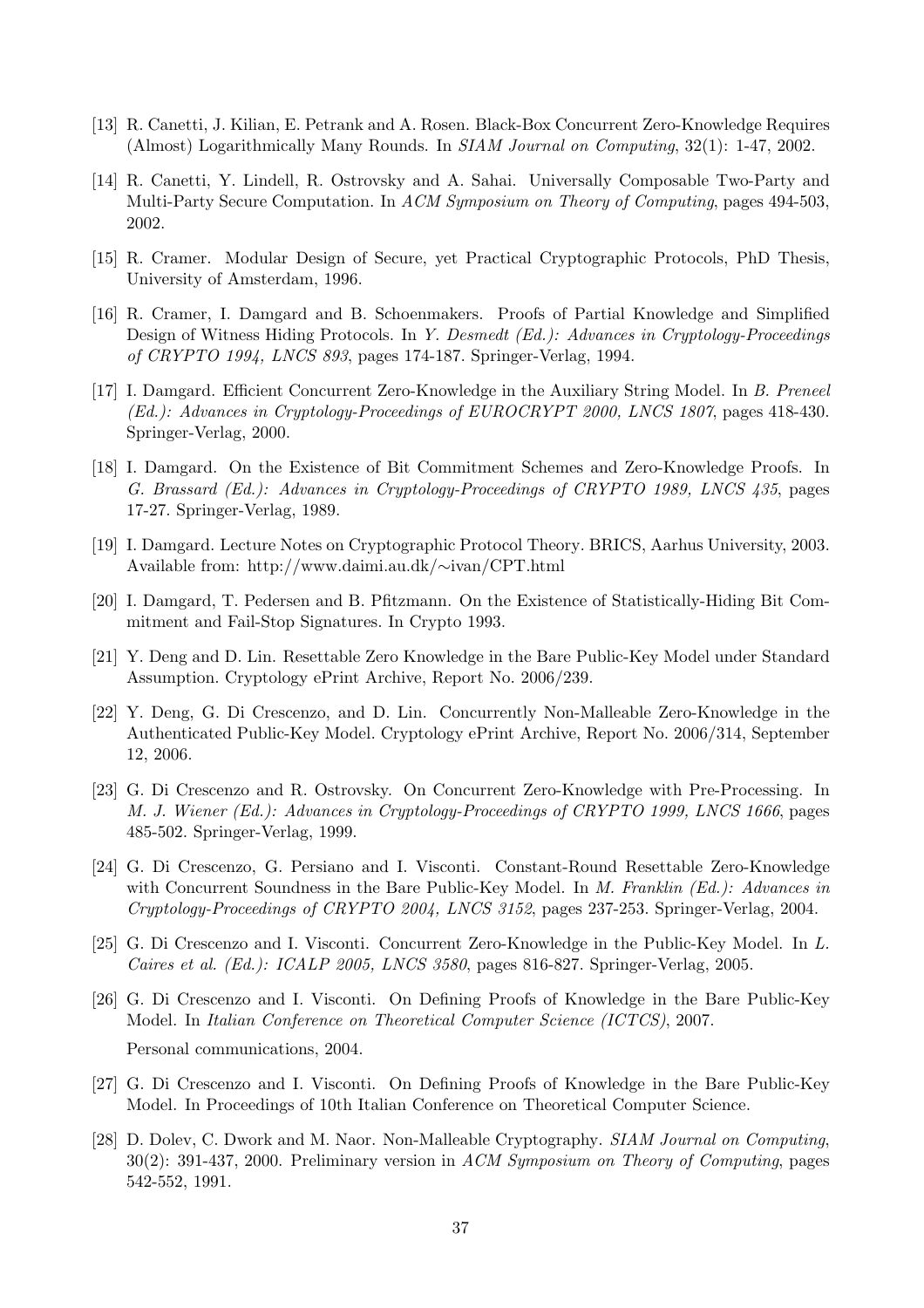[13] R. Canetti, J. Kilian, E. Petrank and A. Rosen. Black-Box Concurrent Zero-Knowledge Requires (Almost) Logarithmically Many Rounds. In *SIAM Journal on Computing*, 32(1): 1-47, 2002.

[14] R. Canetti, Y. Lindell, R. Ostrovsky and A. Sahai. Universally Composable Two-Party and Multi-Party Secure Computation. In *ACM Symposium on Theory of Computing*, pages 494-503, 2002.

[15] R. Cramer. Modular Design of Secure, yet Practical Cryptographic Protocols, PhD Thesis, University of Amsterdam, 1996.

[16] R. Cramer, I. Damgard and B. Schoenmakers. Proofs of Partial Knowledge and Simplified Design of Witness Hiding Protocols. In *Y. Desmedt (Ed.): Advances in Cryptology-Proceedings of CRYPTO 1994, LNCS 893*, pages 174-187. Springer-Verlag, 1994.

[17] I. Damgard. Efficient Concurrent Zero-Knowledge in the Auxiliary String Model. In *B. Preneel (Ed.): Advances in Cryptology-Proceedings of EUROCRYPT 2000, LNCS 1807*, pages 418-430. Springer-Verlag, 2000.

[18] I. Damgard. On the Existence of Bit Commitment Schemes and Zero-Knowledge Proofs. In *G. Brassard (Ed.): Advances in Cryptology-Proceedings of CRYPTO 1989, LNCS 435*, pages 17-27. Springer-Verlag, 1989.

[19] I. Damgard. Lecture Notes on Cryptographic Protocol Theory. BRICS, Aarhus University, 2003. Available from: http://www.daimi.au.dk/∼ivan/CPT.html

[20] I. Damgard, T. Pedersen and B. Pfitzmann. On the Existence of Statistically-Hiding Bit Commitment and Fail-Stop Signatures. In Crypto 1993.

[21] Y. Deng and D. Lin. Resettable Zero Knowledge in the Bare Public-Key Model under Standard Assumption. Cryptology ePrint Archive, Report No. 2006/239.

[22] Y. Deng, G. Di Crescenzo, and D. Lin. Concurrently Non-Malleable Zero-Knowledge in the Authenticated Public-Key Model. Cryptology ePrint Archive, Report No. 2006/314, September 12, 2006.

[23] G. Di Crescenzo and R. Ostrovsky. On Concurrent Zero-Knowledge with Pre-Processing. In *M. J. Wiener (Ed.): Advances in Cryptology-Proceedings of CRYPTO 1999, LNCS 1666*, pages 485-502. Springer-Verlag, 1999.

[24] G. Di Crescenzo, G. Persiano and I. Visconti. Constant-Round Resettable Zero-Knowledge with Concurrent Soundness in the Bare Public-Key Model. In *M. Franklin (Ed.): Advances in Cryptology-Proceedings of CRYPTO 2004, LNCS 3152*, pages 237-253. Springer-Verlag, 2004.

[25] G. Di Crescenzo and I. Visconti. Concurrent Zero-Knowledge in the Public-Key Model. In *L. Caires et al. (Ed.): ICALP 2005, LNCS 3580*, pages 816-827. Springer-Verlag, 2005.

[26] G. Di Crescenzo and I. Visconti. On Defining Proofs of Knowledge in the Bare Public-Key Model. In *Italian Conference on Theoretical Computer Science (ICTCS)*, 2007.

Personal communications, 2004.

[27] G. Di Crescenzo and I. Visconti. On Defining Proofs of Knowledge in the Bare Public-Key Model. In Proceedings of 10th Italian Conference on Theoretical Computer Science.

[28] D. Dolev, C. Dwork and M. Naor. Non-Malleable Cryptography. *SIAM Journal on Computing*, 30(2): 391-437, 2000. Preliminary version in *ACM Symposium on Theory of Computing*, pages 542-552, 1991.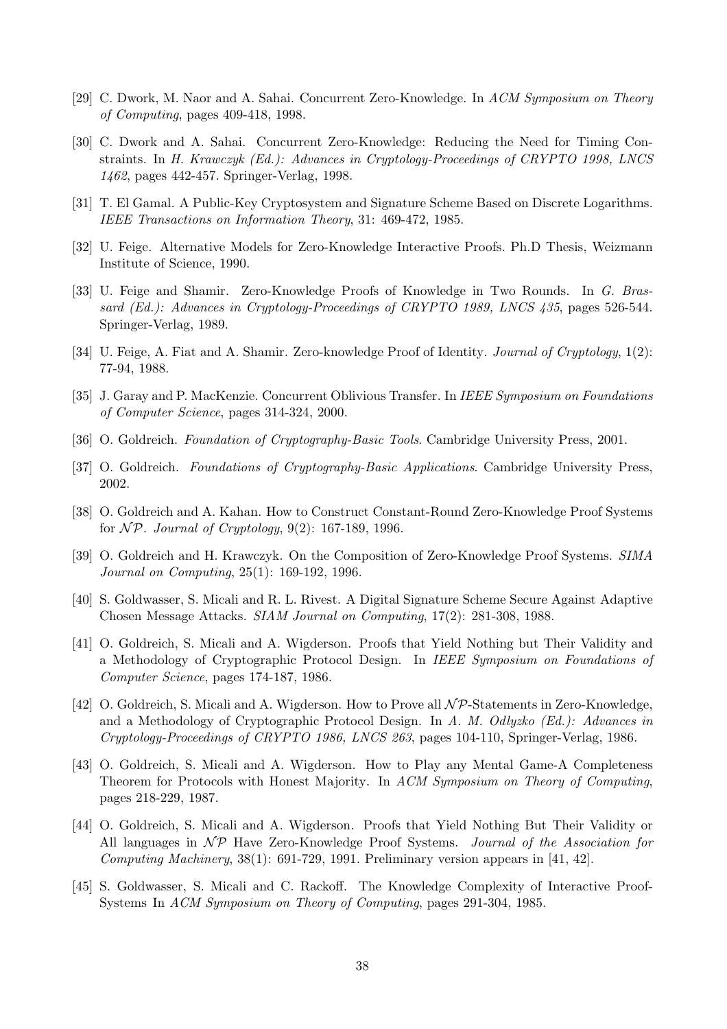[29] C. Dwork, M. Naor and A. Sahai. Concurrent Zero-Knowledge. In *ACM Symposium on Theory of Computing*, pages 409-418, 1998.

[30] C. Dwork and A. Sahai. Concurrent Zero-Knowledge: Reducing the Need for Timing Constraints. In *H. Krawczyk (Ed.): Advances in Cryptology-Proceedings of CRYPTO 1998, LNCS 1462*, pages 442-457. Springer-Verlag, 1998.

[31] T. El Gamal. A Public-Key Cryptosystem and Signature Scheme Based on Discrete Logarithms. *IEEE Transactions on Information Theory*, 31: 469-472, 1985.

[32] U. Feige. Alternative Models for Zero-Knowledge Interactive Proofs. Ph.D Thesis, Weizmann Institute of Science, 1990.

[33] U. Feige and Shamir. Zero-Knowledge Proofs of Knowledge in Two Rounds. In *G. Brassard (Ed.): Advances in Cryptology-Proceedings of CRYPTO 1989, LNCS 435*, pages 526-544. Springer-Verlag, 1989.

[34] U. Feige, A. Fiat and A. Shamir. Zero-knowledge Proof of Identity. *Journal of Cryptology*, 1(2): 77-94, 1988.

[35] J. Garay and P. MacKenzie. Concurrent Oblivious Transfer. In *IEEE Symposium on Foundations of Computer Science*, pages 314-324, 2000.

[36] O. Goldreich. *Foundation of Cryptography-Basic Tools*. Cambridge University Press, 2001.

[37] O. Goldreich. *Foundations of Cryptography-Basic Applications*. Cambridge University Press, 2002.

[38] O. Goldreich and A. Kahan. How to Construct Constant-Round Zero-Knowledge Proof Systems for $\mathcal{NP}$. *Journal of Cryptology*, 9(2): 167-189, 1996.

[39] O. Goldreich and H. Krawczyk. On the Composition of Zero-Knowledge Proof Systems. *SIMA Journal on Computing*, 25(1): 169-192, 1996.

[40] S. Goldwasser, S. Micali and R. L. Rivest. A Digital Signature Scheme Secure Against Adaptive Chosen Message Attacks. *SIAM Journal on Computing*, 17(2): 281-308, 1988.

[41] O. Goldreich, S. Micali and A. Wigderson. Proofs that Yield Nothing but Their Validity and a Methodology of Cryptographic Protocol Design. In *IEEE Symposium on Foundations of Computer Science*, pages 174-187, 1986.

[42] O. Goldreich, S. Micali and A. Wigderson. How to Prove all $\mathcal{NP}$-Statements in Zero-Knowledge, and a Methodology of Cryptographic Protocol Design. In *A. M. Odlyzko (Ed.): Advances in Cryptology-Proceedings of CRYPTO 1986, LNCS 263*, pages 104-110, Springer-Verlag, 1986.

[43] O. Goldreich, S. Micali and A. Wigderson. How to Play any Mental Game-A Completeness Theorem for Protocols with Honest Majority. In *ACM Symposium on Theory of Computing*, pages 218-229, 1987.

[44] O. Goldreich, S. Micali and A. Wigderson. Proofs that Yield Nothing But Their Validity or All languages in $\mathcal{NP}$ Have Zero-Knowledge Proof Systems. *Journal of the Association for Computing Machinery*, 38(1): 691-729, 1991. Preliminary version appears in [41, 42].

[45] S. Goldwasser, S. Micali and C. Rackoff. The Knowledge Complexity of Interactive Proof-Systems In *ACM Symposium on Theory of Computing*, pages 291-304, 1985.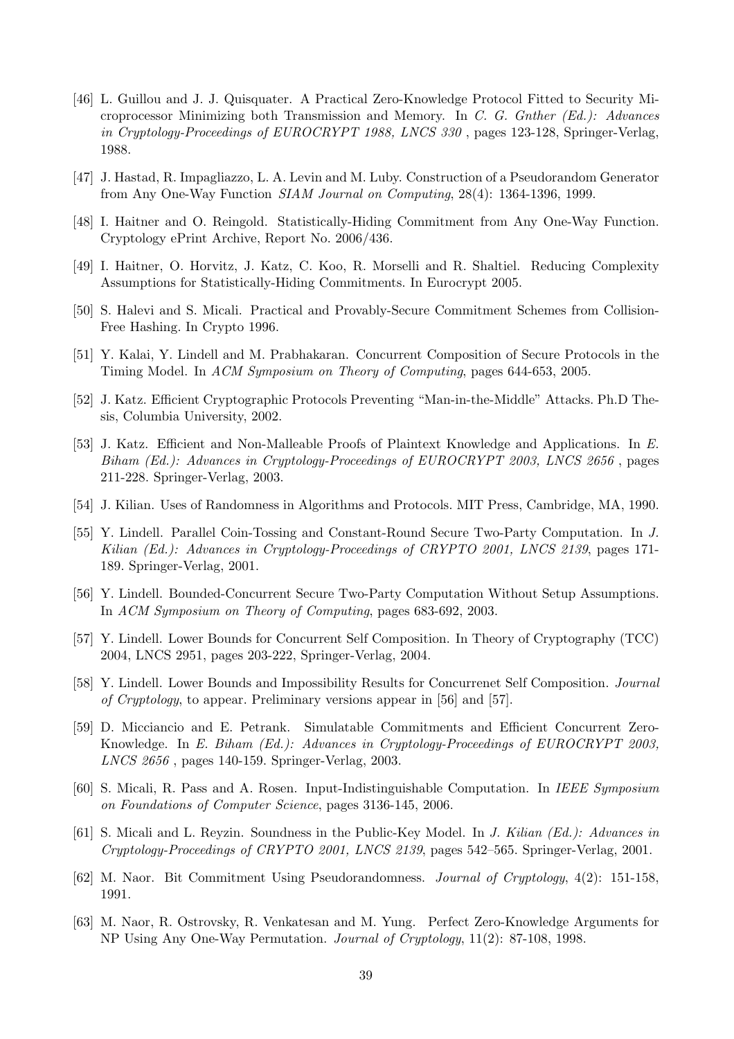- [46] L. Guillou and J. J. Quisquater. A Practical Zero-Knowledge Protocol Fitted to Security Microprocessor Minimizing both Transmission and Memory. In *C. G. Gnther (Ed.): Advances in Cryptology-Proceedings of EUROCRYPT 1988, LNCS 330* , pages 123-128, Springer-Verlag, 1988.
- [47] J. Hastad, R. Impagliazzo, L. A. Levin and M. Luby. Construction of a Pseudorandom Generator from Any One-Way Function *SIAM Journal on Computing*, 28(4): 1364-1396, 1999.
- [48] I. Haitner and O. Reingold. Statistically-Hiding Commitment from Any One-Way Function. Cryptology ePrint Archive, Report No. 2006/436.
- [49] I. Haitner, O. Horvitz, J. Katz, C. Koo, R. Morselli and R. Shaltiel. Reducing Complexity Assumptions for Statistically-Hiding Commitments. In Eurocrypt 2005.
- [50] S. Halevi and S. Micali. Practical and Provably-Secure Commitment Schemes from Collision-Free Hashing. In Crypto 1996.
- [51] Y. Kalai, Y. Lindell and M. Prabhakaran. Concurrent Composition of Secure Protocols in the Timing Model. In *ACM Symposium on Theory of Computing*, pages 644-653, 2005.
- [52] J. Katz. Efficient Cryptographic Protocols Preventing "Man-in-the-Middle" Attacks. Ph.D Thesis, Columbia University, 2002.
- [53] J. Katz. Efficient and Non-Malleable Proofs of Plaintext Knowledge and Applications. In *E. Biham (Ed.): Advances in Cryptology-Proceedings of EUROCRYPT 2003, LNCS 2656* , pages 211-228. Springer-Verlag, 2003.
- [54] J. Kilian. Uses of Randomness in Algorithms and Protocols. MIT Press, Cambridge, MA, 1990.
- [55] Y. Lindell. Parallel Coin-Tossing and Constant-Round Secure Two-Party Computation. In *J. Kilian (Ed.): Advances in Cryptology-Proceedings of CRYPTO 2001, LNCS 2139*, pages 171-189. Springer-Verlag, 2001.
- [56] Y. Lindell. Bounded-Concurrent Secure Two-Party Computation Without Setup Assumptions. In *ACM Symposium on Theory of Computing*, pages 683-692, 2003.
- [57] Y. Lindell. Lower Bounds for Concurrent Self Composition. In Theory of Cryptography (TCC) 2004, LNCS 2951, pages 203-222, Springer-Verlag, 2004.
- [58] Y. Lindell. Lower Bounds and Impossibility Results for Concurrenet Self Composition. *Journal of Cryptology*, to appear. Preliminary versions appear in [56] and [57].
- [59] D. Micciancio and E. Petrank. Simulatable Commitments and Efficient Concurrent Zero-Knowledge. In *E. Biham (Ed.): Advances in Cryptology-Proceedings of EUROCRYPT 2003, LNCS 2656* , pages 140-159. Springer-Verlag, 2003.
- [60] S. Micali, R. Pass and A. Rosen. Input-Indistinguishable Computation. In *IEEE Symposium on Foundations of Computer Science*, pages 3136-145, 2006.
- [61] S. Micali and L. Reyzin. Soundness in the Public-Key Model. In *J. Kilian (Ed.): Advances in Cryptology-Proceedings of CRYPTO 2001, LNCS 2139*, pages 542–565. Springer-Verlag, 2001.
- [62] M. Naor. Bit Commitment Using Pseudorandomness. *Journal of Cryptology*, 4(2): 151-158, 1991.
- [63] M. Naor, R. Ostrovsky, R. Venkatesan and M. Yung. Perfect Zero-Knowledge Arguments for NP Using Any One-Way Permutation. *Journal of Cryptology*, 11(2): 87-108, 1998.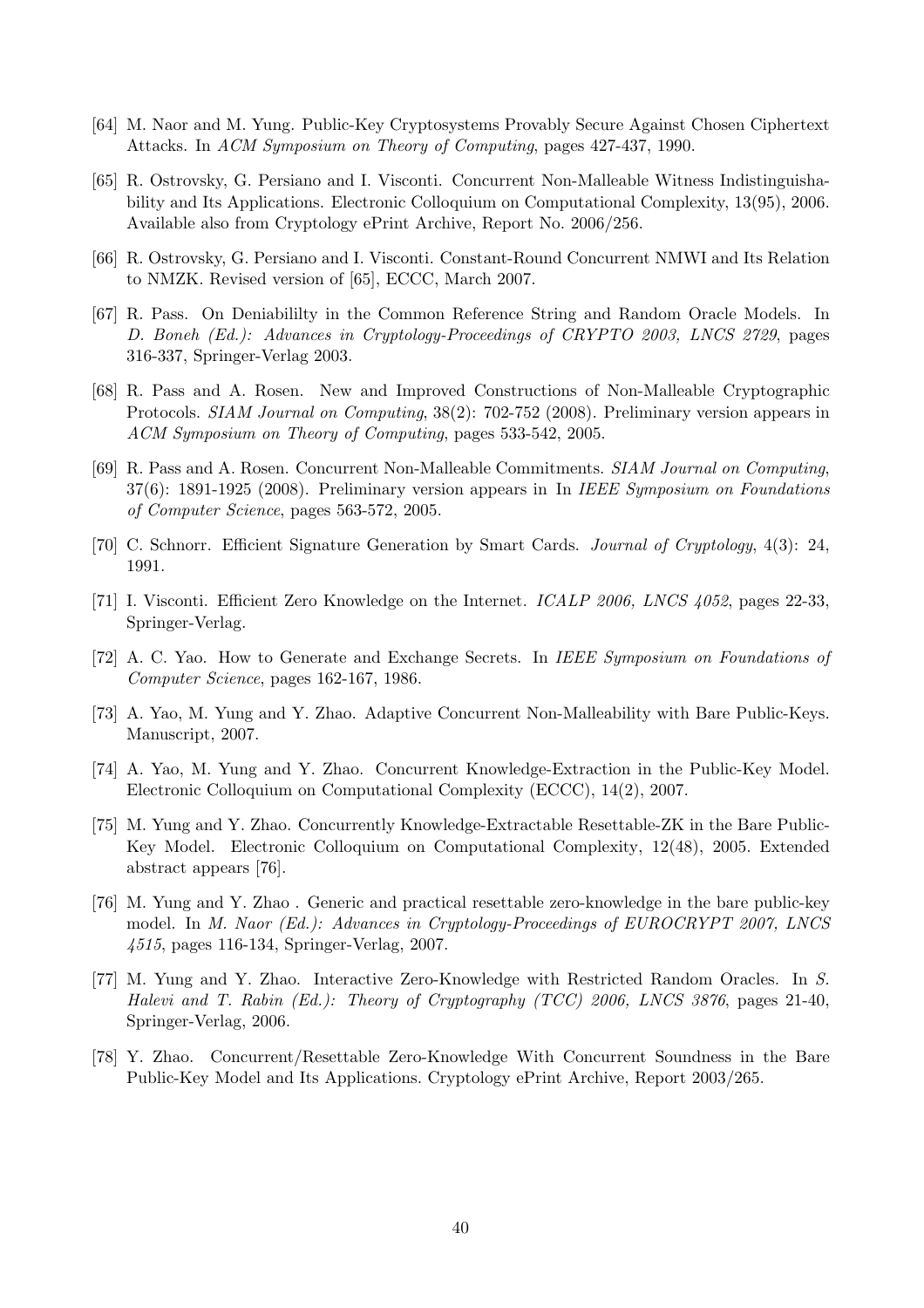[64] M. Naor and M. Yung. Public-Key Cryptosystems Provably Secure Against Chosen Ciphertext Attacks. In *ACM Symposium on Theory of Computing*, pages 427-437, 1990.

[65] R. Ostrovsky, G. Persiano and I. Visconti. Concurrent Non-Malleable Witness Indistinguishability and Its Applications. Electronic Colloquium on Computational Complexity, 13(95), 2006. Available also from Cryptology ePrint Archive, Report No. 2006/256.

[66] R. Ostrovsky, G. Persiano and I. Visconti. Constant-Round Concurrent NMWI and Its Relation to NMZK. Revised version of [65], ECCC, March 2007.

[67] R. Pass. On Deniabililty in the Common Reference String and Random Oracle Models. In *D. Boneh (Ed.): Advances in Cryptology-Proceedings of CRYPTO 2003, LNCS 2729*, pages 316-337, Springer-Verlag 2003.

[68] R. Pass and A. Rosen. New and Improved Constructions of Non-Malleable Cryptographic Protocols. *SIAM Journal on Computing*, 38(2): 702-752 (2008). Preliminary version appears in *ACM Symposium on Theory of Computing*, pages 533-542, 2005.

[69] R. Pass and A. Rosen. Concurrent Non-Malleable Commitments. *SIAM Journal on Computing*, 37(6): 1891-1925 (2008). Preliminary version appears in In *IEEE Symposium on Foundations of Computer Science*, pages 563-572, 2005.

[70] C. Schnorr. Efficient Signature Generation by Smart Cards. *Journal of Cryptology*, 4(3): 24, 1991.

[71] I. Visconti. Efficient Zero Knowledge on the Internet. *ICALP 2006, LNCS 4052*, pages 22-33, Springer-Verlag.

[72] A. C. Yao. How to Generate and Exchange Secrets. In *IEEE Symposium on Foundations of Computer Science*, pages 162-167, 1986.

[73] A. Yao, M. Yung and Y. Zhao. Adaptive Concurrent Non-Malleability with Bare Public-Keys. Manuscript, 2007.

[74] A. Yao, M. Yung and Y. Zhao. Concurrent Knowledge-Extraction in the Public-Key Model. Electronic Colloquium on Computational Complexity (ECCC), 14(2), 2007.

[75] M. Yung and Y. Zhao. Concurrently Knowledge-Extractable Resettable-ZK in the Bare Public-Key Model. Electronic Colloquium on Computational Complexity, 12(48), 2005. Extended abstract appears [76].

[76] M. Yung and Y. Zhao . Generic and practical resettable zero-knowledge in the bare public-key model. In *M. Naor (Ed.): Advances in Cryptology-Proceedings of EUROCRYPT 2007, LNCS 4515*, pages 116-134, Springer-Verlag, 2007.

[77] M. Yung and Y. Zhao. Interactive Zero-Knowledge with Restricted Random Oracles. In *S. Halevi and T. Rabin (Ed.): Theory of Cryptography (TCC) 2006, LNCS 3876*, pages 21-40, Springer-Verlag, 2006.

[78] Y. Zhao. Concurrent/Resettable Zero-Knowledge With Concurrent Soundness in the Bare Public-Key Model and Its Applications. Cryptology ePrint Archive, Report 2003/265.